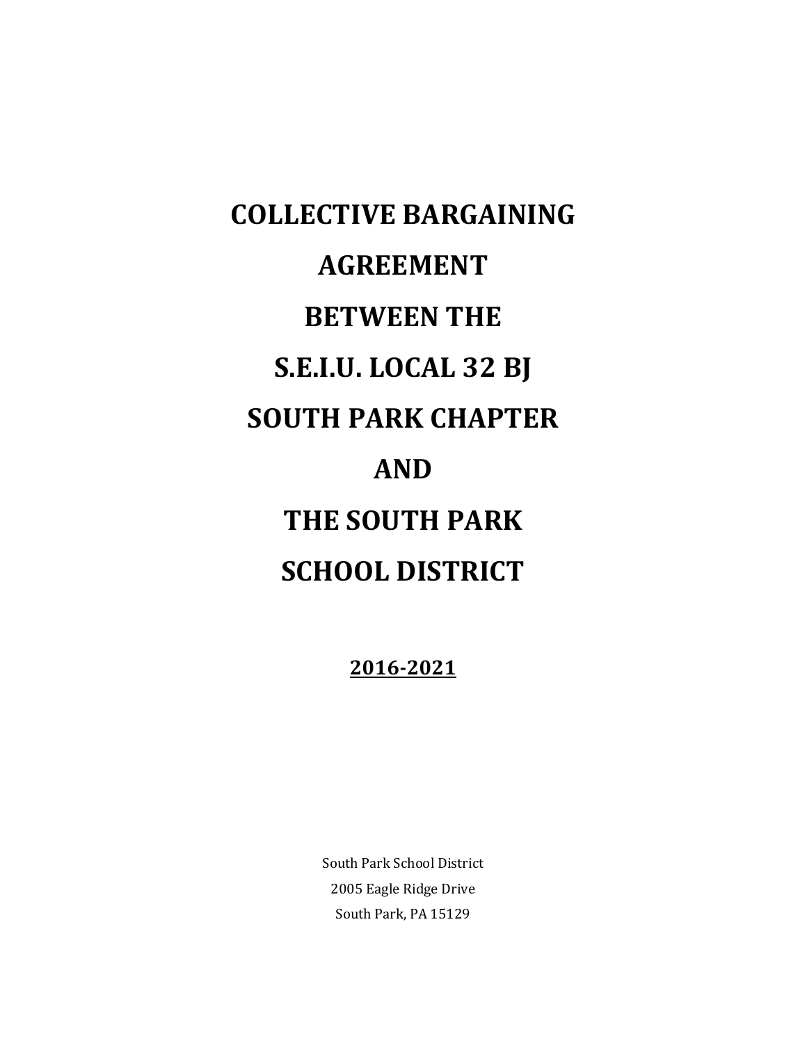# COLLECTIVE BARGAINING AGREEMENT BETWEEN THE S.E.I.U. LOCAL 32 BJ SOUTH PARK CHAPTER AND THE SOUTH PARK SCHOOL DISTRICT

**2016-2021**

South Park School District
2005 Eagle Ridge Drive
South Park, PA 15129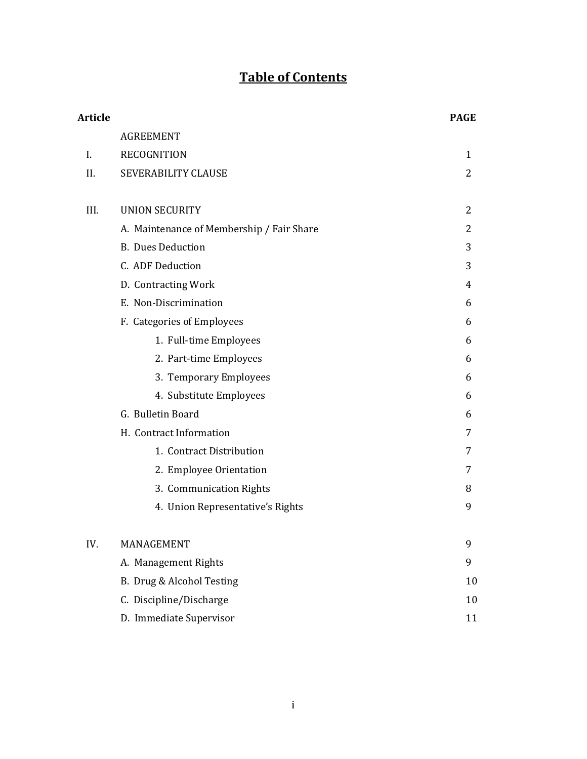# Table of Contents

| Article | | PAGE |
|---|---|---|
| | AGREEMENT | |
| I. | RECOGNITION | 1 |
| II. | SEVERABILITY CLAUSE | 2 |
| III. | UNION SECURITY | 2 |
| | A. Maintenance of Membership / Fair Share | 2 |
| | B. Dues Deduction | 3 |
| | C. ADF Deduction | 3 |
| | D. Contracting Work | 4 |
| | E. Non-Discrimination | 6 |
| | F. Categories of Employees | 6 |
| | 1. Full-time Employees | 6 |
| | 2. Part-time Employees | 6 |
| | 3. Temporary Employees | 6 |
| | 4. Substitute Employees | 6 |
| | G. Bulletin Board | 6 |
| | H. Contract Information | 7 |
| | 1. Contract Distribution | 7 |
| | 2. Employee Orientation | 7 |
| | 3. Communication Rights | 8 |
| | 4. Union Representative's Rights | 9 |
| IV. | MANAGEMENT | 9 |
| | A. Management Rights | 9 |
| | B. Drug & Alcohol Testing | 10 |
| | C. Discipline/Discharge | 10 |
| | D. Immediate Supervisor | 11 |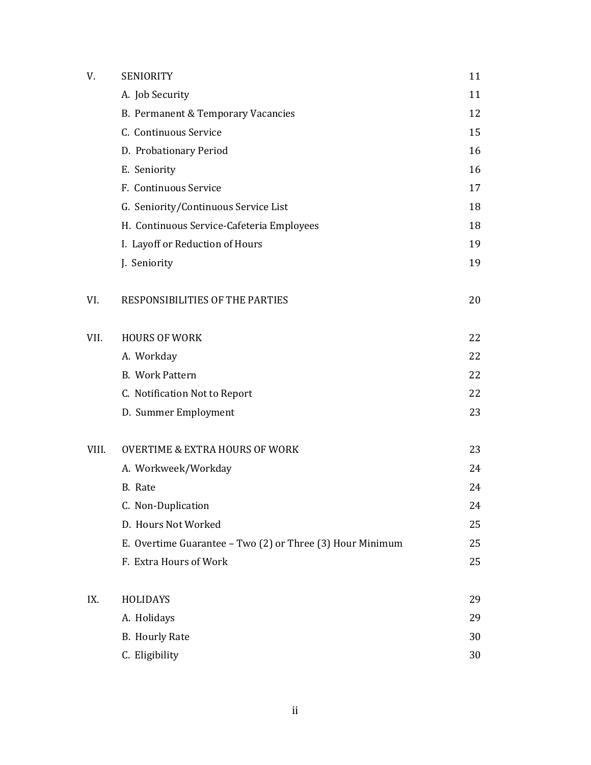| | | |
|---|---|---|
| V. | SENIORITY | 11 |
| | A. Job Security | 11 |
| | B. Permanent & Temporary Vacancies | 12 |
| | C. Continuous Service | 15 |
| | D. Probationary Period | 16 |
| | E. Seniority | 16 |
| | F. Continuous Service | 17 |
| | G. Seniority/Continuous Service List | 18 |
| | H. Continuous Service-Cafeteria Employees | 18 |
| | I. Layoff or Reduction of Hours | 19 |
| | J. Seniority | 19 |
| VI. | RESPONSIBILITIES OF THE PARTIES | 20 |
| VII. | HOURS OF WORK | 22 |
| | A. Workday | 22 |
| | B. Work Pattern | 22 |
| | C. Notification Not to Report | 22 |
| | D. Summer Employment | 23 |
| VIII. | OVERTIME & EXTRA HOURS OF WORK | 23 |
| | A. Workweek/Workday | 24 |
| | B. Rate | 24 |
| | C. Non-Duplication | 24 |
| | D. Hours Not Worked | 25 |
| | E. Overtime Guarantee – Two (2) or Three (3) Hour Minimum | 25 |
| | F. Extra Hours of Work | 25 |
| IX. | HOLIDAYS | 29 |
| | A. Holidays | 29 |
| | B. Hourly Rate | 30 |
| | C. Eligibility | 30 |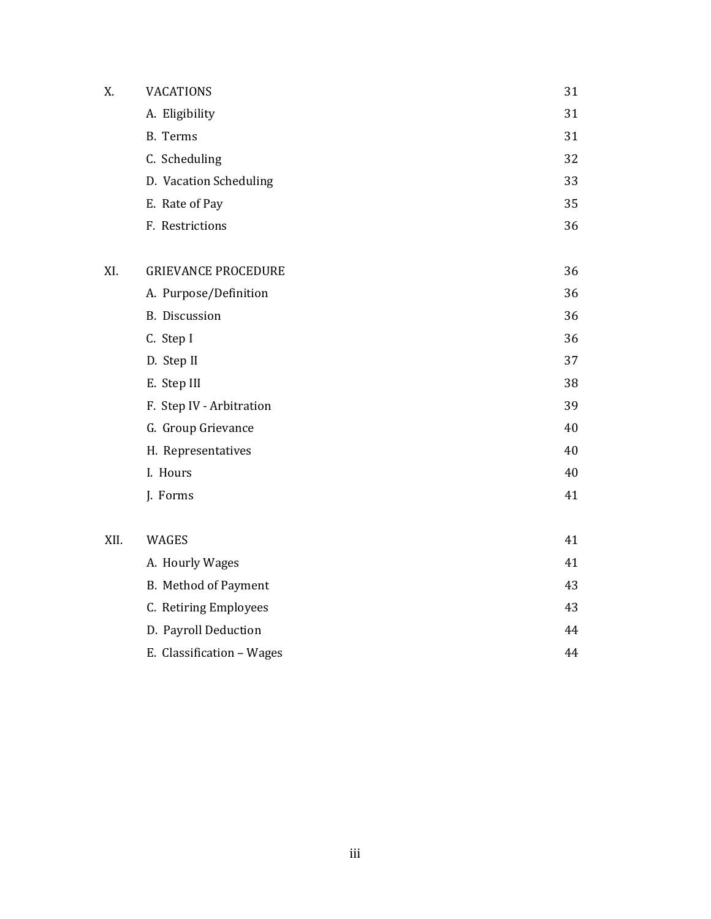| | | |
|---|---|---|
| X. | VACATIONS | 31 |
| | A. Eligibility | 31 |
| | B. Terms | 31 |
| | C. Scheduling | 32 |
| | D. Vacation Scheduling | 33 |
| | E. Rate of Pay | 35 |
| | F. Restrictions | 36 |
| XI. | GRIEVANCE PROCEDURE | 36 |
| | A. Purpose/Definition | 36 |
| | B. Discussion | 36 |
| | C. Step I | 36 |
| | D. Step II | 37 |
| | E. Step III | 38 |
| | F. Step IV - Arbitration | 39 |
| | G. Group Grievance | 40 |
| | H. Representatives | 40 |
| | I. Hours | 40 |
| | J. Forms | 41 |
| XII. | WAGES | 41 |
| | A. Hourly Wages | 41 |
| | B. Method of Payment | 43 |
| | C. Retiring Employees | 43 |
| | D. Payroll Deduction | 44 |
| | E. Classification – Wages | 44 |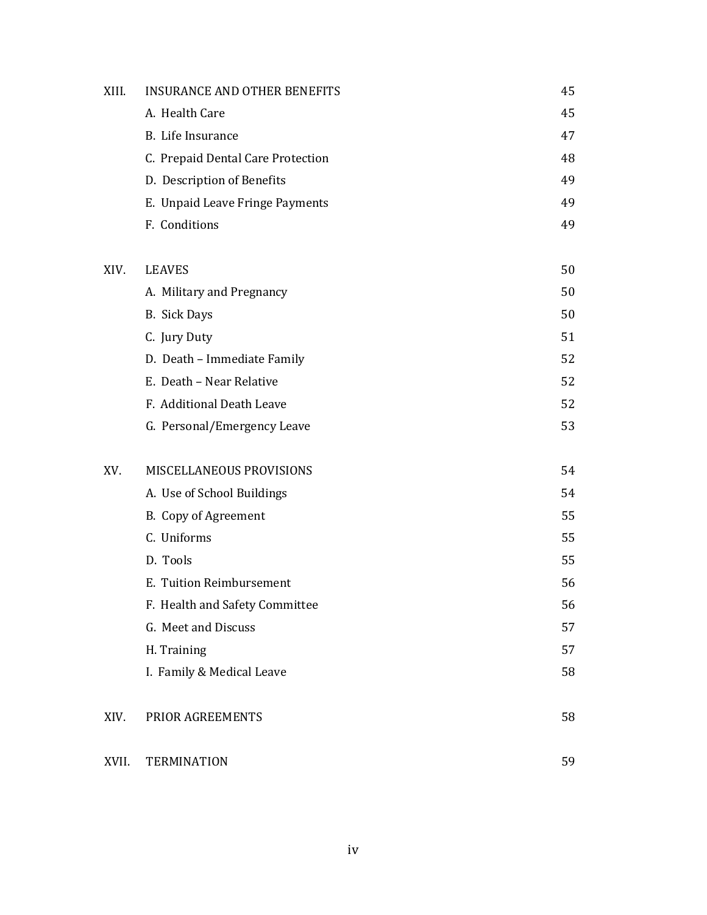| | | |
|---|---|---|
| XIII. | INSURANCE AND OTHER BENEFITS | 45 |
| | A. Health Care | 45 |
| | B. Life Insurance | 47 |
| | C. Prepaid Dental Care Protection | 48 |
| | D. Description of Benefits | 49 |
| | E. Unpaid Leave Fringe Payments | 49 |
| | F. Conditions | 49 |
| XIV. | LEAVES | 50 |
| | A. Military and Pregnancy | 50 |
| | B. Sick Days | 50 |
| | C. Jury Duty | 51 |
| | D. Death – Immediate Family | 52 |
| | E. Death – Near Relative | 52 |
| | F. Additional Death Leave | 52 |
| | G. Personal/Emergency Leave | 53 |
| XV. | MISCELLANEOUS PROVISIONS | 54 |
| | A. Use of School Buildings | 54 |
| | B. Copy of Agreement | 55 |
| | C. Uniforms | 55 |
| | D. Tools | 55 |
| | E. Tuition Reimbursement | 56 |
| | F. Health and Safety Committee | 56 |
| | G. Meet and Discuss | 57 |
| | H. Training | 57 |
| | I. Family & Medical Leave | 58 |
| XIV. | PRIOR AGREEMENTS | 58 |
| XVII. | TERMINATION | 59 |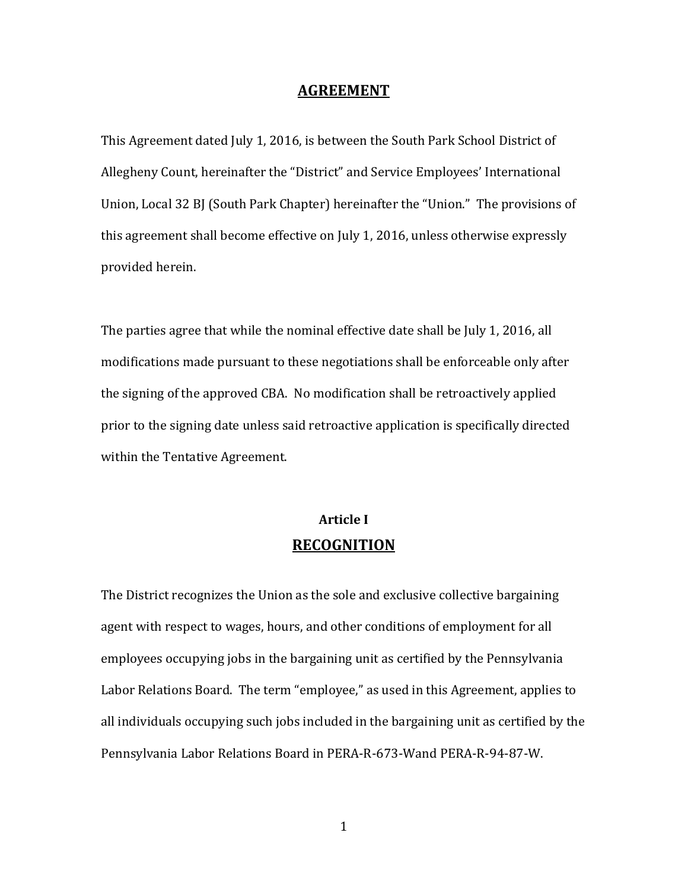# AGREEMENT

This Agreement dated July 1, 2016, is between the South Park School District of Allegheny Count, hereinafter the "District" and Service Employees' International Union, Local 32 BJ (South Park Chapter) hereinafter the "Union." The provisions of this agreement shall become effective on July 1, 2016, unless otherwise expressly provided herein.

The parties agree that while the nominal effective date shall be July 1, 2016, all modifications made pursuant to these negotiations shall be enforceable only after the signing of the approved CBA. No modification shall be retroactively applied prior to the signing date unless said retroactive application is specifically directed within the Tentative Agreement.

## Article I
## RECOGNITION

The District recognizes the Union as the sole and exclusive collective bargaining agent with respect to wages, hours, and other conditions of employment for all employees occupying jobs in the bargaining unit as certified by the Pennsylvania Labor Relations Board. The term "employee," as used in this Agreement, applies to all individuals occupying such jobs included in the bargaining unit as certified by the Pennsylvania Labor Relations Board in PERA-R-673-Wand PERA-R-94-87-W.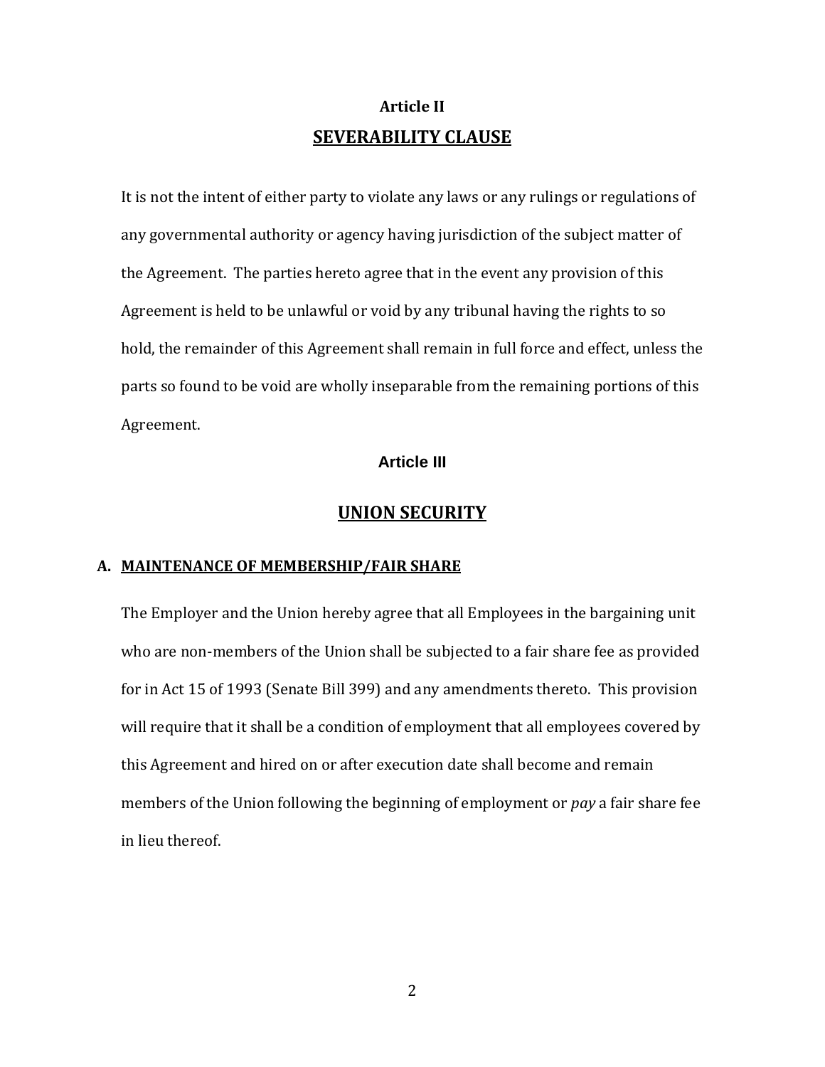## Article II

## SEVERABILITY CLAUSE

It is not the intent of either party to violate any laws or any rulings or regulations of any governmental authority or agency having jurisdiction of the subject matter of the Agreement. The parties hereto agree that in the event any provision of this Agreement is held to be unlawful or void by any tribunal having the rights to so hold, the remainder of this Agreement shall remain in full force and effect, unless the parts so found to be void are wholly inseparable from the remaining portions of this Agreement.

## Article III

## UNION SECURITY

### A. MAINTENANCE OF MEMBERSHIP/FAIR SHARE

The Employer and the Union hereby agree that all Employees in the bargaining unit who are non-members of the Union shall be subjected to a fair share fee as provided for in Act 15 of 1993 (Senate Bill 399) and any amendments thereto. This provision will require that it shall be a condition of employment that all employees covered by this Agreement and hired on or after execution date shall become and remain members of the Union following the beginning of employment or *pay* a fair share fee in lieu thereof.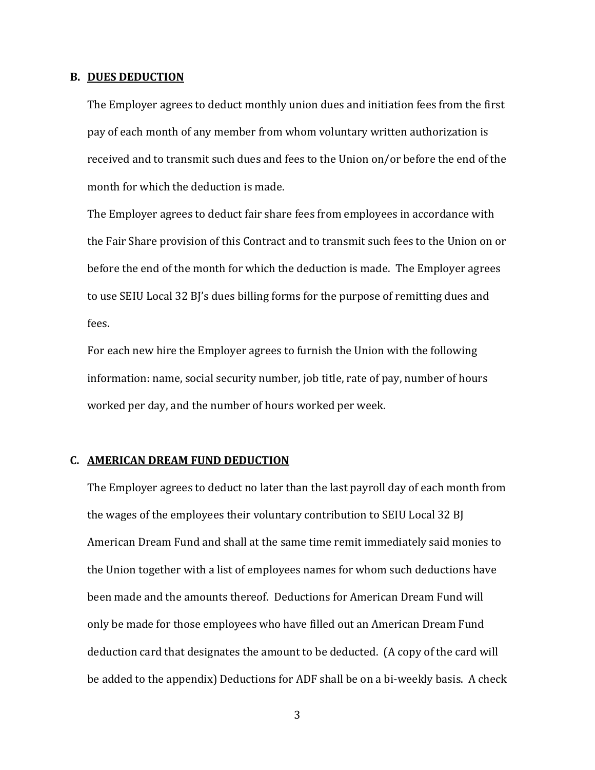**B. <u>DUES DEDUCTION</u>**

The Employer agrees to deduct monthly union dues and initiation fees from the first pay of each month of any member from whom voluntary written authorization is received and to transmit such dues and fees to the Union on/or before the end of the month for which the deduction is made.

The Employer agrees to deduct fair share fees from employees in accordance with the Fair Share provision of this Contract and to transmit such fees to the Union on or before the end of the month for which the deduction is made. The Employer agrees to use SEIU Local 32 BJ's dues billing forms for the purpose of remitting dues and fees.

For each new hire the Employer agrees to furnish the Union with the following information: name, social security number, job title, rate of pay, number of hours worked per day, and the number of hours worked per week.

**C. <u>AMERICAN DREAM FUND DEDUCTION</u>**

The Employer agrees to deduct no later than the last payroll day of each month from the wages of the employees their voluntary contribution to SEIU Local 32 BJ American Dream Fund and shall at the same time remit immediately said monies to the Union together with a list of employees names for whom such deductions have been made and the amounts thereof. Deductions for American Dream Fund will only be made for those employees who have filled out an American Dream Fund deduction card that designates the amount to be deducted. (A copy of the card will be added to the appendix) Deductions for ADF shall be on a bi-weekly basis. A check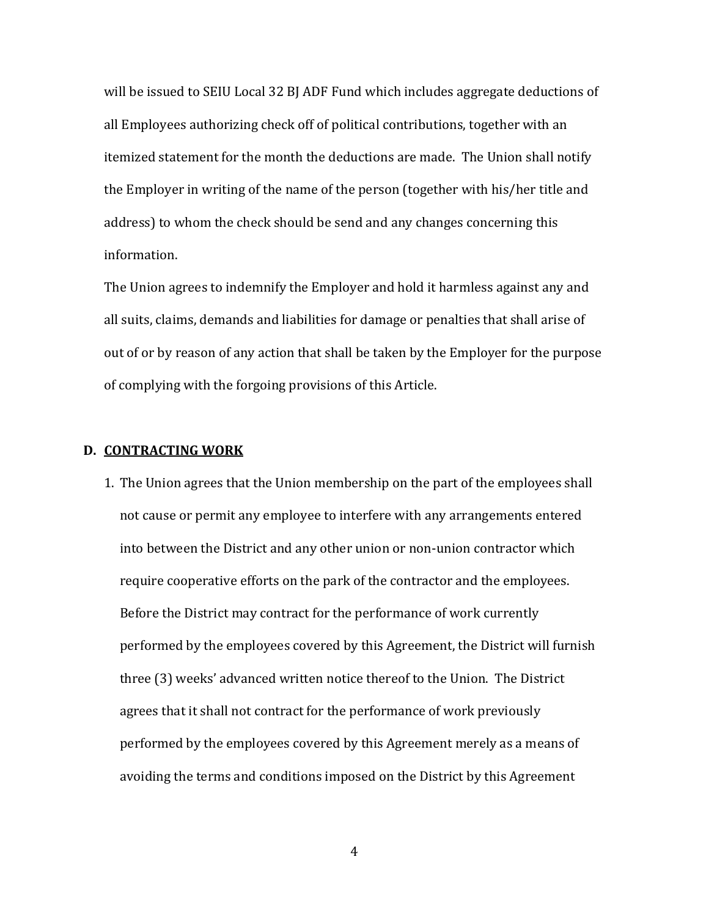will be issued to SEIU Local 32 BJ ADF Fund which includes aggregate deductions of all Employees authorizing check off of political contributions, together with an itemized statement for the month the deductions are made. The Union shall notify the Employer in writing of the name of the person (together with his/her title and address) to whom the check should be send and any changes concerning this information.

The Union agrees to indemnify the Employer and hold it harmless against any and all suits, claims, demands and liabilities for damage or penalties that shall arise of out of or by reason of any action that shall be taken by the Employer for the purpose of complying with the forgoing provisions of this Article.

**D. <u>CONTRACTING WORK</u>**

1. The Union agrees that the Union membership on the part of the employees shall not cause or permit any employee to interfere with any arrangements entered into between the District and any other union or non-union contractor which require cooperative efforts on the park of the contractor and the employees. Before the District may contract for the performance of work currently performed by the employees covered by this Agreement, the District will furnish three (3) weeks' advanced written notice thereof to the Union. The District agrees that it shall not contract for the performance of work previously performed by the employees covered by this Agreement merely as a means of avoiding the terms and conditions imposed on the District by this Agreement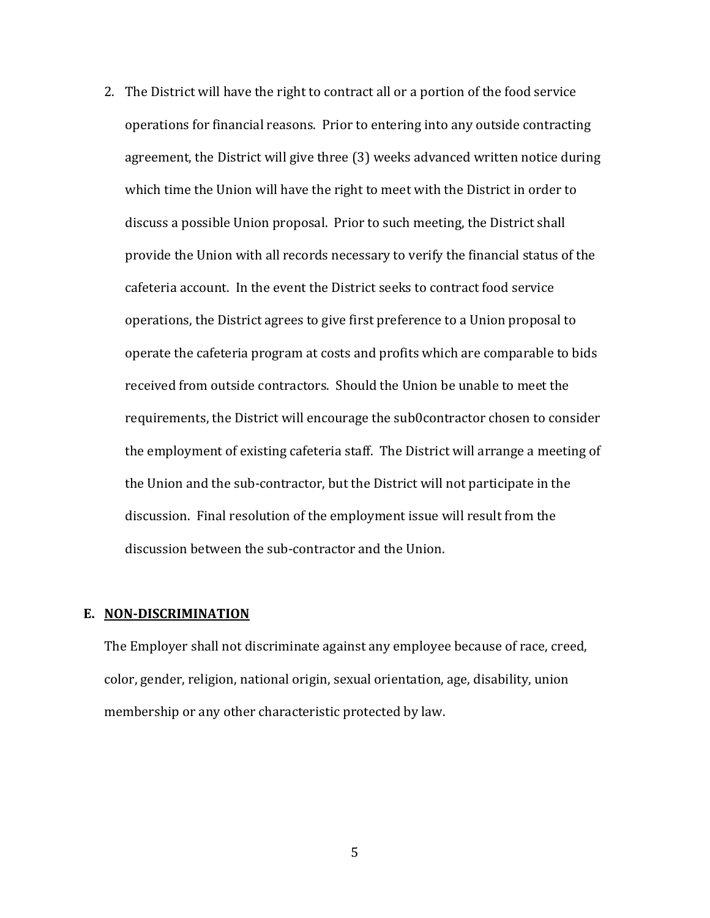2. The District will have the right to contract all or a portion of the food service operations for financial reasons. Prior to entering into any outside contracting agreement, the District will give three (3) weeks advanced written notice during which time the Union will have the right to meet with the District in order to discuss a possible Union proposal. Prior to such meeting, the District shall provide the Union with all records necessary to verify the financial status of the cafeteria account. In the event the District seeks to contract food service operations, the District agrees to give first preference to a Union proposal to operate the cafeteria program at costs and profits which are comparable to bids received from outside contractors. Should the Union be unable to meet the requirements, the District will encourage the sub0contractor chosen to consider the employment of existing cafeteria staff. The District will arrange a meeting of the Union and the sub-contractor, but the District will not participate in the discussion. Final resolution of the employment issue will result from the discussion between the sub-contractor and the Union.

**E. <u>NON-DISCRIMINATION</u>**

The Employer shall not discriminate against any employee because of race, creed, color, gender, religion, national origin, sexual orientation, age, disability, union membership or any other characteristic protected by law.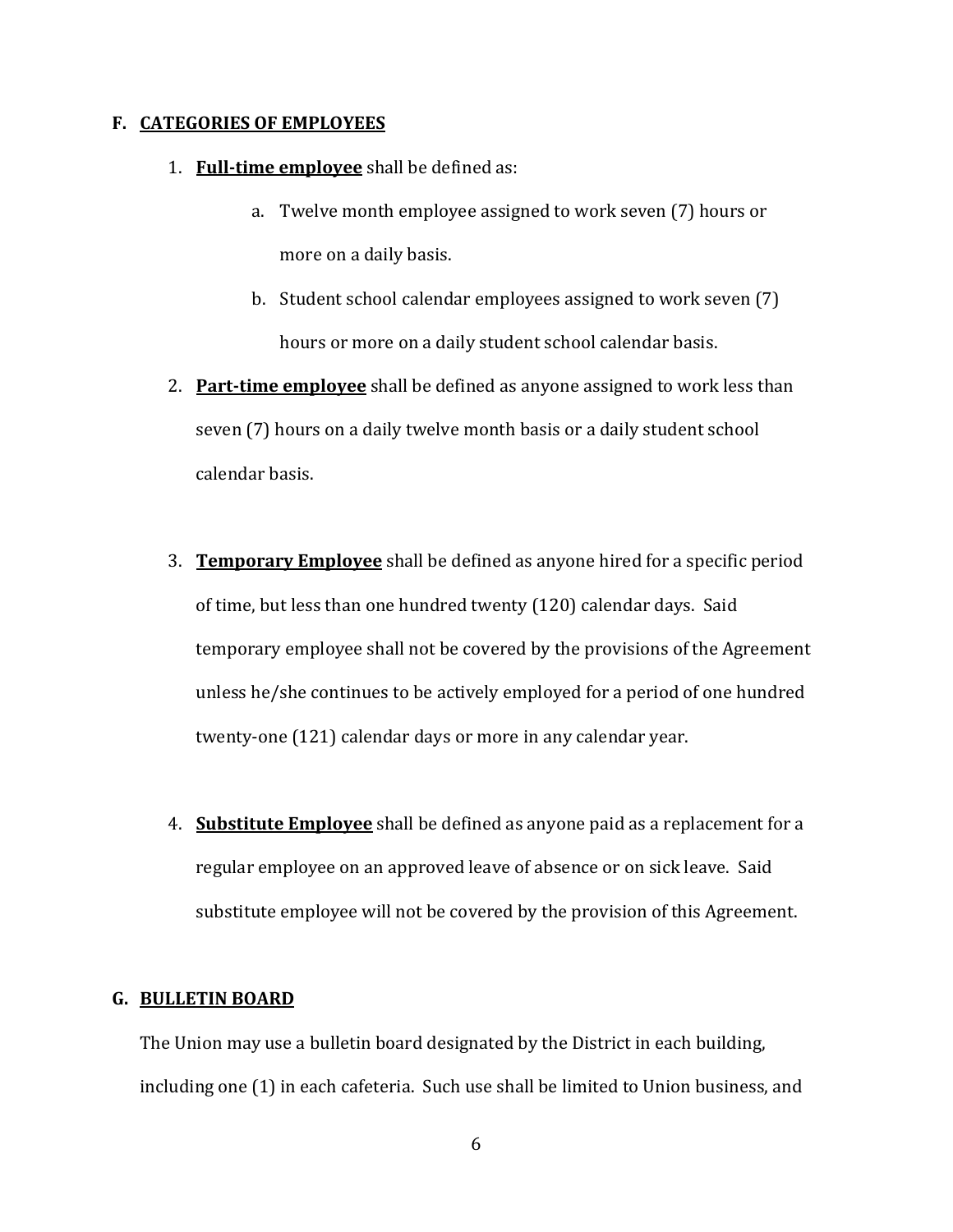## F. <u>CATEGORIES OF EMPLOYEES</u>

1. **<u>Full-time employee</u>** shall be defined as:
    a. Twelve month employee assigned to work seven (7) hours or more on a daily basis.
    b. Student school calendar employees assigned to work seven (7) hours or more on a daily student school calendar basis.
2. **<u>Part-time employee</u>** shall be defined as anyone assigned to work less than seven (7) hours on a daily twelve month basis or a daily student school calendar basis.
3. **<u>Temporary Employee</u>** shall be defined as anyone hired for a specific period of time, but less than one hundred twenty (120) calendar days. Said temporary employee shall not be covered by the provisions of the Agreement unless he/she continues to be actively employed for a period of one hundred twenty-one (121) calendar days or more in any calendar year.
4. **<u>Substitute Employee</u>** shall be defined as anyone paid as a replacement for a regular employee on an approved leave of absence or on sick leave. Said substitute employee will not be covered by the provision of this Agreement.

## G. <u>BULLETIN BOARD</u>

The Union may use a bulletin board designated by the District in each building, including one (1) in each cafeteria. Such use shall be limited to Union business, and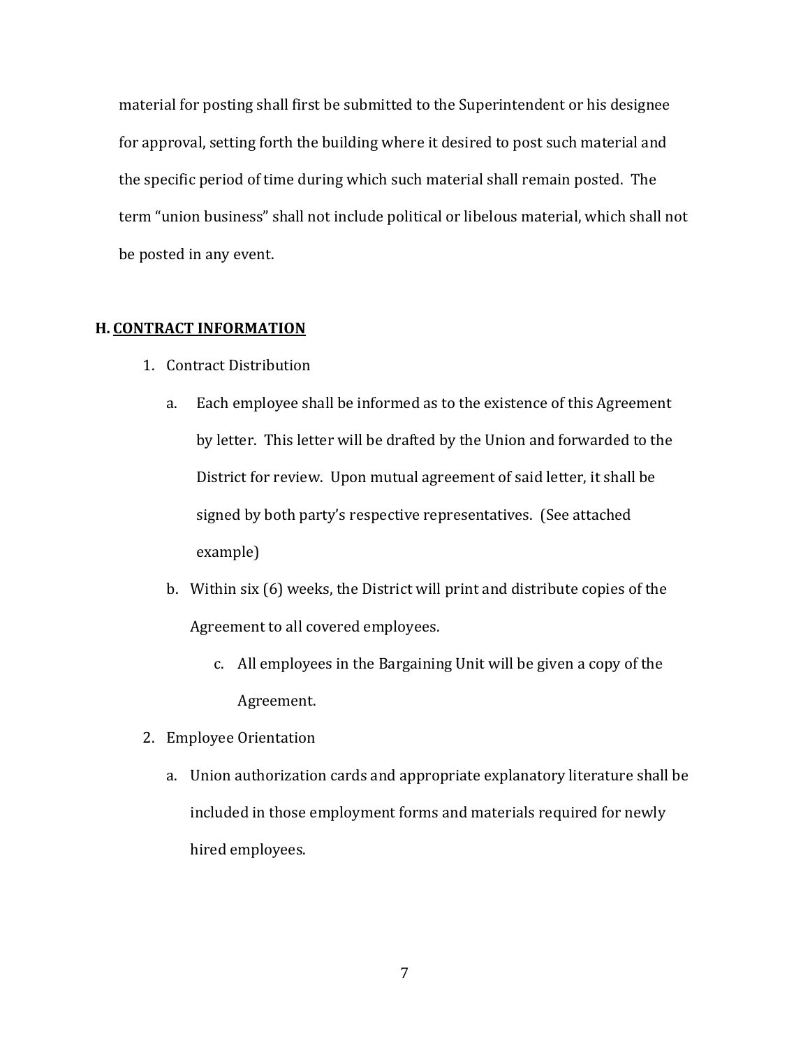material for posting shall first be submitted to the Superintendent or his designee for approval, setting forth the building where it desired to post such material and the specific period of time during which such material shall remain posted. The term "union business" shall not include political or libelous material, which shall not be posted in any event.

## H. CONTRACT INFORMATION

1. Contract Distribution

   a. Each employee shall be informed as to the existence of this Agreement by letter. This letter will be drafted by the Union and forwarded to the District for review. Upon mutual agreement of said letter, it shall be signed by both party's respective representatives. (See attached example)

   b. Within six (6) weeks, the District will print and distribute copies of the Agreement to all covered employees.

   c. All employees in the Bargaining Unit will be given a copy of the Agreement.

2. Employee Orientation

   a. Union authorization cards and appropriate explanatory literature shall be included in those employment forms and materials required for newly hired employees.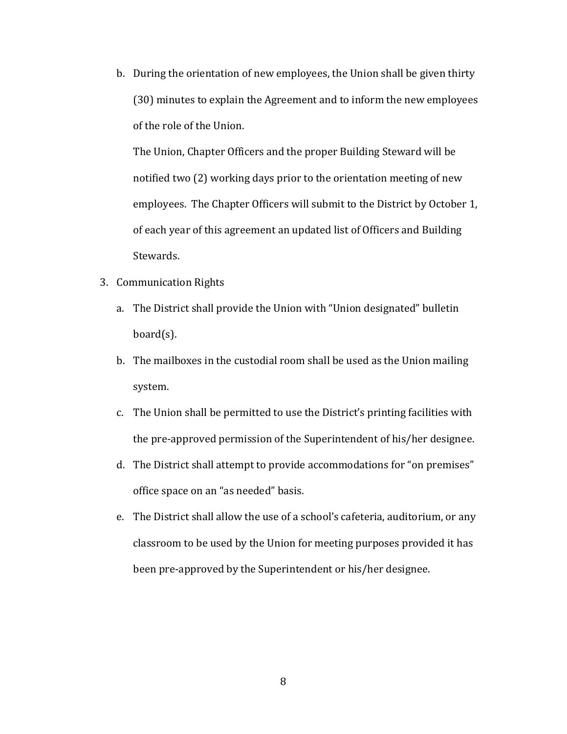b. During the orientation of new employees, the Union shall be given thirty (30) minutes to explain the Agreement and to inform the new employees of the role of the Union.

   The Union, Chapter Officers and the proper Building Steward will be notified two (2) working days prior to the orientation meeting of new employees. The Chapter Officers will submit to the District by October 1, of each year of this agreement an updated list of Officers and Building Stewards.

3. Communication Rights

   a. The District shall provide the Union with "Union designated" bulletin board(s).

   b. The mailboxes in the custodial room shall be used as the Union mailing system.

   c. The Union shall be permitted to use the District's printing facilities with the pre-approved permission of the Superintendent of his/her designee.

   d. The District shall attempt to provide accommodations for "on premises" office space on an "as needed" basis.

   e. The District shall allow the use of a school's cafeteria, auditorium, or any classroom to be used by the Union for meeting purposes provided it has been pre-approved by the Superintendent or his/her designee.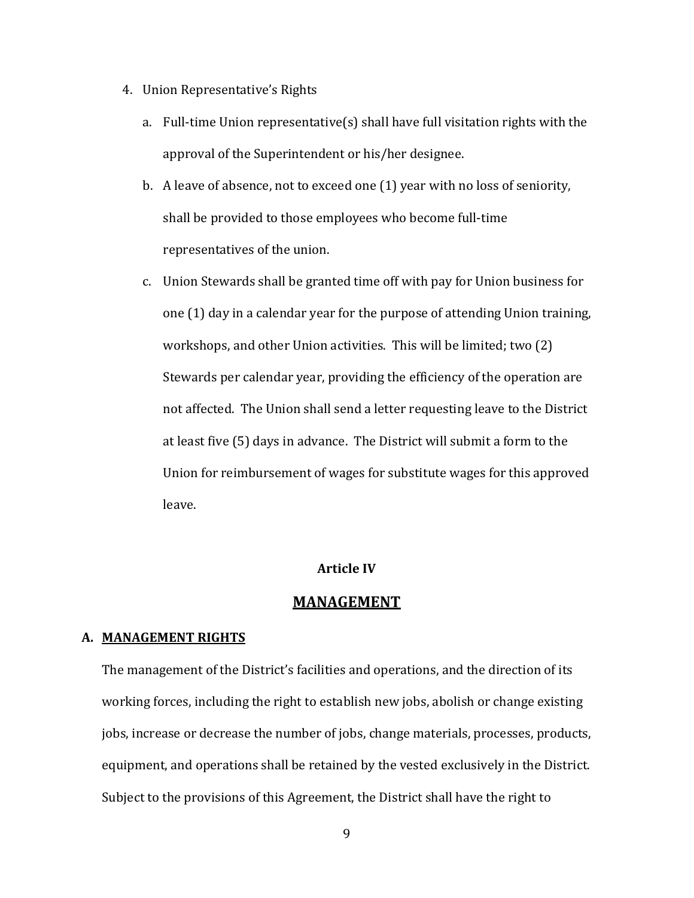4. Union Representative's Rights

   a. Full-time Union representative(s) shall have full visitation rights with the approval of the Superintendent or his/her designee.

   b. A leave of absence, not to exceed one (1) year with no loss of seniority, shall be provided to those employees who become full-time representatives of the union.

   c. Union Stewards shall be granted time off with pay for Union business for one (1) day in a calendar year for the purpose of attending Union training, workshops, and other Union activities. This will be limited; two (2) Stewards per calendar year, providing the efficiency of the operation are not affected. The Union shall send a letter requesting leave to the District at least five (5) days in advance. The District will submit a form to the Union for reimbursement of wages for substitute wages for this approved leave.

## Article IV

## MANAGEMENT

### A. MANAGEMENT RIGHTS

The management of the District's facilities and operations, and the direction of its working forces, including the right to establish new jobs, abolish or change existing jobs, increase or decrease the number of jobs, change materials, processes, products, equipment, and operations shall be retained by the vested exclusively in the District. Subject to the provisions of this Agreement, the District shall have the right to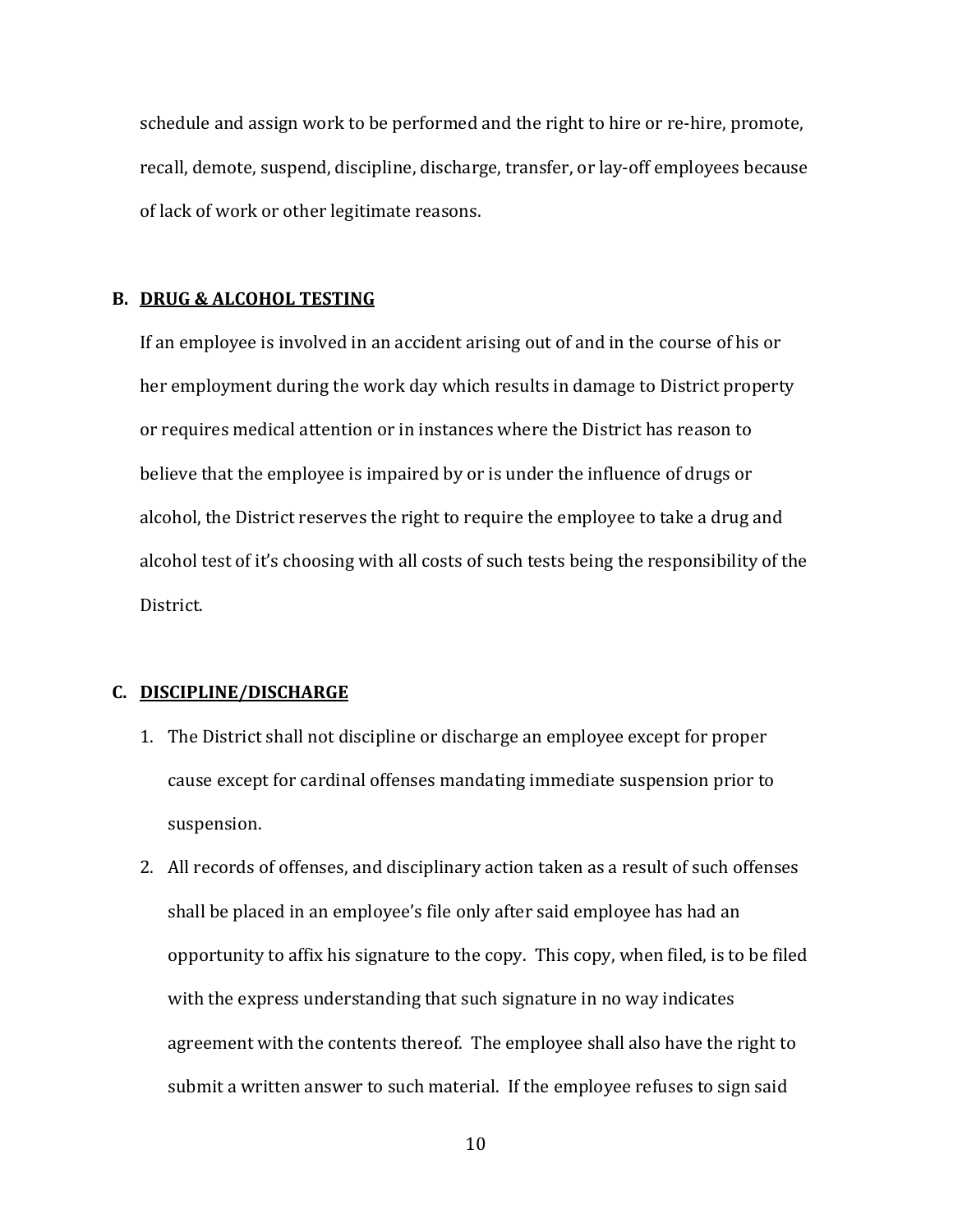schedule and assign work to be performed and the right to hire or re-hire, promote, recall, demote, suspend, discipline, discharge, transfer, or lay-off employees because of lack of work or other legitimate reasons.

**B. DRUG & ALCOHOL TESTING**

If an employee is involved in an accident arising out of and in the course of his or her employment during the work day which results in damage to District property or requires medical attention or in instances where the District has reason to believe that the employee is impaired by or is under the influence of drugs or alcohol, the District reserves the right to require the employee to take a drug and alcohol test of it's choosing with all costs of such tests being the responsibility of the District.

**C. DISCIPLINE/DISCHARGE**

1. The District shall not discipline or discharge an employee except for proper cause except for cardinal offenses mandating immediate suspension prior to suspension.
2. All records of offenses, and disciplinary action taken as a result of such offenses shall be placed in an employee's file only after said employee has had an opportunity to affix his signature to the copy. This copy, when filed, is to be filed with the express understanding that such signature in no way indicates agreement with the contents thereof. The employee shall also have the right to submit a written answer to such material. If the employee refuses to sign said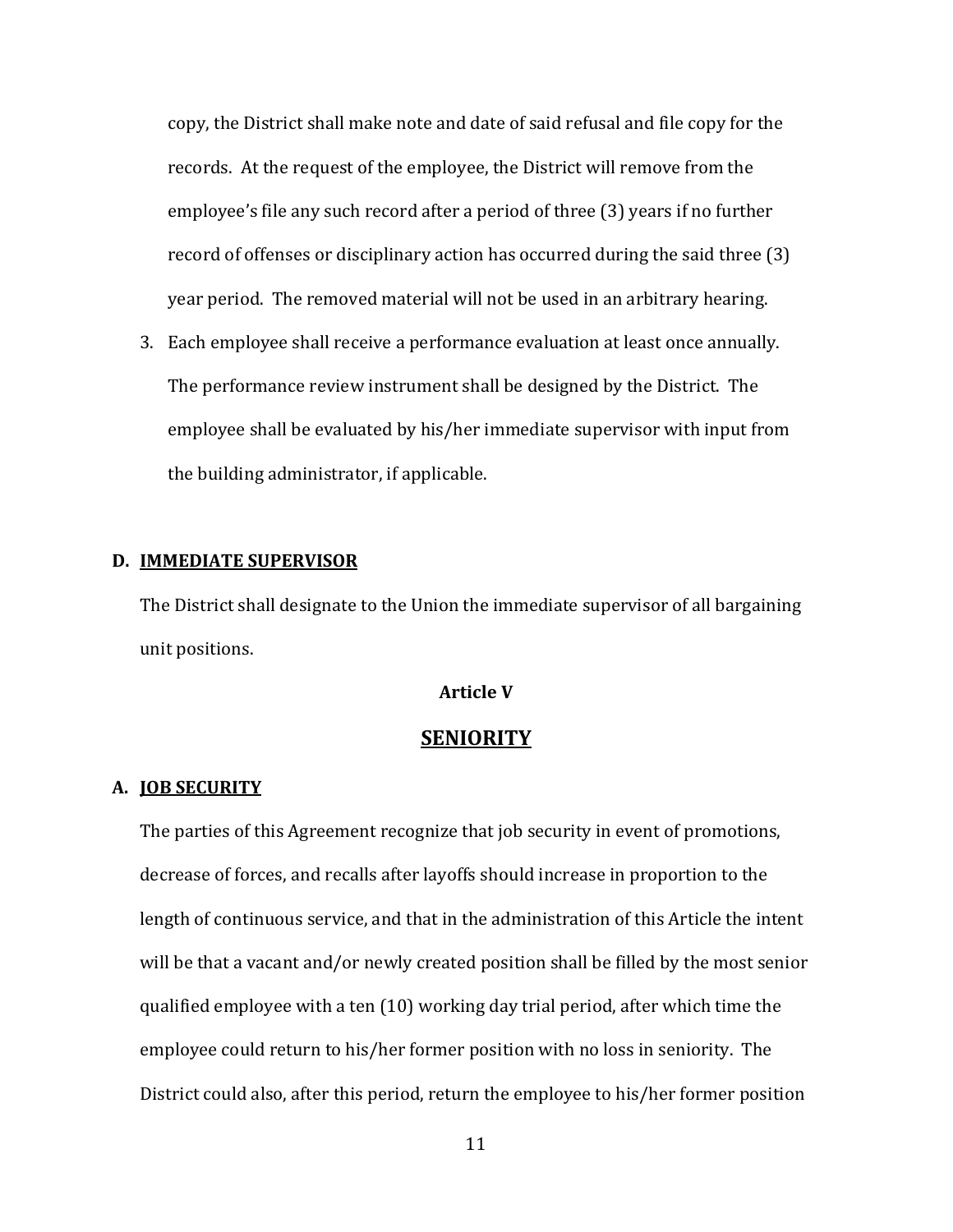copy, the District shall make note and date of said refusal and file copy for the records. At the request of the employee, the District will remove from the employee's file any such record after a period of three (3) years if no further record of offenses or disciplinary action has occurred during the said three (3) year period. The removed material will not be used in an arbitrary hearing.

3. Each employee shall receive a performance evaluation at least once annually. The performance review instrument shall be designed by the District. The employee shall be evaluated by his/her immediate supervisor with input from the building administrator, if applicable.

**D. IMMEDIATE SUPERVISOR**

The District shall designate to the Union the immediate supervisor of all bargaining unit positions.

## Article V

## SENIORITY

**A. JOB SECURITY**

The parties of this Agreement recognize that job security in event of promotions, decrease of forces, and recalls after layoffs should increase in proportion to the length of continuous service, and that in the administration of this Article the intent will be that a vacant and/or newly created position shall be filled by the most senior qualified employee with a ten (10) working day trial period, after which time the employee could return to his/her former position with no loss in seniority. The District could also, after this period, return the employee to his/her former position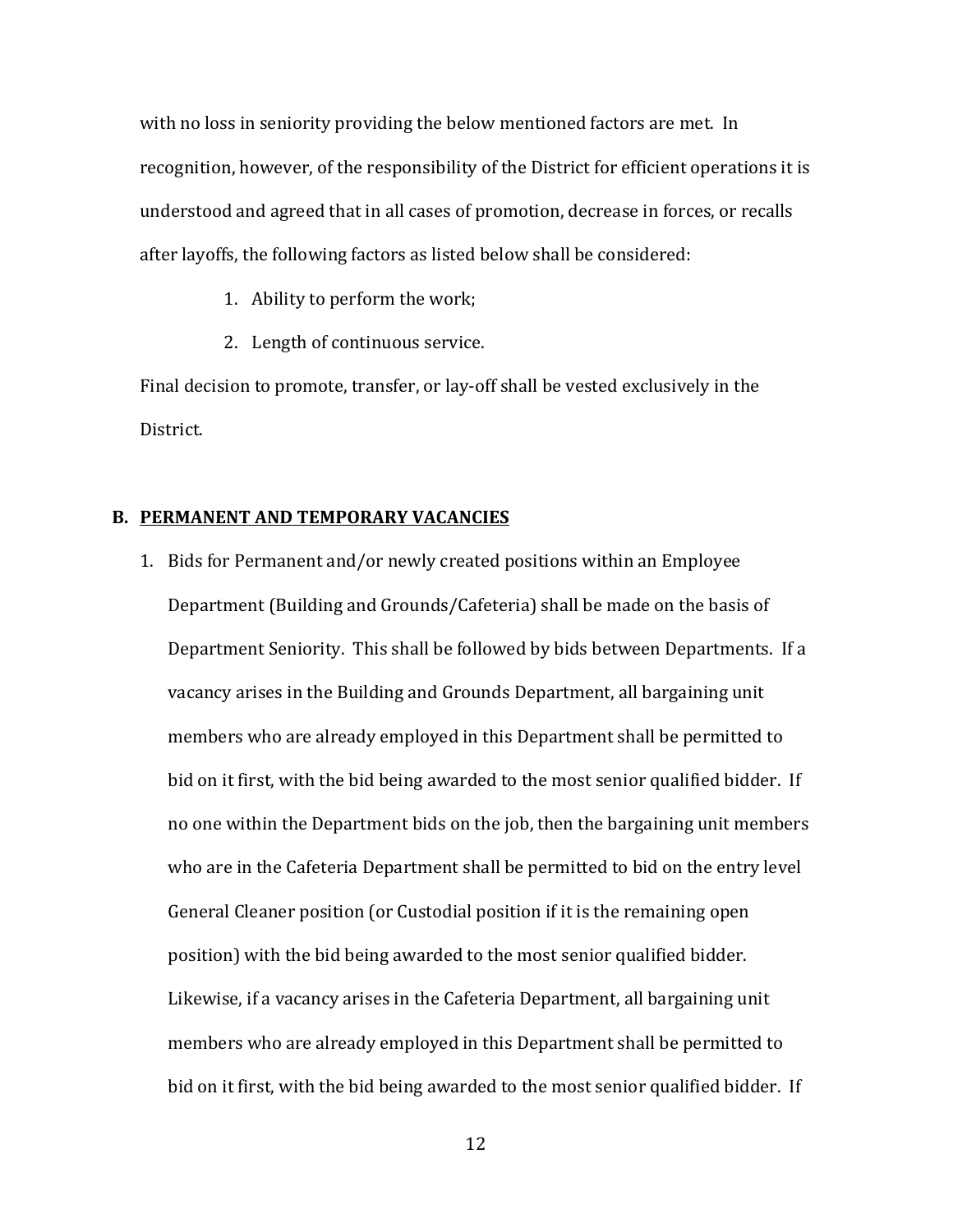with no loss in seniority providing the below mentioned factors are met. In recognition, however, of the responsibility of the District for efficient operations it is understood and agreed that in all cases of promotion, decrease in forces, or recalls after layoffs, the following factors as listed below shall be considered:

1. Ability to perform the work;
2. Length of continuous service.

Final decision to promote, transfer, or lay-off shall be vested exclusively in the District.

**B. <u>PERMANENT AND TEMPORARY VACANCIES</u>**

1. Bids for Permanent and/or newly created positions within an Employee Department (Building and Grounds/Cafeteria) shall be made on the basis of Department Seniority. This shall be followed by bids between Departments. If a vacancy arises in the Building and Grounds Department, all bargaining unit members who are already employed in this Department shall be permitted to bid on it first, with the bid being awarded to the most senior qualified bidder. If no one within the Department bids on the job, then the bargaining unit members who are in the Cafeteria Department shall be permitted to bid on the entry level General Cleaner position (or Custodial position if it is the remaining open position) with the bid being awarded to the most senior qualified bidder. Likewise, if a vacancy arises in the Cafeteria Department, all bargaining unit members who are already employed in this Department shall be permitted to bid on it first, with the bid being awarded to the most senior qualified bidder. If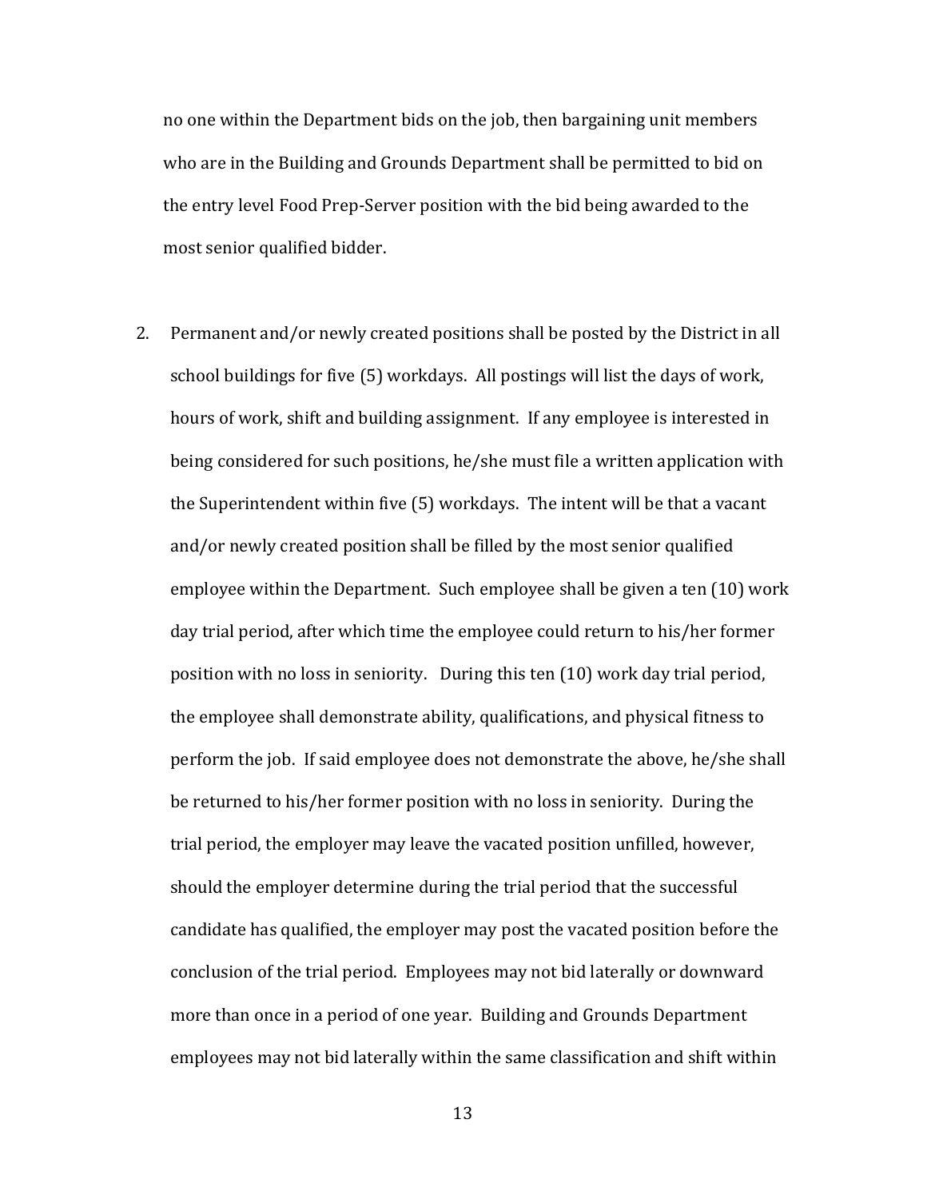no one within the Department bids on the job, then bargaining unit members who are in the Building and Grounds Department shall be permitted to bid on the entry level Food Prep-Server position with the bid being awarded to the most senior qualified bidder.

2. Permanent and/or newly created positions shall be posted by the District in all school buildings for five (5) workdays. All postings will list the days of work, hours of work, shift and building assignment. If any employee is interested in being considered for such positions, he/she must file a written application with the Superintendent within five (5) workdays. The intent will be that a vacant and/or newly created position shall be filled by the most senior qualified employee within the Department. Such employee shall be given a ten (10) work day trial period, after which time the employee could return to his/her former position with no loss in seniority. During this ten (10) work day trial period, the employee shall demonstrate ability, qualifications, and physical fitness to perform the job. If said employee does not demonstrate the above, he/she shall be returned to his/her former position with no loss in seniority. During the trial period, the employer may leave the vacated position unfilled, however, should the employer determine during the trial period that the successful candidate has qualified, the employer may post the vacated position before the conclusion of the trial period. Employees may not bid laterally or downward more than once in a period of one year. Building and Grounds Department employees may not bid laterally within the same classification and shift within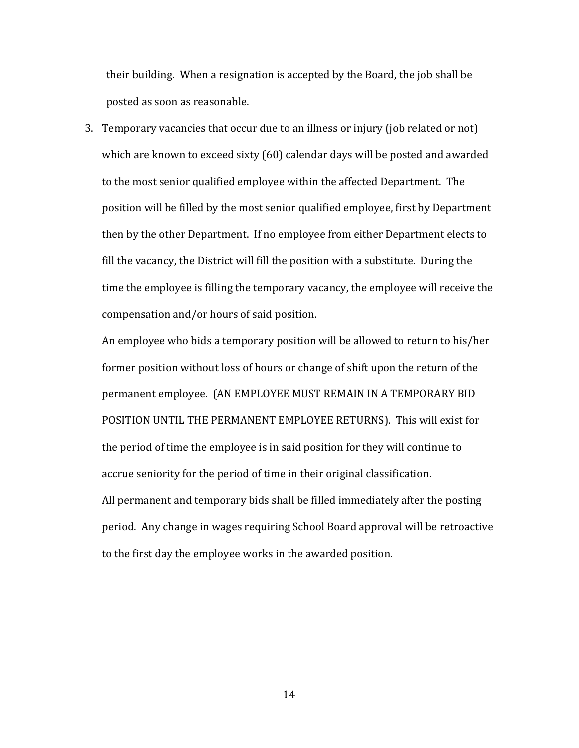their building. When a resignation is accepted by the Board, the job shall be posted as soon as reasonable.

3. Temporary vacancies that occur due to an illness or injury (job related or not) which are known to exceed sixty (60) calendar days will be posted and awarded to the most senior qualified employee within the affected Department. The position will be filled by the most senior qualified employee, first by Department then by the other Department. If no employee from either Department elects to fill the vacancy, the District will fill the position with a substitute. During the time the employee is filling the temporary vacancy, the employee will receive the compensation and/or hours of said position.

   An employee who bids a temporary position will be allowed to return to his/her former position without loss of hours or change of shift upon the return of the permanent employee. (AN EMPLOYEE MUST REMAIN IN A TEMPORARY BID POSITION UNTIL THE PERMANENT EMPLOYEE RETURNS). This will exist for the period of time the employee is in said position for they will continue to accrue seniority for the period of time in their original classification.

   All permanent and temporary bids shall be filled immediately after the posting period. Any change in wages requiring School Board approval will be retroactive to the first day the employee works in the awarded position.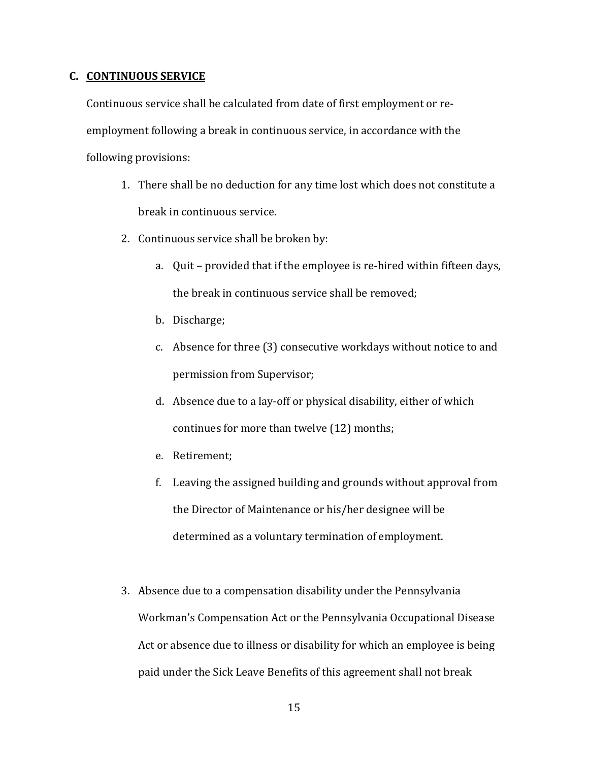## C. CONTINUOUS SERVICE

Continuous service shall be calculated from date of first employment or re-employment following a break in continuous service, in accordance with the following provisions:

1. There shall be no deduction for any time lost which does not constitute a break in continuous service.
2. Continuous service shall be broken by:
   a. Quit – provided that if the employee is re-hired within fifteen days, the break in continuous service shall be removed;
   b. Discharge;
   c. Absence for three (3) consecutive workdays without notice to and permission from Supervisor;
   d. Absence due to a lay-off or physical disability, either of which continues for more than twelve (12) months;
   e. Retirement;
   f. Leaving the assigned building and grounds without approval from the Director of Maintenance or his/her designee will be determined as a voluntary termination of employment.

3. Absence due to a compensation disability under the Pennsylvania Workman's Compensation Act or the Pennsylvania Occupational Disease Act or absence due to illness or disability for which an employee is being paid under the Sick Leave Benefits of this agreement shall not break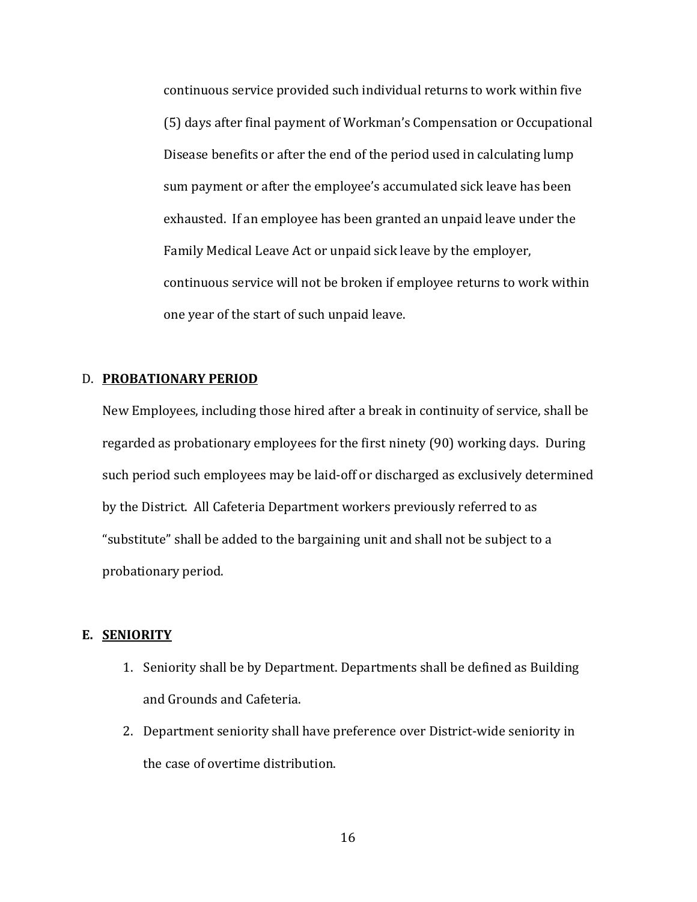continuous service provided such individual returns to work within five (5) days after final payment of Workman's Compensation or Occupational Disease benefits or after the end of the period used in calculating lump sum payment or after the employee's accumulated sick leave has been exhausted. If an employee has been granted an unpaid leave under the Family Medical Leave Act or unpaid sick leave by the employer, continuous service will not be broken if employee returns to work within one year of the start of such unpaid leave.

D. **PROBATIONARY PERIOD**

New Employees, including those hired after a break in continuity of service, shall be regarded as probationary employees for the first ninety (90) working days. During such period such employees may be laid-off or discharged as exclusively determined by the District. All Cafeteria Department workers previously referred to as "substitute" shall be added to the bargaining unit and shall not be subject to a probationary period.

**E. SENIORITY**

1. Seniority shall be by Department. Departments shall be defined as Building and Grounds and Cafeteria.
2. Department seniority shall have preference over District-wide seniority in the case of overtime distribution.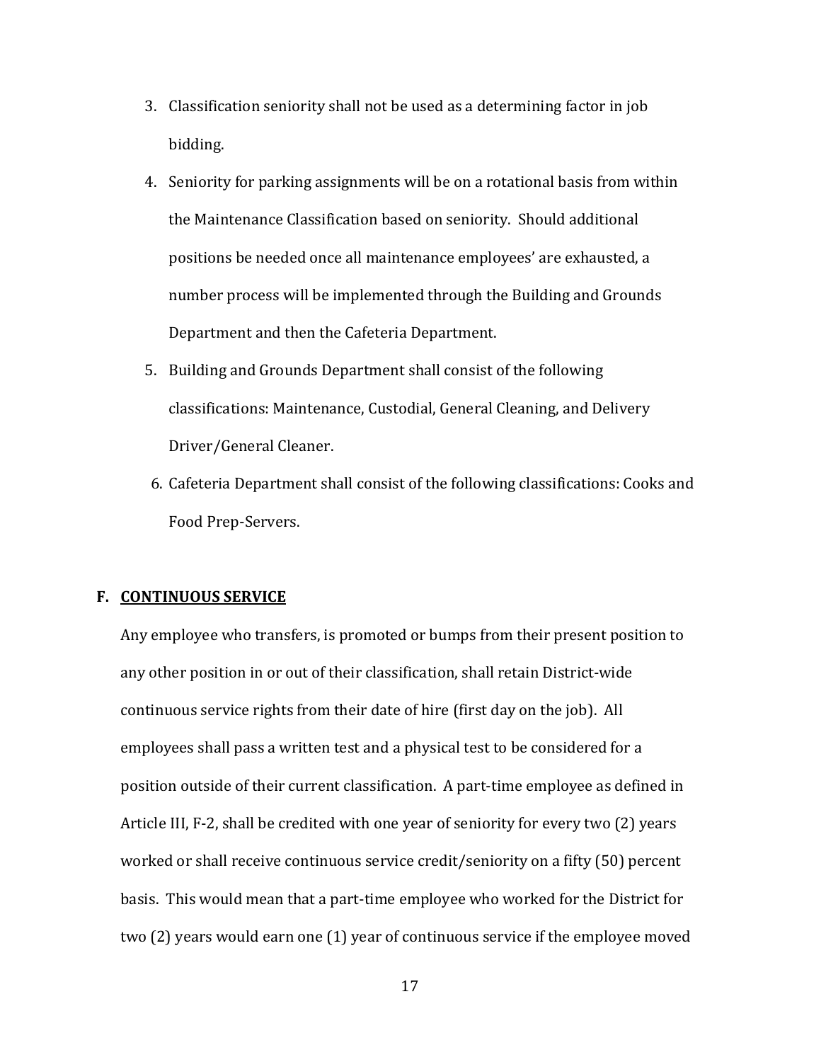3. Classification seniority shall not be used as a determining factor in job bidding.
4. Seniority for parking assignments will be on a rotational basis from within the Maintenance Classification based on seniority. Should additional positions be needed once all maintenance employees' are exhausted, a number process will be implemented through the Building and Grounds Department and then the Cafeteria Department.
5. Building and Grounds Department shall consist of the following classifications: Maintenance, Custodial, General Cleaning, and Delivery Driver/General Cleaner.
6. Cafeteria Department shall consist of the following classifications: Cooks and Food Prep-Servers.

### F. CONTINUOUS SERVICE

Any employee who transfers, is promoted or bumps from their present position to any other position in or out of their classification, shall retain District-wide continuous service rights from their date of hire (first day on the job). All employees shall pass a written test and a physical test to be considered for a position outside of their current classification. A part-time employee as defined in Article III, F-2, shall be credited with one year of seniority for every two (2) years worked or shall receive continuous service credit/seniority on a fifty (50) percent basis. This would mean that a part-time employee who worked for the District for two (2) years would earn one (1) year of continuous service if the employee moved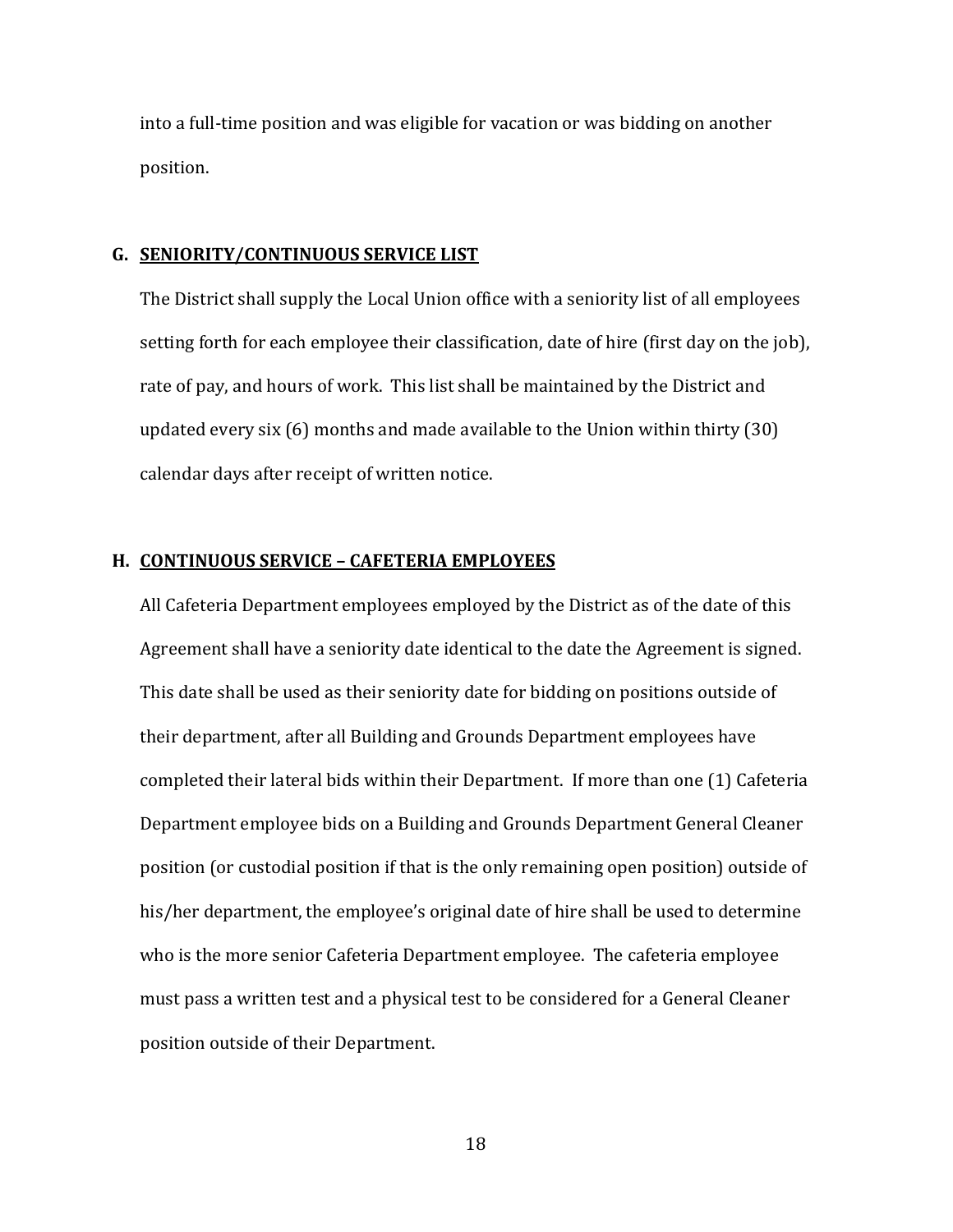into a full-time position and was eligible for vacation or was bidding on another position.

### G. SENIORITY/CONTINUOUS SERVICE LIST

The District shall supply the Local Union office with a seniority list of all employees setting forth for each employee their classification, date of hire (first day on the job), rate of pay, and hours of work. This list shall be maintained by the District and updated every six (6) months and made available to the Union within thirty (30) calendar days after receipt of written notice.

### H. CONTINUOUS SERVICE – CAFETERIA EMPLOYEES

All Cafeteria Department employees employed by the District as of the date of this Agreement shall have a seniority date identical to the date the Agreement is signed. This date shall be used as their seniority date for bidding on positions outside of their department, after all Building and Grounds Department employees have completed their lateral bids within their Department. If more than one (1) Cafeteria Department employee bids on a Building and Grounds Department General Cleaner position (or custodial position if that is the only remaining open position) outside of his/her department, the employee's original date of hire shall be used to determine who is the more senior Cafeteria Department employee. The cafeteria employee must pass a written test and a physical test to be considered for a General Cleaner position outside of their Department.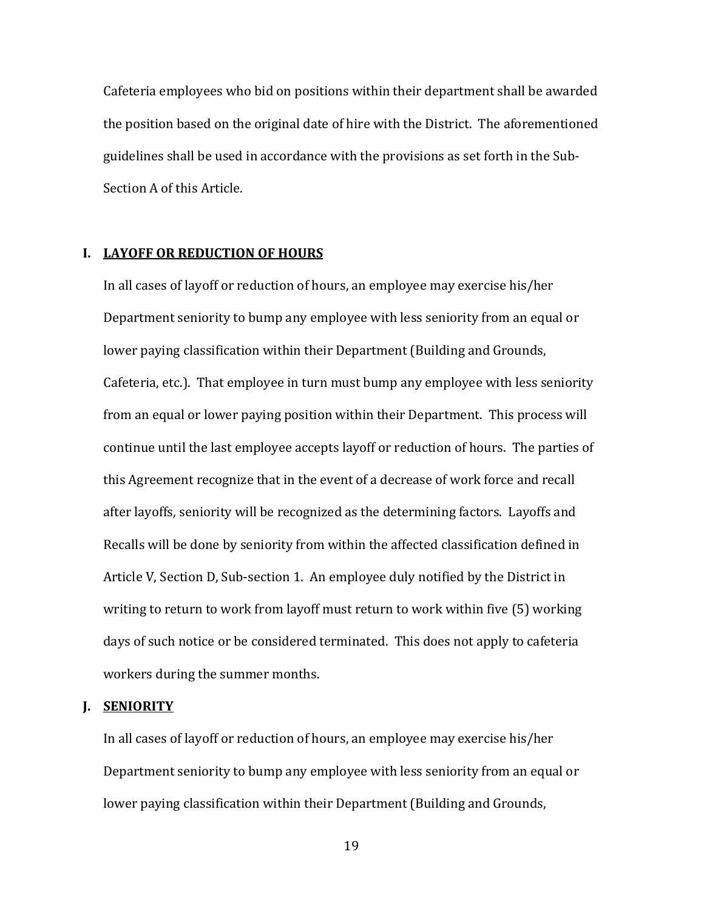Cafeteria employees who bid on positions within their department shall be awarded the position based on the original date of hire with the District. The aforementioned guidelines shall be used in accordance with the provisions as set forth in the Sub-Section A of this Article.

### I. LAYOFF OR REDUCTION OF HOURS

In all cases of layoff or reduction of hours, an employee may exercise his/her Department seniority to bump any employee with less seniority from an equal or lower paying classification within their Department (Building and Grounds, Cafeteria, etc.). That employee in turn must bump any employee with less seniority from an equal or lower paying position within their Department. This process will continue until the last employee accepts layoff or reduction of hours. The parties of this Agreement recognize that in the event of a decrease of work force and recall after layoffs, seniority will be recognized as the determining factors. Layoffs and Recalls will be done by seniority from within the affected classification defined in Article V, Section D, Sub-section 1. An employee duly notified by the District in writing to return to work from layoff must return to work within five (5) working days of such notice or be considered terminated. This does not apply to cafeteria workers during the summer months.

### J. SENIORITY

In all cases of layoff or reduction of hours, an employee may exercise his/her Department seniority to bump any employee with less seniority from an equal or lower paying classification within their Department (Building and Grounds,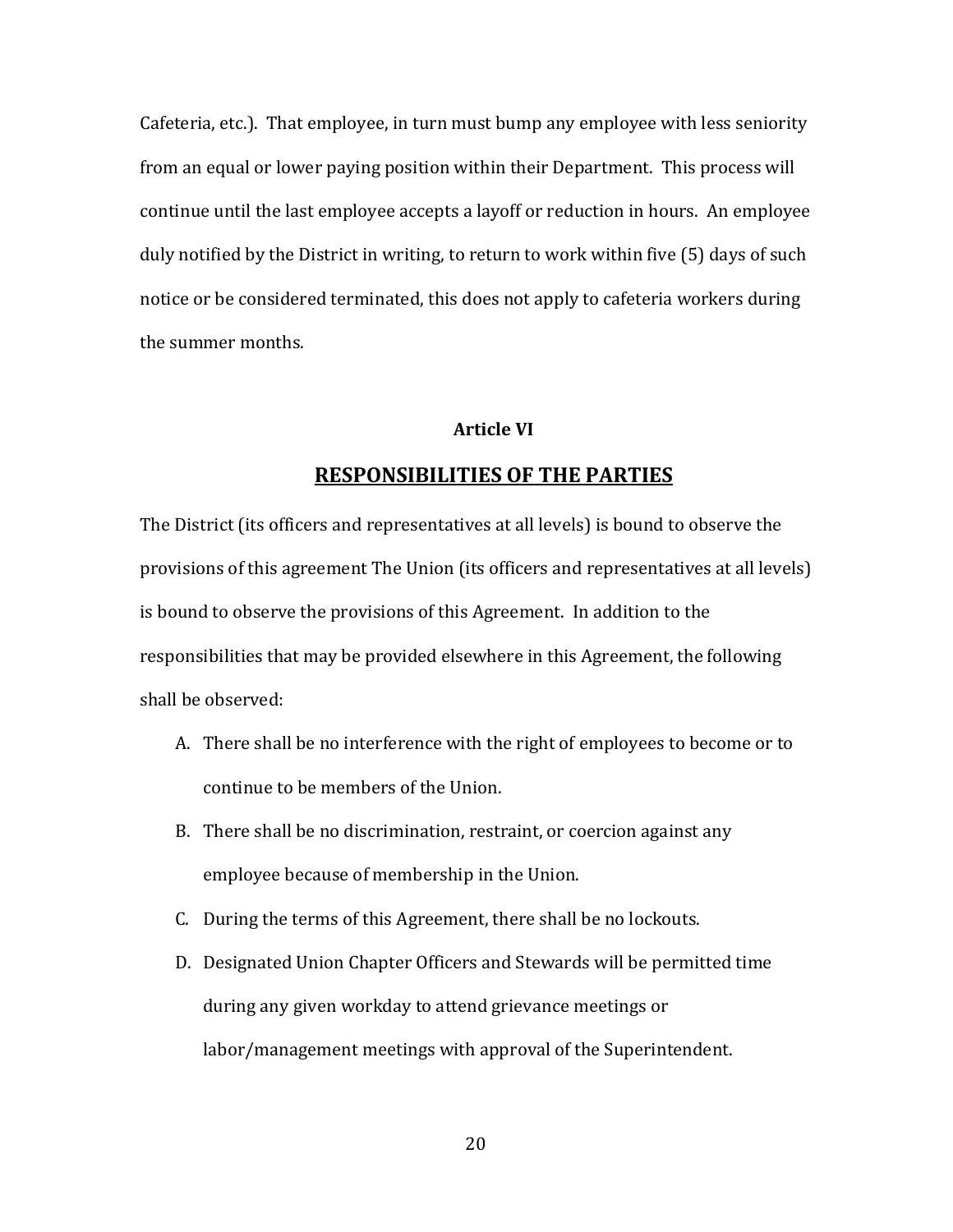Cafeteria, etc.). That employee, in turn must bump any employee with less seniority from an equal or lower paying position within their Department. This process will continue until the last employee accepts a layoff or reduction in hours. An employee duly notified by the District in writing, to return to work within five (5) days of such notice or be considered terminated, this does not apply to cafeteria workers during the summer months.

**Article VI**

## RESPONSIBILITIES OF THE PARTIES

The District (its officers and representatives at all levels) is bound to observe the provisions of this agreement The Union (its officers and representatives at all levels) is bound to observe the provisions of this Agreement. In addition to the responsibilities that may be provided elsewhere in this Agreement, the following shall be observed:

A. There shall be no interference with the right of employees to become or to continue to be members of the Union.

B. There shall be no discrimination, restraint, or coercion against any employee because of membership in the Union.

C. During the terms of this Agreement, there shall be no lockouts.

D. Designated Union Chapter Officers and Stewards will be permitted time during any given workday to attend grievance meetings or labor/management meetings with approval of the Superintendent.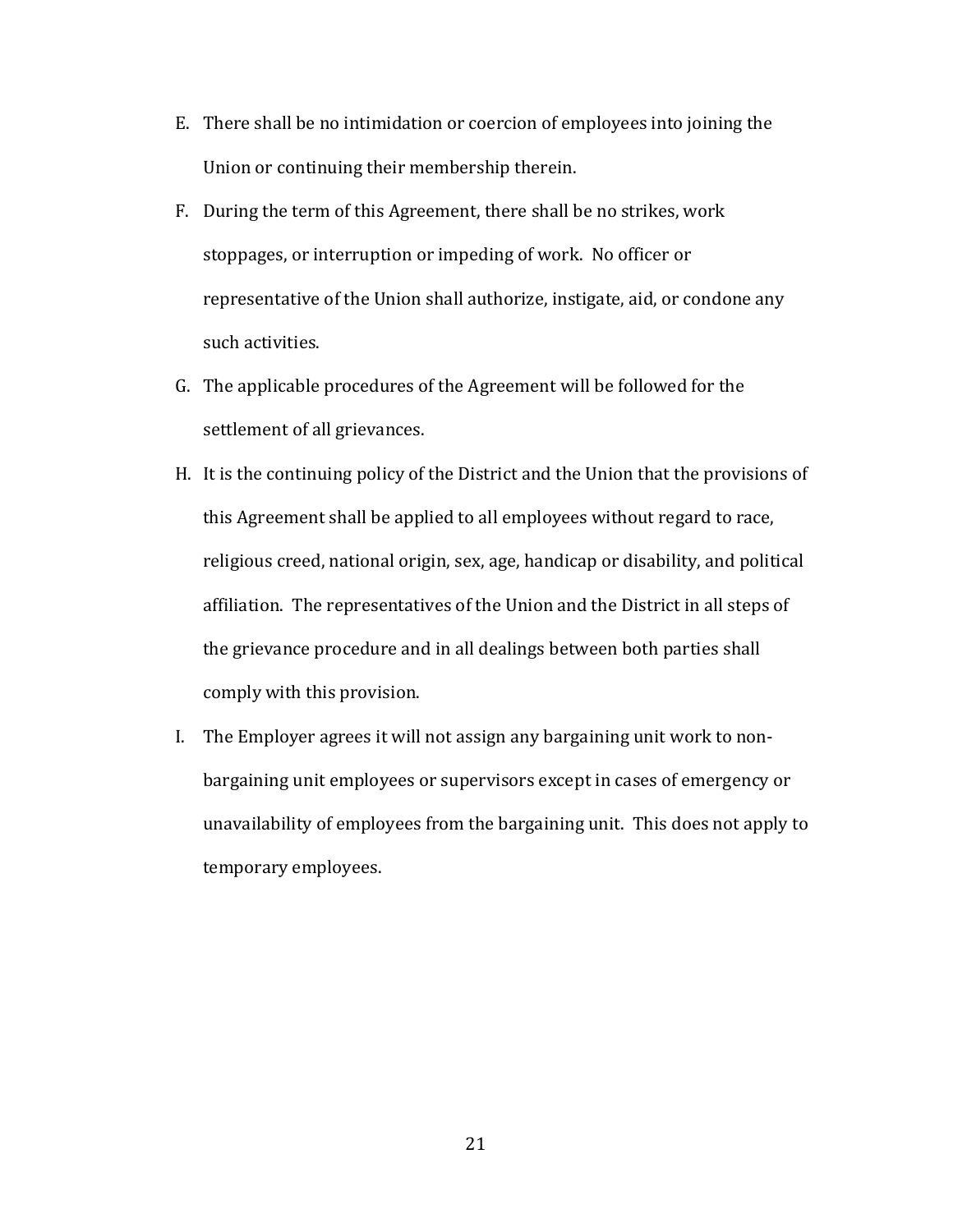E. There shall be no intimidation or coercion of employees into joining the Union or continuing their membership therein.

F. During the term of this Agreement, there shall be no strikes, work stoppages, or interruption or impeding of work. No officer or representative of the Union shall authorize, instigate, aid, or condone any such activities.

G. The applicable procedures of the Agreement will be followed for the settlement of all grievances.

H. It is the continuing policy of the District and the Union that the provisions of this Agreement shall be applied to all employees without regard to race, religious creed, national origin, sex, age, handicap or disability, and political affiliation. The representatives of the Union and the District in all steps of the grievance procedure and in all dealings between both parties shall comply with this provision.

I. The Employer agrees it will not assign any bargaining unit work to non-bargaining unit employees or supervisors except in cases of emergency or unavailability of employees from the bargaining unit. This does not apply to temporary employees.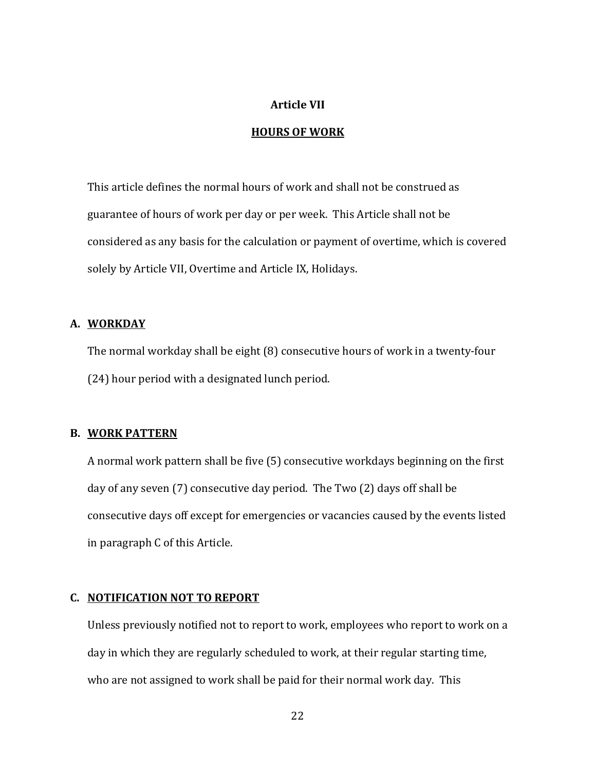## Article VII

## HOURS OF WORK

This article defines the normal hours of work and shall not be construed as guarantee of hours of work per day or per week. This Article shall not be considered as any basis for the calculation or payment of overtime, which is covered solely by Article VII, Overtime and Article IX, Holidays.

### A. WORKDAY

The normal workday shall be eight (8) consecutive hours of work in a twenty-four (24) hour period with a designated lunch period.

### B. WORK PATTERN

A normal work pattern shall be five (5) consecutive workdays beginning on the first day of any seven (7) consecutive day period. The Two (2) days off shall be consecutive days off except for emergencies or vacancies caused by the events listed in paragraph C of this Article.

### C. NOTIFICATION NOT TO REPORT

Unless previously notified not to report to work, employees who report to work on a day in which they are regularly scheduled to work, at their regular starting time, who are not assigned to work shall be paid for their normal work day. This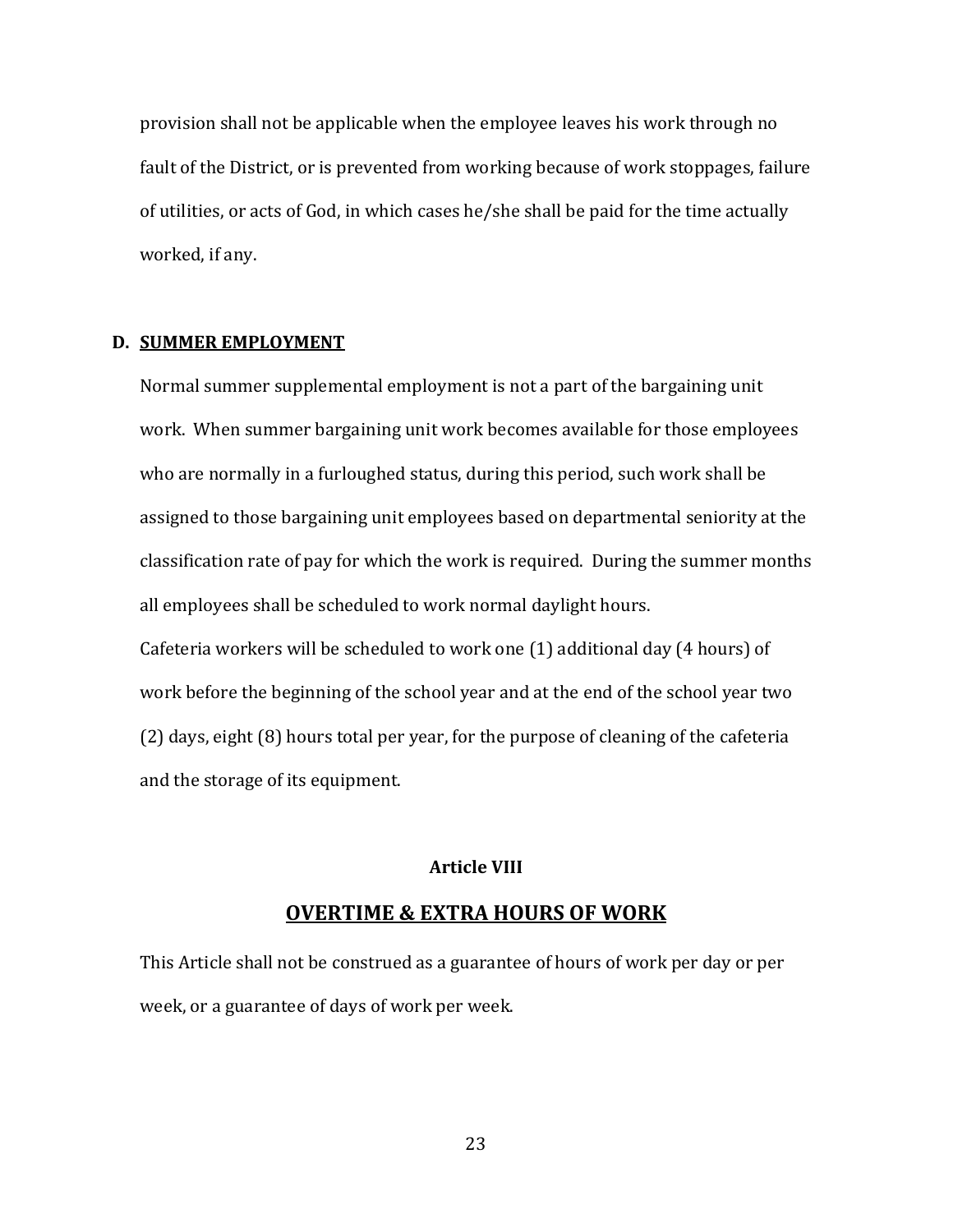provision shall not be applicable when the employee leaves his work through no fault of the District, or is prevented from working because of work stoppages, failure of utilities, or acts of God, in which cases he/she shall be paid for the time actually worked, if any.

**D. SUMMER EMPLOYMENT**

Normal summer supplemental employment is not a part of the bargaining unit work. When summer bargaining unit work becomes available for those employees who are normally in a furloughed status, during this period, such work shall be assigned to those bargaining unit employees based on departmental seniority at the classification rate of pay for which the work is required. During the summer months all employees shall be scheduled to work normal daylight hours.

Cafeteria workers will be scheduled to work one (1) additional day (4 hours) of work before the beginning of the school year and at the end of the school year two (2) days, eight (8) hours total per year, for the purpose of cleaning of the cafeteria and the storage of its equipment.

## Article VIII

## OVERTIME & EXTRA HOURS OF WORK

This Article shall not be construed as a guarantee of hours of work per day or per week, or a guarantee of days of work per week.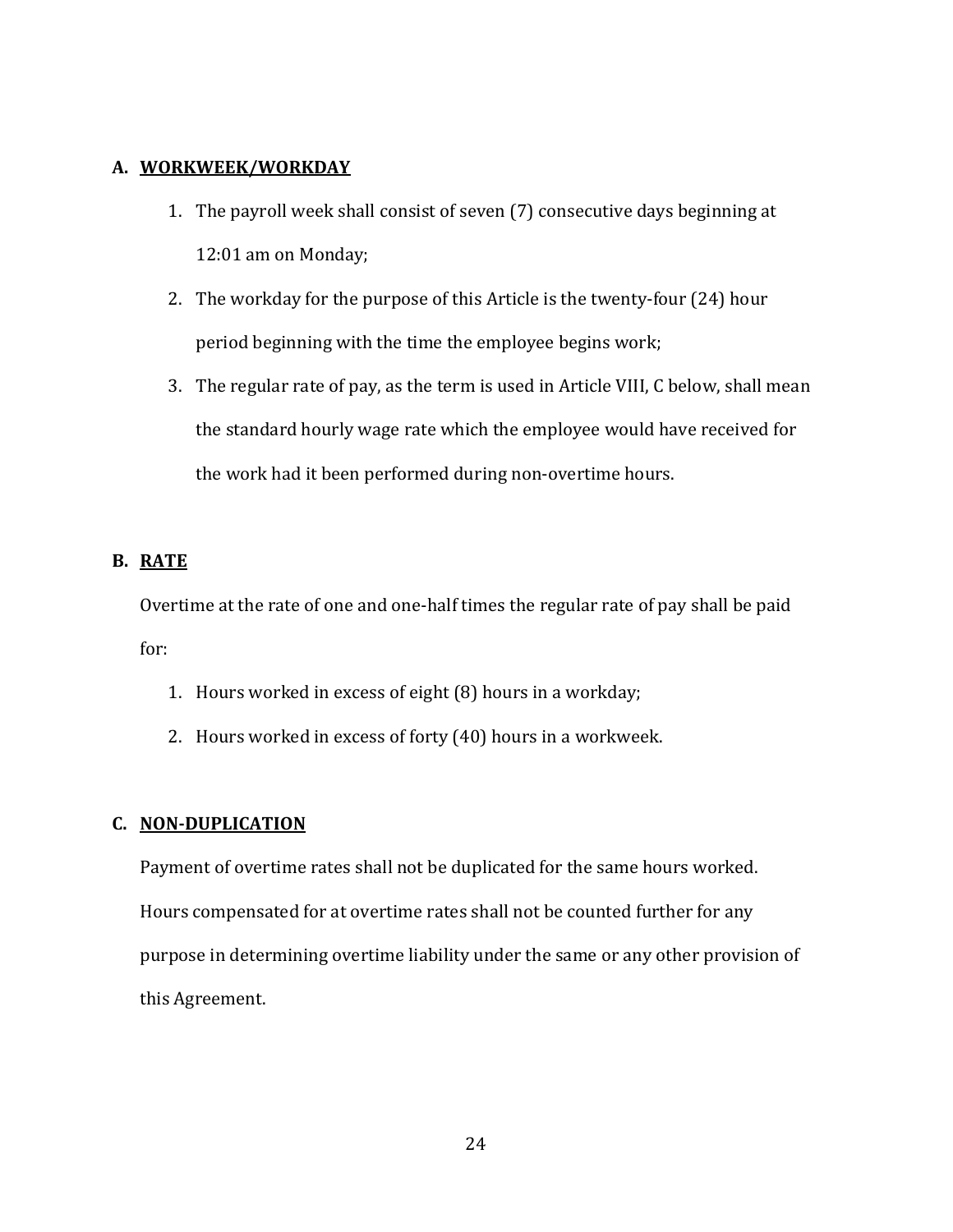## A. WORKWEEK/WORKDAY

1. The payroll week shall consist of seven (7) consecutive days beginning at 12:01 am on Monday;
2. The workday for the purpose of this Article is the twenty-four (24) hour period beginning with the time the employee begins work;
3. The regular rate of pay, as the term is used in Article VIII, C below, shall mean the standard hourly wage rate which the employee would have received for the work had it been performed during non-overtime hours.

## B. RATE

Overtime at the rate of one and one-half times the regular rate of pay shall be paid for:

1. Hours worked in excess of eight (8) hours in a workday;
2. Hours worked in excess of forty (40) hours in a workweek.

## C. NON-DUPLICATION

Payment of overtime rates shall not be duplicated for the same hours worked. Hours compensated for at overtime rates shall not be counted further for any purpose in determining overtime liability under the same or any other provision of this Agreement.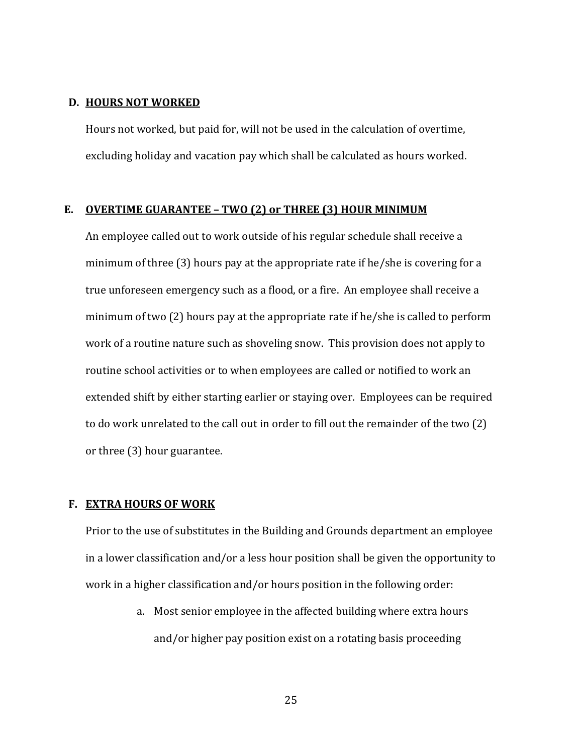**D. HOURS NOT WORKED**

Hours not worked, but paid for, will not be used in the calculation of overtime, excluding holiday and vacation pay which shall be calculated as hours worked.

**E. OVERTIME GUARANTEE – TWO (2) or THREE (3) HOUR MINIMUM**

An employee called out to work outside of his regular schedule shall receive a minimum of three (3) hours pay at the appropriate rate if he/she is covering for a true unforeseen emergency such as a flood, or a fire. An employee shall receive a minimum of two (2) hours pay at the appropriate rate if he/she is called to perform work of a routine nature such as shoveling snow. This provision does not apply to routine school activities or to when employees are called or notified to work an extended shift by either starting earlier or staying over. Employees can be required to do work unrelated to the call out in order to fill out the remainder of the two (2) or three (3) hour guarantee.

**F. EXTRA HOURS OF WORK**

Prior to the use of substitutes in the Building and Grounds department an employee in a lower classification and/or a less hour position shall be given the opportunity to work in a higher classification and/or hours position in the following order:

a. Most senior employee in the affected building where extra hours and/or higher pay position exist on a rotating basis proceeding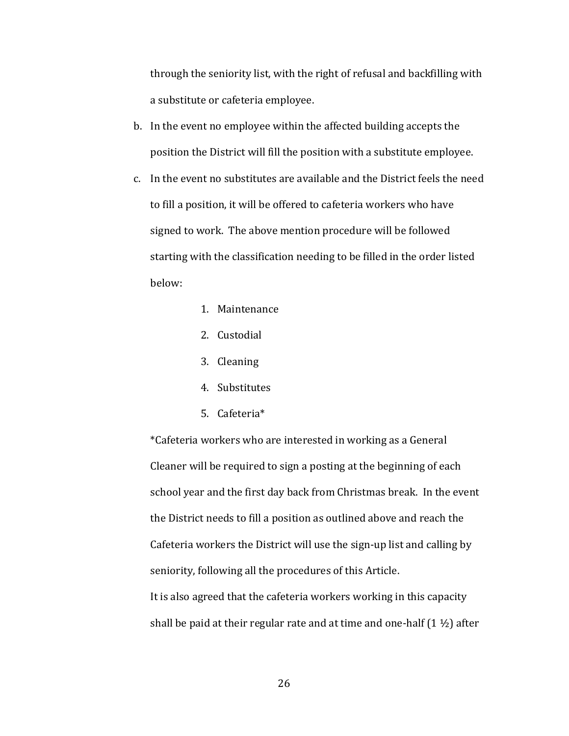through the seniority list, with the right of refusal and backfilling with a substitute or cafeteria employee.

b. In the event no employee within the affected building accepts the position the District will fill the position with a substitute employee.

c. In the event no substitutes are available and the District feels the need to fill a position, it will be offered to cafeteria workers who have signed to work. The above mention procedure will be followed starting with the classification needing to be filled in the order listed below:

    1. Maintenance
    2. Custodial
    3. Cleaning
    4. Substitutes
    5. Cafeteria*

   *Cafeteria workers who are interested in working as a General Cleaner will be required to sign a posting at the beginning of each school year and the first day back from Christmas break. In the event the District needs to fill a position as outlined above and reach the Cafeteria workers the District will use the sign-up list and calling by seniority, following all the procedures of this Article.

   It is also agreed that the cafeteria workers working in this capacity shall be paid at their regular rate and at time and one-half (1 ½) after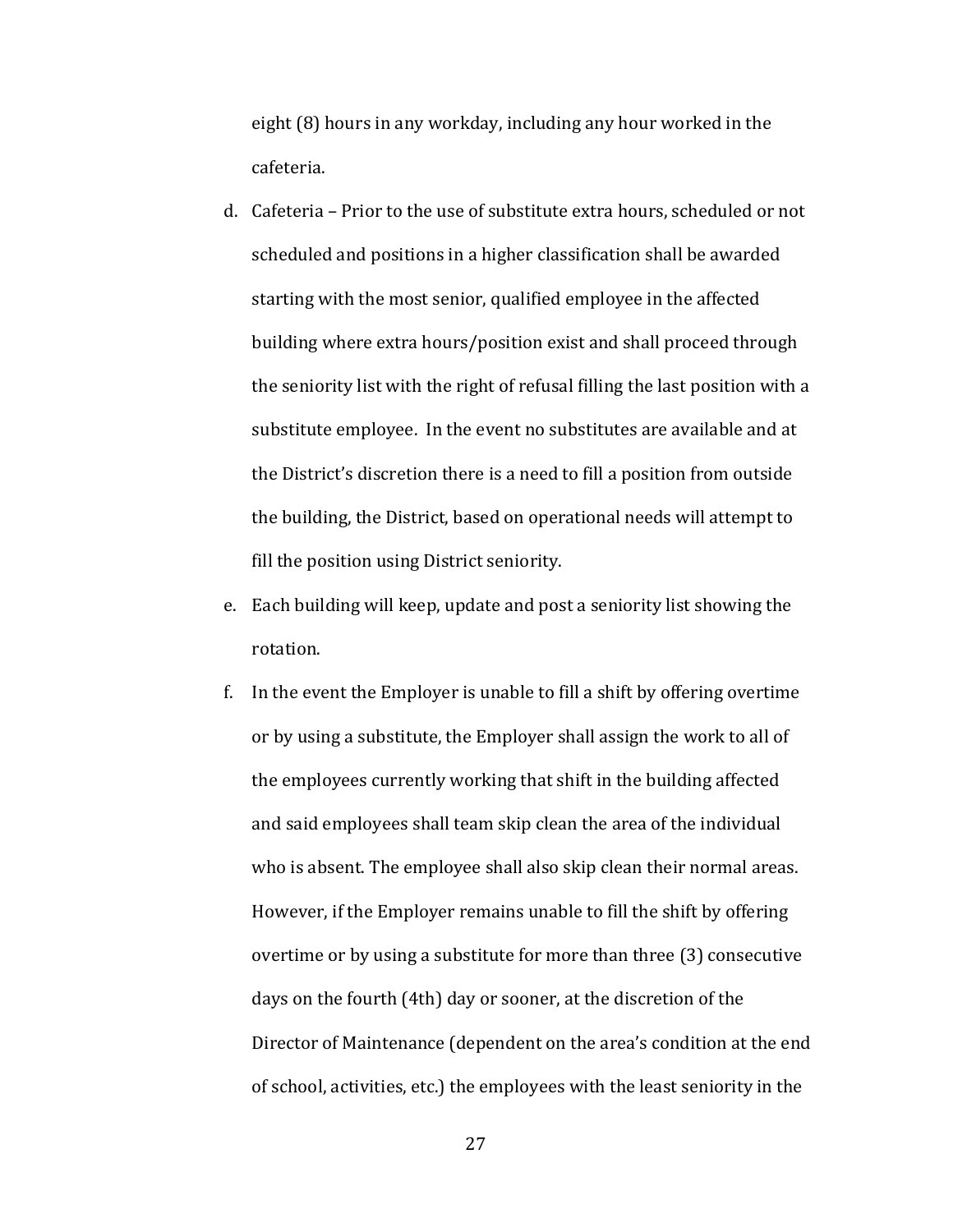eight (8) hours in any workday, including any hour worked in the cafeteria.

d. Cafeteria – Prior to the use of substitute extra hours, scheduled or not scheduled and positions in a higher classification shall be awarded starting with the most senior, qualified employee in the affected building where extra hours/position exist and shall proceed through the seniority list with the right of refusal filling the last position with a substitute employee. In the event no substitutes are available and at the District's discretion there is a need to fill a position from outside the building, the District, based on operational needs will attempt to fill the position using District seniority.

e. Each building will keep, update and post a seniority list showing the rotation.

f. In the event the Employer is unable to fill a shift by offering overtime or by using a substitute, the Employer shall assign the work to all of the employees currently working that shift in the building affected and said employees shall team skip clean the area of the individual who is absent. The employee shall also skip clean their normal areas. However, if the Employer remains unable to fill the shift by offering overtime or by using a substitute for more than three (3) consecutive days on the fourth (4th) day or sooner, at the discretion of the Director of Maintenance (dependent on the area's condition at the end of school, activities, etc.) the employees with the least seniority in the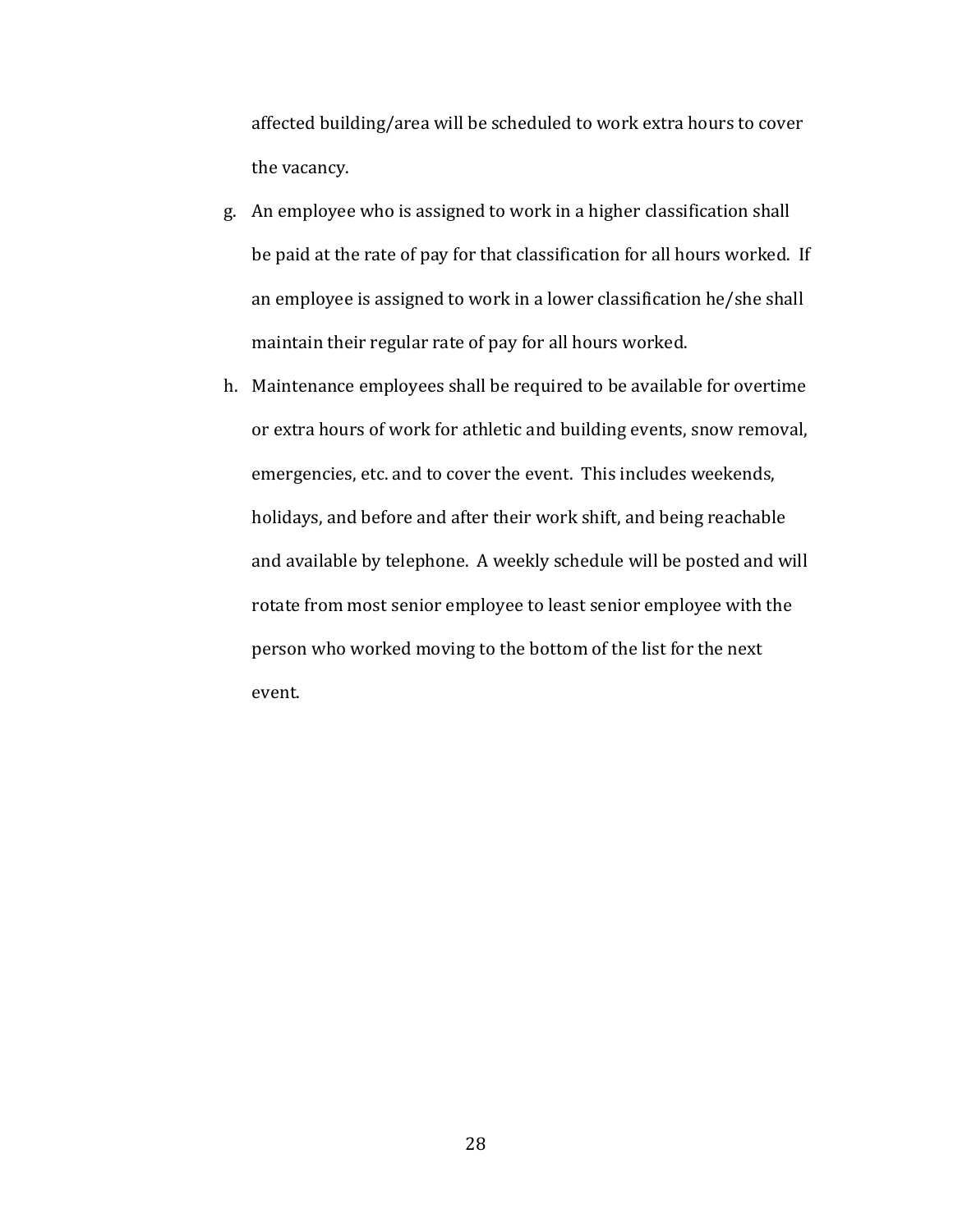affected building/area will be scheduled to work extra hours to cover the vacancy.

g. An employee who is assigned to work in a higher classification shall be paid at the rate of pay for that classification for all hours worked. If an employee is assigned to work in a lower classification he/she shall maintain their regular rate of pay for all hours worked.

h. Maintenance employees shall be required to be available for overtime or extra hours of work for athletic and building events, snow removal, emergencies, etc. and to cover the event. This includes weekends, holidays, and before and after their work shift, and being reachable and available by telephone. A weekly schedule will be posted and will rotate from most senior employee to least senior employee with the person who worked moving to the bottom of the list for the next event.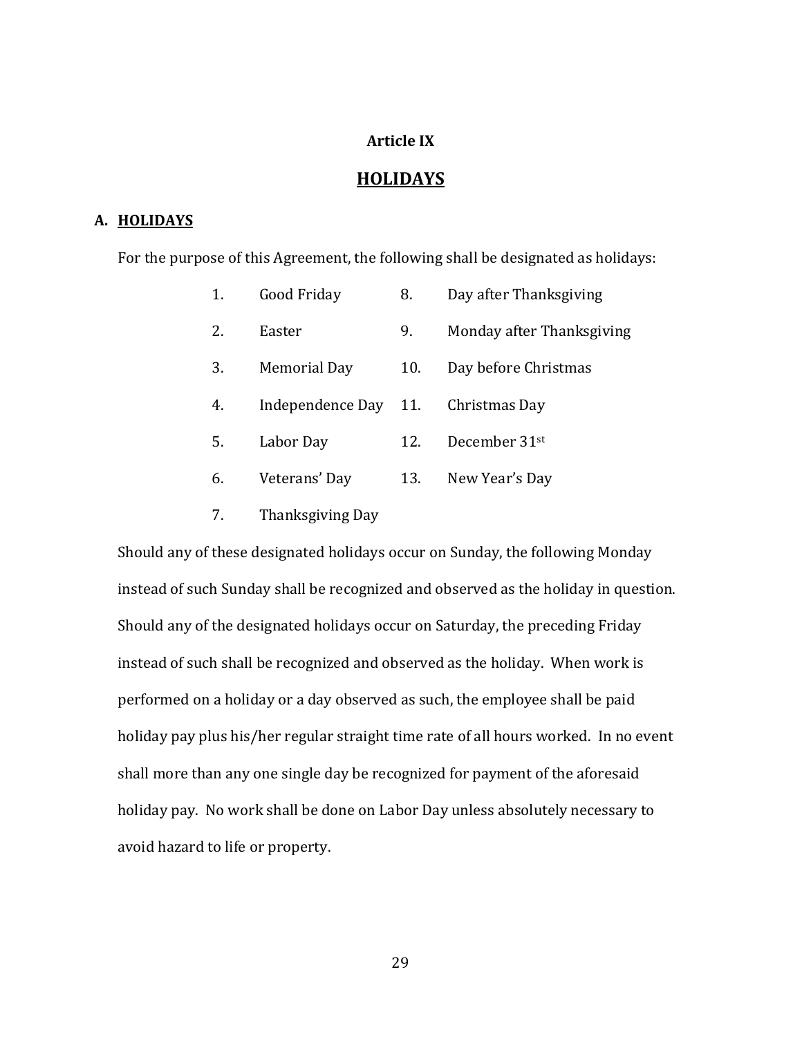# Article IX

## HOLIDAYS

### A. HOLIDAYS

For the purpose of this Agreement, the following shall be designated as holidays:

1. Good Friday
2. Easter
3. Memorial Day
4. Independence Day
5. Labor Day
6. Veterans' Day
7. Thanksgiving Day
8. Day after Thanksgiving
9. Monday after Thanksgiving
10. Day before Christmas
11. Christmas Day
12. December 31st
13. New Year's Day

Should any of these designated holidays occur on Sunday, the following Monday instead of such Sunday shall be recognized and observed as the holiday in question. Should any of the designated holidays occur on Saturday, the preceding Friday instead of such shall be recognized and observed as the holiday. When work is performed on a holiday or a day observed as such, the employee shall be paid holiday pay plus his/her regular straight time rate of all hours worked. In no event shall more than any one single day be recognized for payment of the aforesaid holiday pay. No work shall be done on Labor Day unless absolutely necessary to avoid hazard to life or property.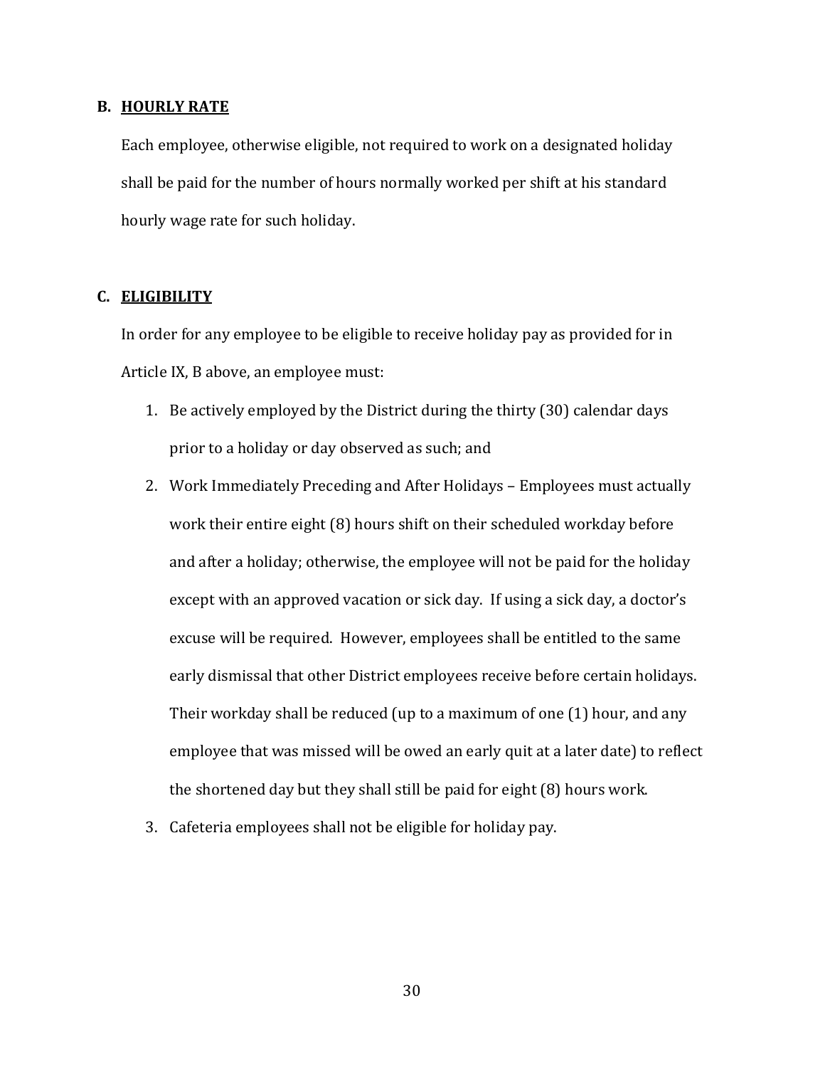### B. HOURLY RATE

Each employee, otherwise eligible, not required to work on a designated holiday shall be paid for the number of hours normally worked per shift at his standard hourly wage rate for such holiday.

### C. ELIGIBILITY

In order for any employee to be eligible to receive holiday pay as provided for in Article IX, B above, an employee must:

1. Be actively employed by the District during the thirty (30) calendar days prior to a holiday or day observed as such; and
2. Work Immediately Preceding and After Holidays – Employees must actually work their entire eight (8) hours shift on their scheduled workday before and after a holiday; otherwise, the employee will not be paid for the holiday except with an approved vacation or sick day. If using a sick day, a doctor's excuse will be required. However, employees shall be entitled to the same early dismissal that other District employees receive before certain holidays. Their workday shall be reduced (up to a maximum of one (1) hour, and any employee that was missed will be owed an early quit at a later date) to reflect the shortened day but they shall still be paid for eight (8) hours work.
3. Cafeteria employees shall not be eligible for holiday pay.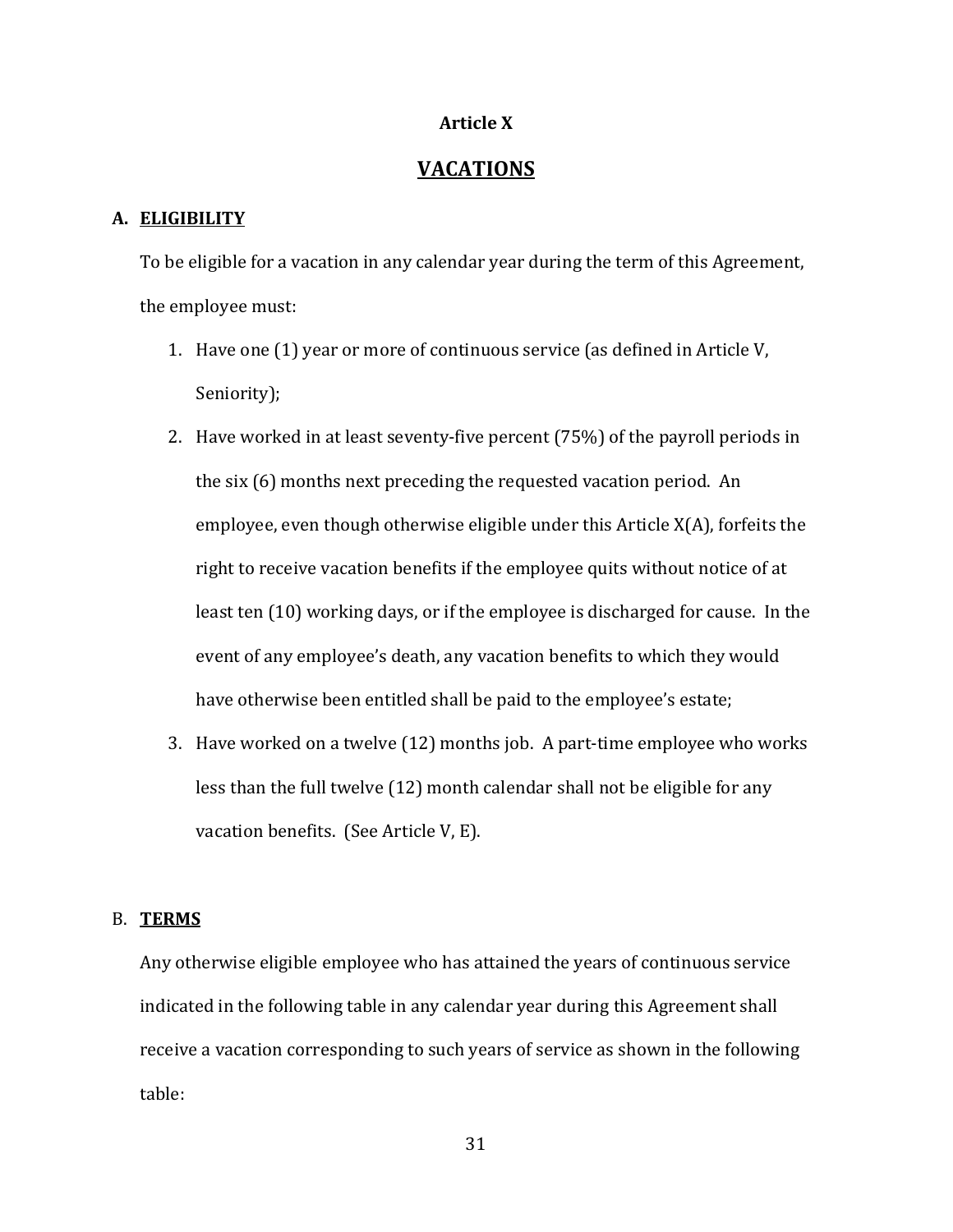## Article X

## VACATIONS

### A. ELIGIBILITY

To be eligible for a vacation in any calendar year during the term of this Agreement, the employee must:

1. Have one (1) year or more of continuous service (as defined in Article V, Seniority);
2. Have worked in at least seventy-five percent (75%) of the payroll periods in the six (6) months next preceding the requested vacation period. An employee, even though otherwise eligible under this Article X(A), forfeits the right to receive vacation benefits if the employee quits without notice of at least ten (10) working days, or if the employee is discharged for cause. In the event of any employee's death, any vacation benefits to which they would have otherwise been entitled shall be paid to the employee's estate;
3. Have worked on a twelve (12) months job. A part-time employee who works less than the full twelve (12) month calendar shall not be eligible for any vacation benefits. (See Article V, E).

### B. TERMS

Any otherwise eligible employee who has attained the years of continuous service indicated in the following table in any calendar year during this Agreement shall receive a vacation corresponding to such years of service as shown in the following table: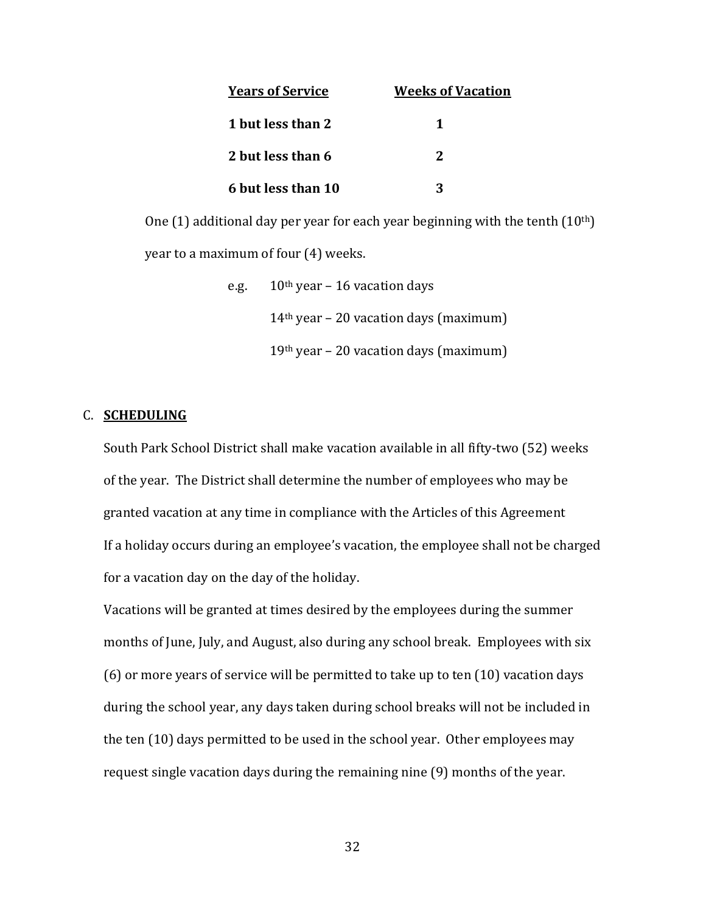| Years of Service | Weeks of Vacation |
|---|---|
| **1 but less than 2** | **1** |
| **2 but less than 6** | **2** |
| **6 but less than 10** | **3** |

One (1) additional day per year for each year beginning with the tenth (10th) year to a maximum of four (4) weeks.

e.g. 10th year – 16 vacation days

14th year – 20 vacation days (maximum)

19th year – 20 vacation days (maximum)

C. **SCHEDULING**

South Park School District shall make vacation available in all fifty-two (52) weeks of the year. The District shall determine the number of employees who may be granted vacation at any time in compliance with the Articles of this Agreement If a holiday occurs during an employee's vacation, the employee shall not be charged for a vacation day on the day of the holiday.

Vacations will be granted at times desired by the employees during the summer months of June, July, and August, also during any school break. Employees with six (6) or more years of service will be permitted to take up to ten (10) vacation days during the school year, any days taken during school breaks will not be included in the ten (10) days permitted to be used in the school year. Other employees may request single vacation days during the remaining nine (9) months of the year.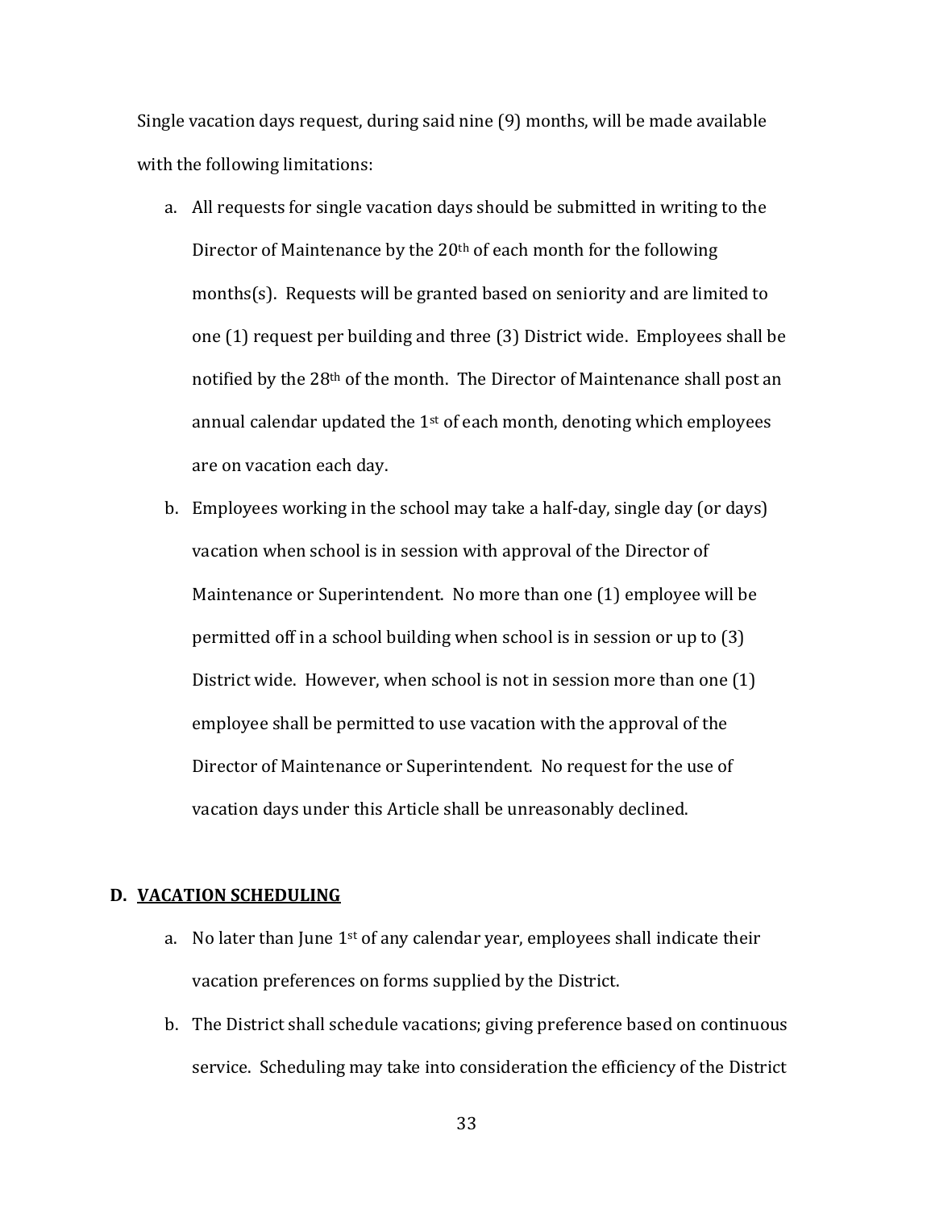Single vacation days request, during said nine (9) months, will be made available with the following limitations:

a. All requests for single vacation days should be submitted in writing to the Director of Maintenance by the 20th of each month for the following months(s). Requests will be granted based on seniority and are limited to one (1) request per building and three (3) District wide. Employees shall be notified by the 28th of the month. The Director of Maintenance shall post an annual calendar updated the 1st of each month, denoting which employees are on vacation each day.

b. Employees working in the school may take a half-day, single day (or days) vacation when school is in session with approval of the Director of Maintenance or Superintendent. No more than one (1) employee will be permitted off in a school building when school is in session or up to (3) District wide. However, when school is not in session more than one (1) employee shall be permitted to use vacation with the approval of the Director of Maintenance or Superintendent. No request for the use of vacation days under this Article shall be unreasonably declined.

## D. VACATION SCHEDULING

a. No later than June 1st of any calendar year, employees shall indicate their vacation preferences on forms supplied by the District.

b. The District shall schedule vacations; giving preference based on continuous service. Scheduling may take into consideration the efficiency of the District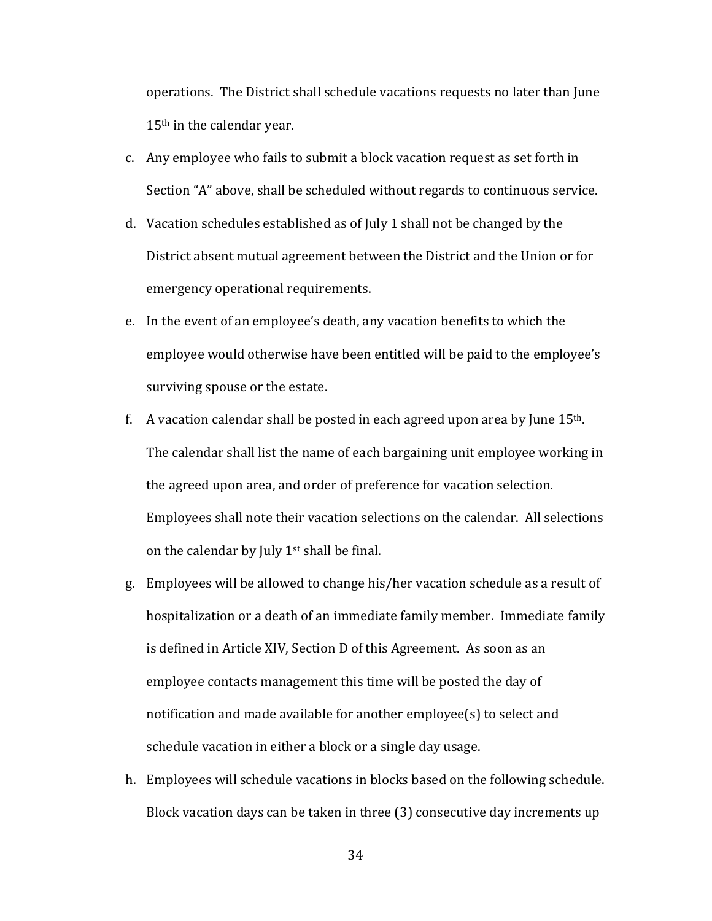operations. The District shall schedule vacations requests no later than June 15th in the calendar year.

c. Any employee who fails to submit a block vacation request as set forth in Section "A" above, shall be scheduled without regards to continuous service.

d. Vacation schedules established as of July 1 shall not be changed by the District absent mutual agreement between the District and the Union or for emergency operational requirements.

e. In the event of an employee's death, any vacation benefits to which the employee would otherwise have been entitled will be paid to the employee's surviving spouse or the estate.

f. A vacation calendar shall be posted in each agreed upon area by June 15th. The calendar shall list the name of each bargaining unit employee working in the agreed upon area, and order of preference for vacation selection. Employees shall note their vacation selections on the calendar. All selections on the calendar by July 1st shall be final.

g. Employees will be allowed to change his/her vacation schedule as a result of hospitalization or a death of an immediate family member. Immediate family is defined in Article XIV, Section D of this Agreement. As soon as an employee contacts management this time will be posted the day of notification and made available for another employee(s) to select and schedule vacation in either a block or a single day usage.

h. Employees will schedule vacations in blocks based on the following schedule. Block vacation days can be taken in three (3) consecutive day increments up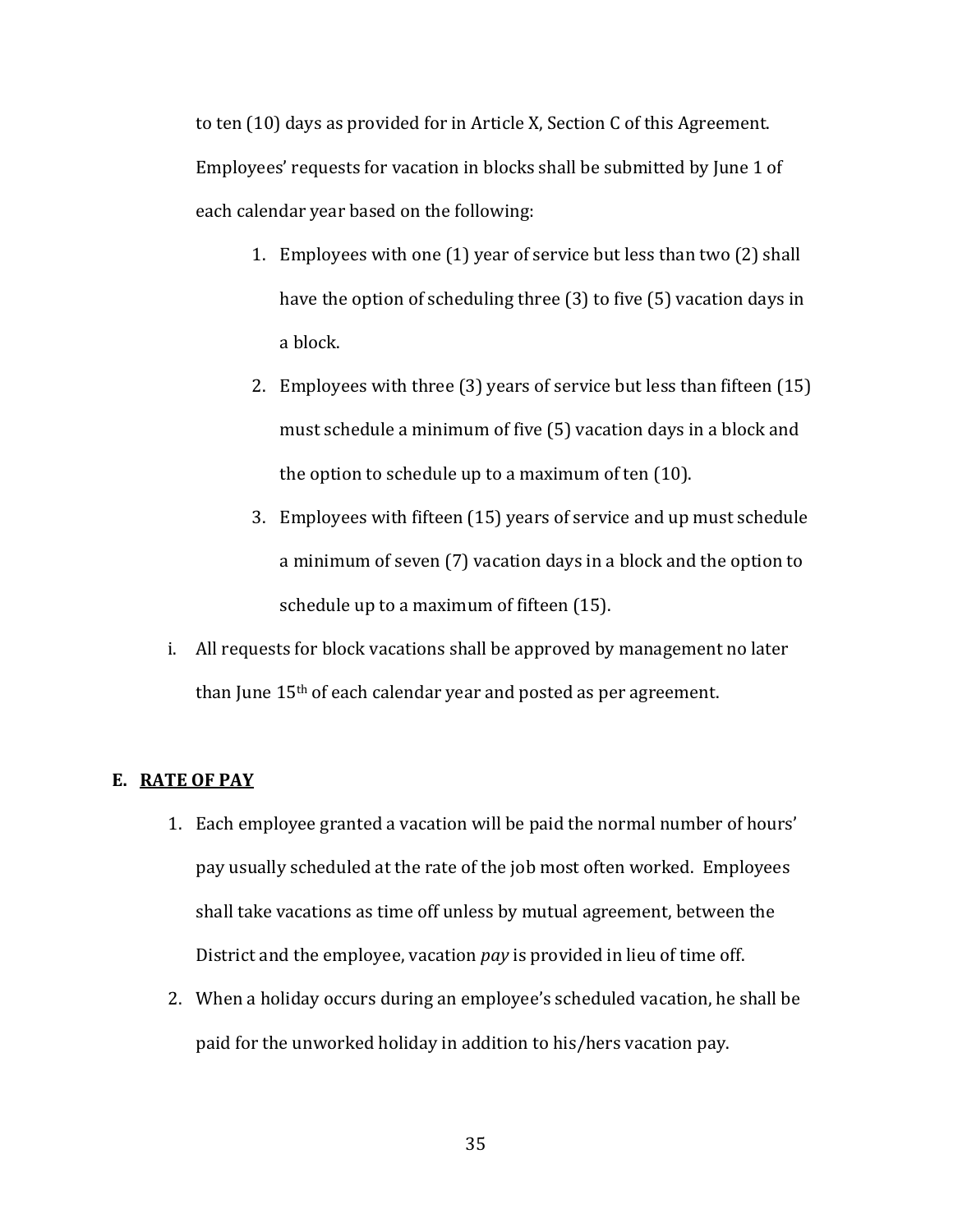to ten (10) days as provided for in Article X, Section C of this Agreement. Employees' requests for vacation in blocks shall be submitted by June 1 of each calendar year based on the following:

1. Employees with one (1) year of service but less than two (2) shall have the option of scheduling three (3) to five (5) vacation days in a block.
2. Employees with three (3) years of service but less than fifteen (15) must schedule a minimum of five (5) vacation days in a block and the option to schedule up to a maximum of ten (10).
3. Employees with fifteen (15) years of service and up must schedule a minimum of seven (7) vacation days in a block and the option to schedule up to a maximum of fifteen (15).

i. All requests for block vacations shall be approved by management no later than June 15th of each calendar year and posted as per agreement.

**E. <u>RATE OF PAY</u>**

1. Each employee granted a vacation will be paid the normal number of hours' pay usually scheduled at the rate of the job most often worked. Employees shall take vacations as time off unless by mutual agreement, between the District and the employee, vacation *pay* is provided in lieu of time off.
2. When a holiday occurs during an employee's scheduled vacation, he shall be paid for the unworked holiday in addition to his/hers vacation pay.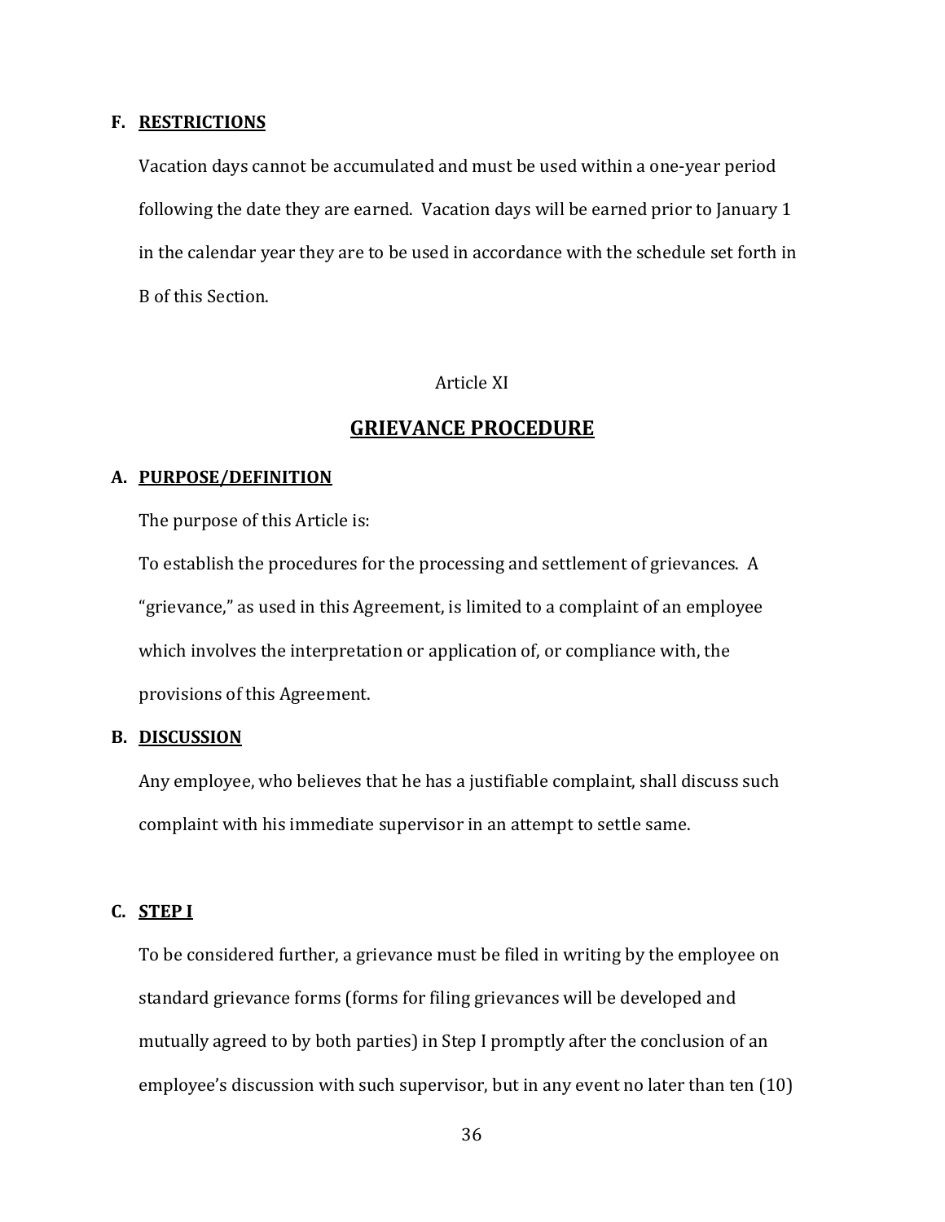**F. RESTRICTIONS**

Vacation days cannot be accumulated and must be used within a one-year period following the date they are earned. Vacation days will be earned prior to January 1 in the calendar year they are to be used in accordance with the schedule set forth in B of this Section.

Article XI

## GRIEVANCE PROCEDURE

**A. PURPOSE/DEFINITION**

The purpose of this Article is:

To establish the procedures for the processing and settlement of grievances. A "grievance," as used in this Agreement, is limited to a complaint of an employee which involves the interpretation or application of, or compliance with, the provisions of this Agreement.

**B. DISCUSSION**

Any employee, who believes that he has a justifiable complaint, shall discuss such complaint with his immediate supervisor in an attempt to settle same.

**C. STEP I**

To be considered further, a grievance must be filed in writing by the employee on standard grievance forms (forms for filing grievances will be developed and mutually agreed to by both parties) in Step I promptly after the conclusion of an employee's discussion with such supervisor, but in any event no later than ten (10)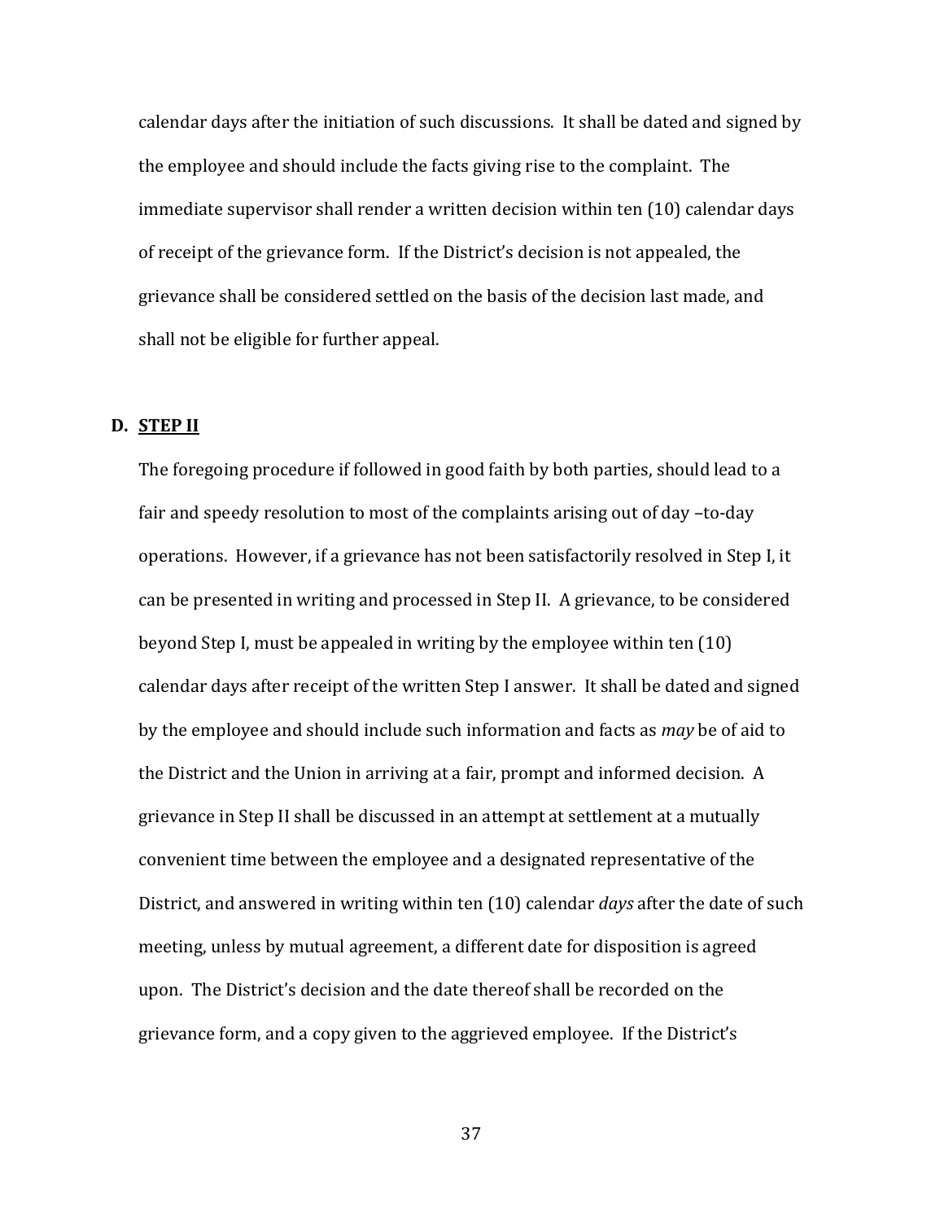calendar days after the initiation of such discussions. It shall be dated and signed by the employee and should include the facts giving rise to the complaint. The immediate supervisor shall render a written decision within ten (10) calendar days of receipt of the grievance form. If the District's decision is not appealed, the grievance shall be considered settled on the basis of the decision last made, and shall not be eligible for further appeal.

**D. STEP II**

The foregoing procedure if followed in good faith by both parties, should lead to a fair and speedy resolution to most of the complaints arising out of day –to-day operations. However, if a grievance has not been satisfactorily resolved in Step I, it can be presented in writing and processed in Step II. A grievance, to be considered beyond Step I, must be appealed in writing by the employee within ten (10) calendar days after receipt of the written Step I answer. It shall be dated and signed by the employee and should include such information and facts as *may* be of aid to the District and the Union in arriving at a fair, prompt and informed decision. A grievance in Step II shall be discussed in an attempt at settlement at a mutually convenient time between the employee and a designated representative of the District, and answered in writing within ten (10) calendar *days* after the date of such meeting, unless by mutual agreement, a different date for disposition is agreed upon. The District's decision and the date thereof shall be recorded on the grievance form, and a copy given to the aggrieved employee. If the District's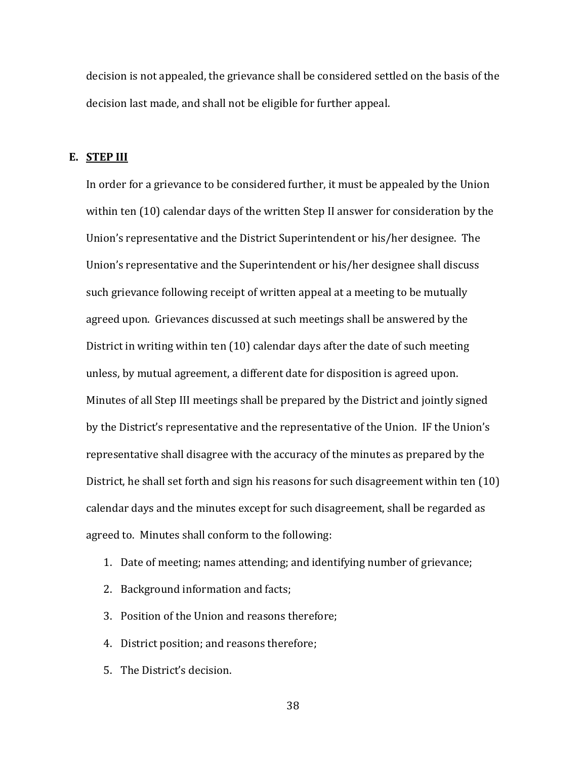decision is not appealed, the grievance shall be considered settled on the basis of the decision last made, and shall not be eligible for further appeal.

**E. STEP III**

In order for a grievance to be considered further, it must be appealed by the Union within ten (10) calendar days of the written Step II answer for consideration by the Union's representative and the District Superintendent or his/her designee. The Union's representative and the Superintendent or his/her designee shall discuss such grievance following receipt of written appeal at a meeting to be mutually agreed upon. Grievances discussed at such meetings shall be answered by the District in writing within ten (10) calendar days after the date of such meeting unless, by mutual agreement, a different date for disposition is agreed upon. Minutes of all Step III meetings shall be prepared by the District and jointly signed by the District's representative and the representative of the Union. IF the Union's representative shall disagree with the accuracy of the minutes as prepared by the District, he shall set forth and sign his reasons for such disagreement within ten (10) calendar days and the minutes except for such disagreement, shall be regarded as agreed to. Minutes shall conform to the following:

1. Date of meeting; names attending; and identifying number of grievance;
2. Background information and facts;
3. Position of the Union and reasons therefore;
4. District position; and reasons therefore;
5. The District's decision.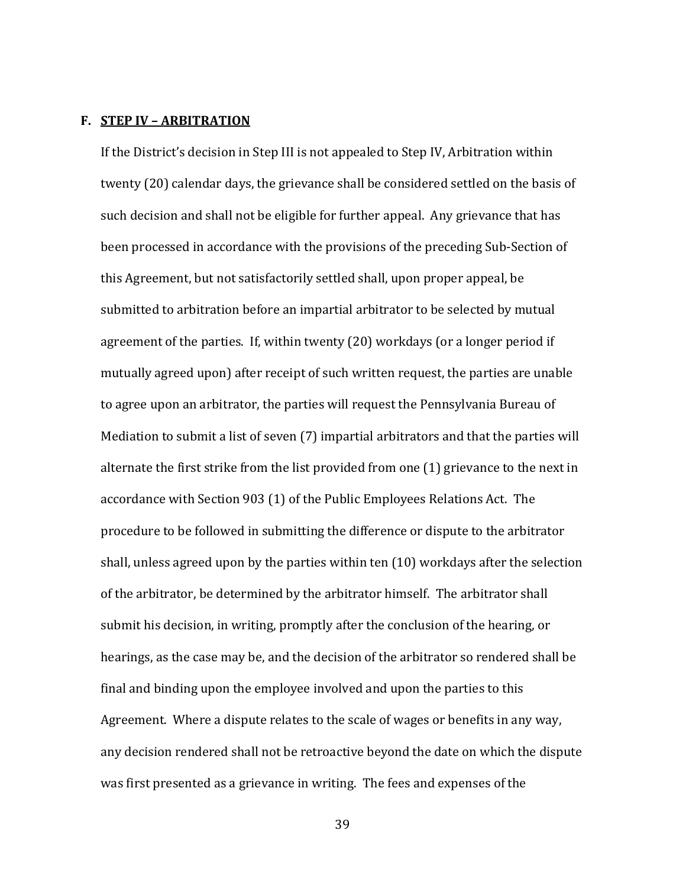### F. STEP IV – ARBITRATION

If the District's decision in Step III is not appealed to Step IV, Arbitration within twenty (20) calendar days, the grievance shall be considered settled on the basis of such decision and shall not be eligible for further appeal. Any grievance that has been processed in accordance with the provisions of the preceding Sub-Section of this Agreement, but not satisfactorily settled shall, upon proper appeal, be submitted to arbitration before an impartial arbitrator to be selected by mutual agreement of the parties. If, within twenty (20) workdays (or a longer period if mutually agreed upon) after receipt of such written request, the parties are unable to agree upon an arbitrator, the parties will request the Pennsylvania Bureau of Mediation to submit a list of seven (7) impartial arbitrators and that the parties will alternate the first strike from the list provided from one (1) grievance to the next in accordance with Section 903 (1) of the Public Employees Relations Act. The procedure to be followed in submitting the difference or dispute to the arbitrator shall, unless agreed upon by the parties within ten (10) workdays after the selection of the arbitrator, be determined by the arbitrator himself. The arbitrator shall submit his decision, in writing, promptly after the conclusion of the hearing, or hearings, as the case may be, and the decision of the arbitrator so rendered shall be final and binding upon the employee involved and upon the parties to this Agreement. Where a dispute relates to the scale of wages or benefits in any way, any decision rendered shall not be retroactive beyond the date on which the dispute was first presented as a grievance in writing. The fees and expenses of the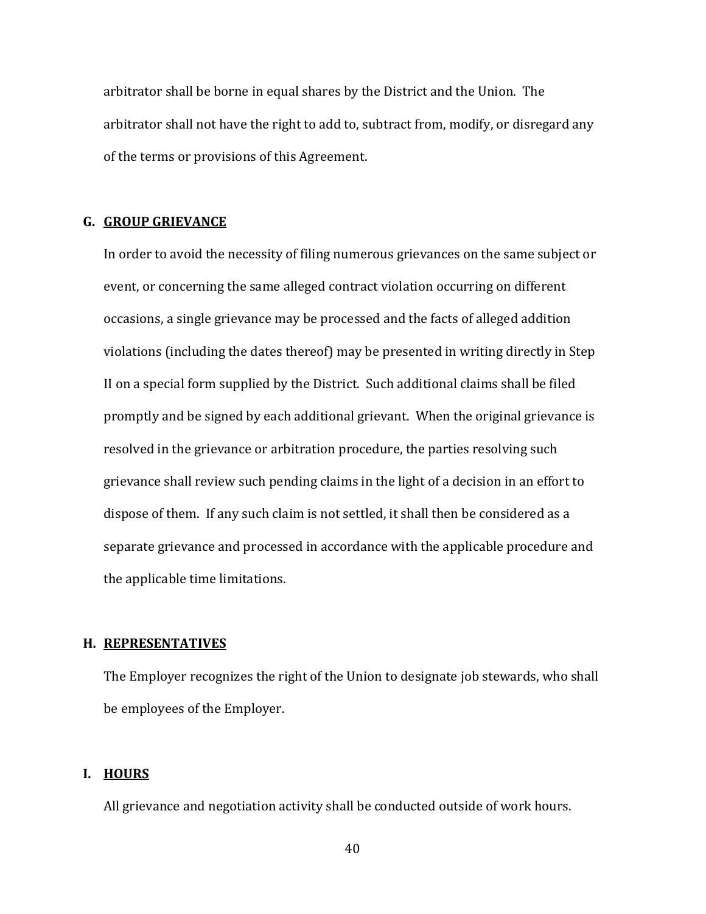arbitrator shall be borne in equal shares by the District and the Union. The arbitrator shall not have the right to add to, subtract from, modify, or disregard any of the terms or provisions of this Agreement.

**G. <u>GROUP GRIEVANCE</u>**

In order to avoid the necessity of filing numerous grievances on the same subject or event, or concerning the same alleged contract violation occurring on different occasions, a single grievance may be processed and the facts of alleged addition violations (including the dates thereof) may be presented in writing directly in Step II on a special form supplied by the District. Such additional claims shall be filed promptly and be signed by each additional grievant. When the original grievance is resolved in the grievance or arbitration procedure, the parties resolving such grievance shall review such pending claims in the light of a decision in an effort to dispose of them. If any such claim is not settled, it shall then be considered as a separate grievance and processed in accordance with the applicable procedure and the applicable time limitations.

**H. <u>REPRESENTATIVES</u>**

The Employer recognizes the right of the Union to designate job stewards, who shall be employees of the Employer.

**I. <u>HOURS</u>**

All grievance and negotiation activity shall be conducted outside of work hours.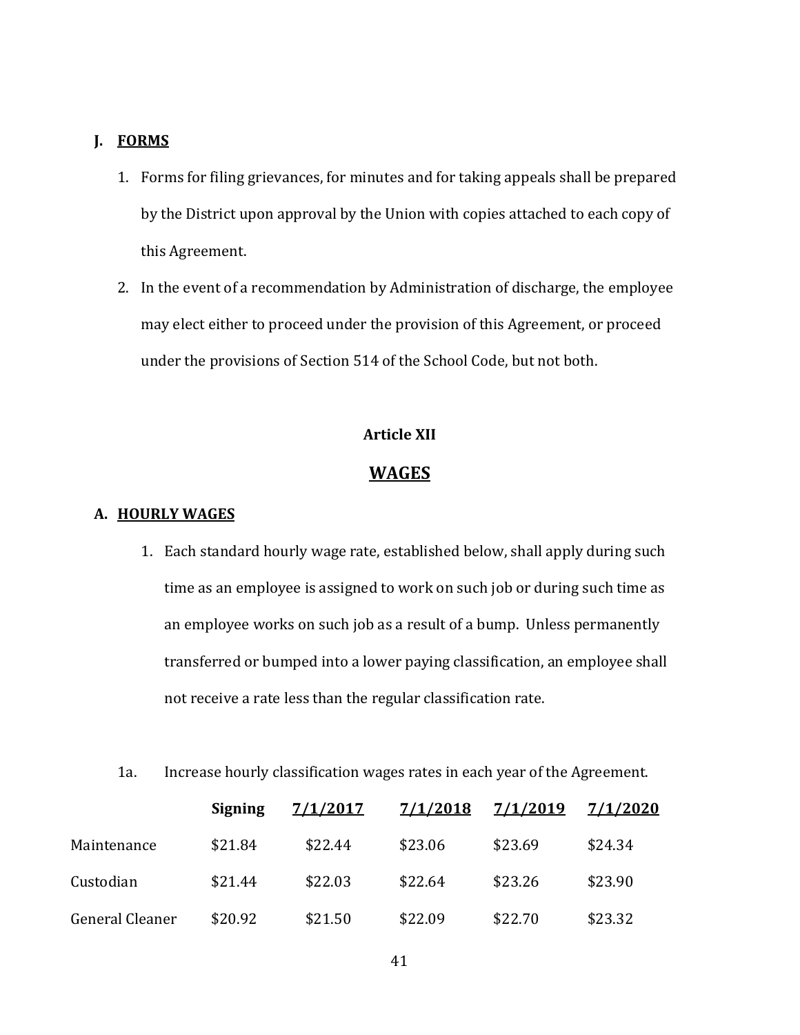**J. FORMS**

1. Forms for filing grievances, for minutes and for taking appeals shall be prepared by the District upon approval by the Union with copies attached to each copy of this Agreement.
2. In the event of a recommendation by Administration of discharge, the employee may elect either to proceed under the provision of this Agreement, or proceed under the provisions of Section 514 of the School Code, but not both.

## Article XII

## WAGES

**A. HOURLY WAGES**

1. Each standard hourly wage rate, established below, shall apply during such time as an employee is assigned to work on such job or during such time as an employee works on such job as a result of a bump. Unless permanently transferred or bumped into a lower paying classification, an employee shall not receive a rate less than the regular classification rate.

1a. Increase hourly classification wages rates in each year of the Agreement.

| | Signing | 7/1/2017 | 7/1/2018 | 7/1/2019 | 7/1/2020 |
|---|---|---|---|---|---|
| Maintenance | $21.84 | $22.44 | $23.06 | $23.69 | $24.34 |
| Custodian | $21.44 | $22.03 | $22.64 | $23.26 | $23.90 |
| General Cleaner | $20.92 | $21.50 | $22.09 | $22.70 | $23.32 |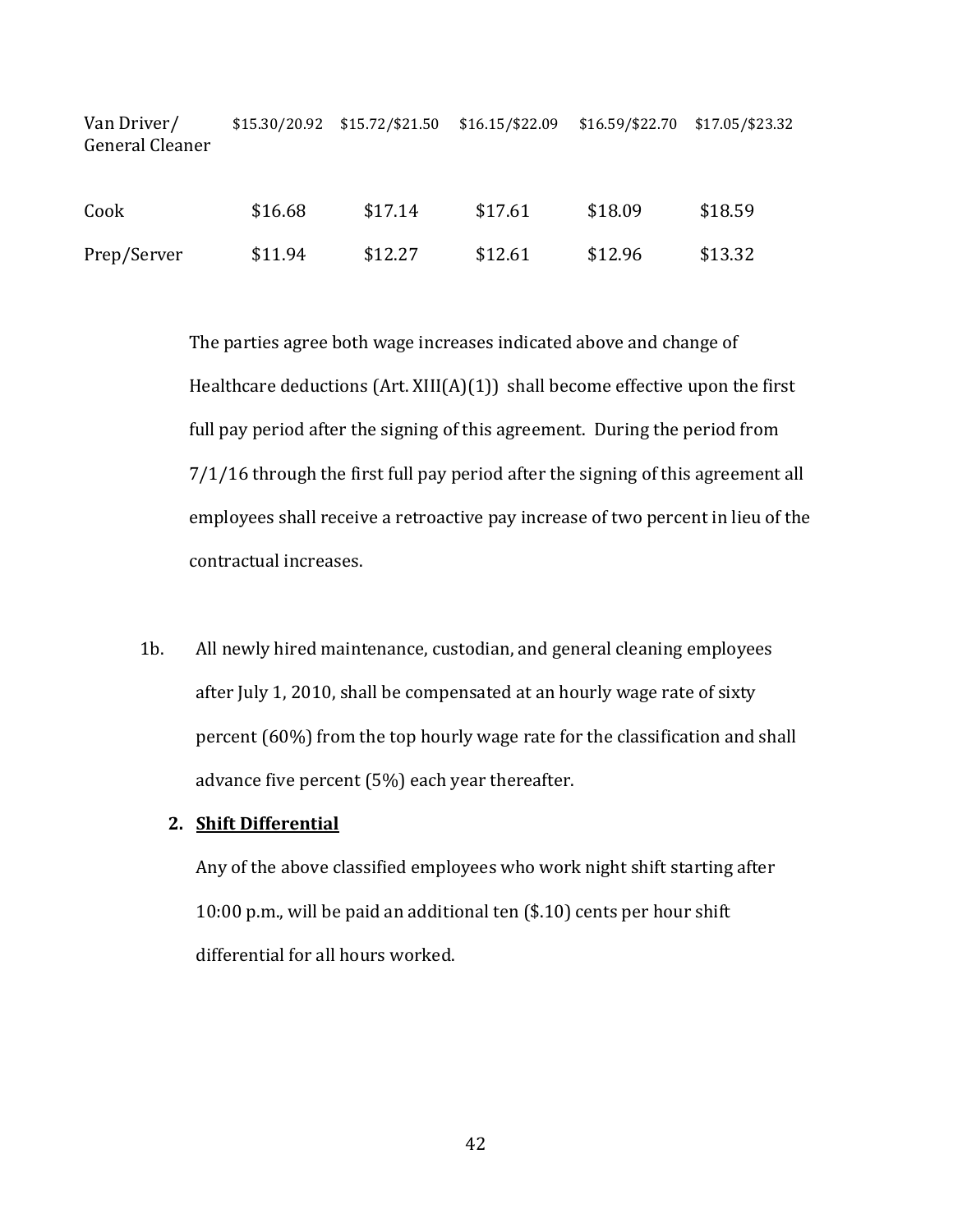| | | | | | |
|---|---|---|---|---|---|
| Van Driver/ General Cleaner | $15.30/20.92 | $15.72/$21.50 | $16.15/$22.09 | $16.59/$22.70 | $17.05/$23.32 |
| Cook | $16.68 | $17.14 | $17.61 | $18.09 | $18.59 |
| Prep/Server | $11.94 | $12.27 | $12.61 | $12.96 | $13.32 |

The parties agree both wage increases indicated above and change of Healthcare deductions (Art. XIII(A)(1)) shall become effective upon the first full pay period after the signing of this agreement. During the period from 7/1/16 through the first full pay period after the signing of this agreement all employees shall receive a retroactive pay increase of two percent in lieu of the contractual increases.

1b. All newly hired maintenance, custodian, and general cleaning employees after July 1, 2010, shall be compensated at an hourly wage rate of sixty percent (60%) from the top hourly wage rate for the classification and shall advance five percent (5%) each year thereafter.

2. **<u>Shift Differential</u>**

   Any of the above classified employees who work night shift starting after 10:00 p.m., will be paid an additional ten ($.10) cents per hour shift differential for all hours worked.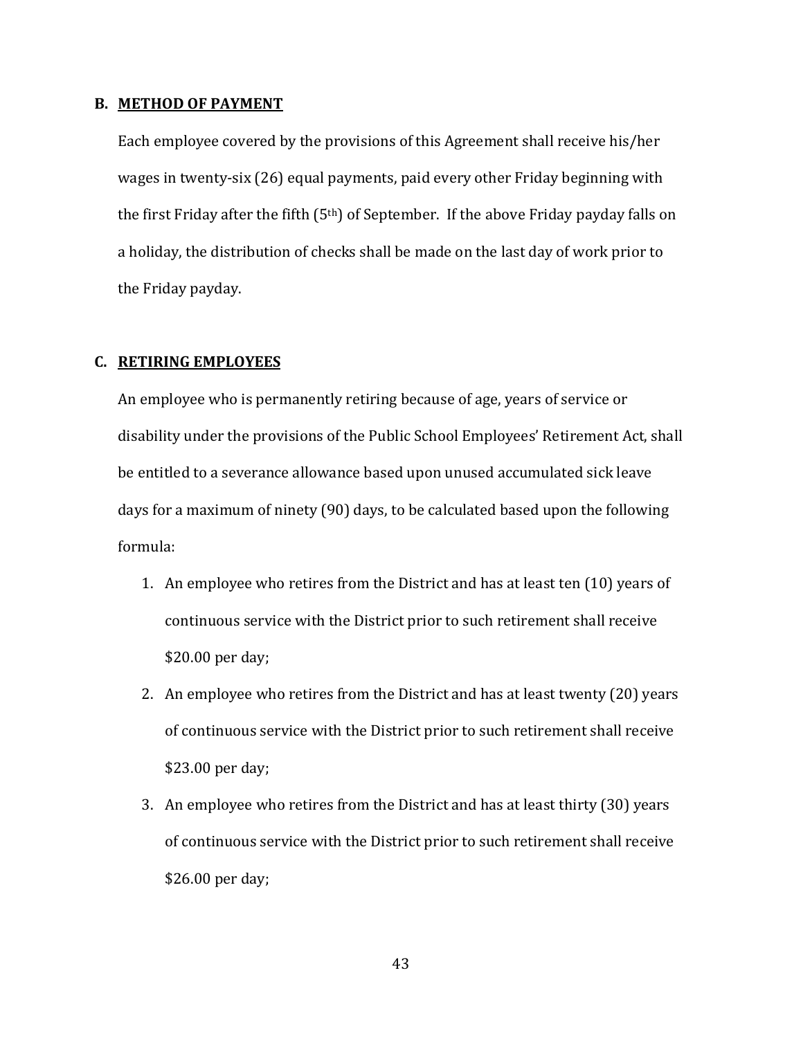### B. METHOD OF PAYMENT

Each employee covered by the provisions of this Agreement shall receive his/her wages in twenty-six (26) equal payments, paid every other Friday beginning with the first Friday after the fifth (5th) of September. If the above Friday payday falls on a holiday, the distribution of checks shall be made on the last day of work prior to the Friday payday.

### C. RETIRING EMPLOYEES

An employee who is permanently retiring because of age, years of service or disability under the provisions of the Public School Employees' Retirement Act, shall be entitled to a severance allowance based upon unused accumulated sick leave days for a maximum of ninety (90) days, to be calculated based upon the following formula:

1. An employee who retires from the District and has at least ten (10) years of continuous service with the District prior to such retirement shall receive $20.00 per day;
2. An employee who retires from the District and has at least twenty (20) years of continuous service with the District prior to such retirement shall receive $23.00 per day;
3. An employee who retires from the District and has at least thirty (30) years of continuous service with the District prior to such retirement shall receive $26.00 per day;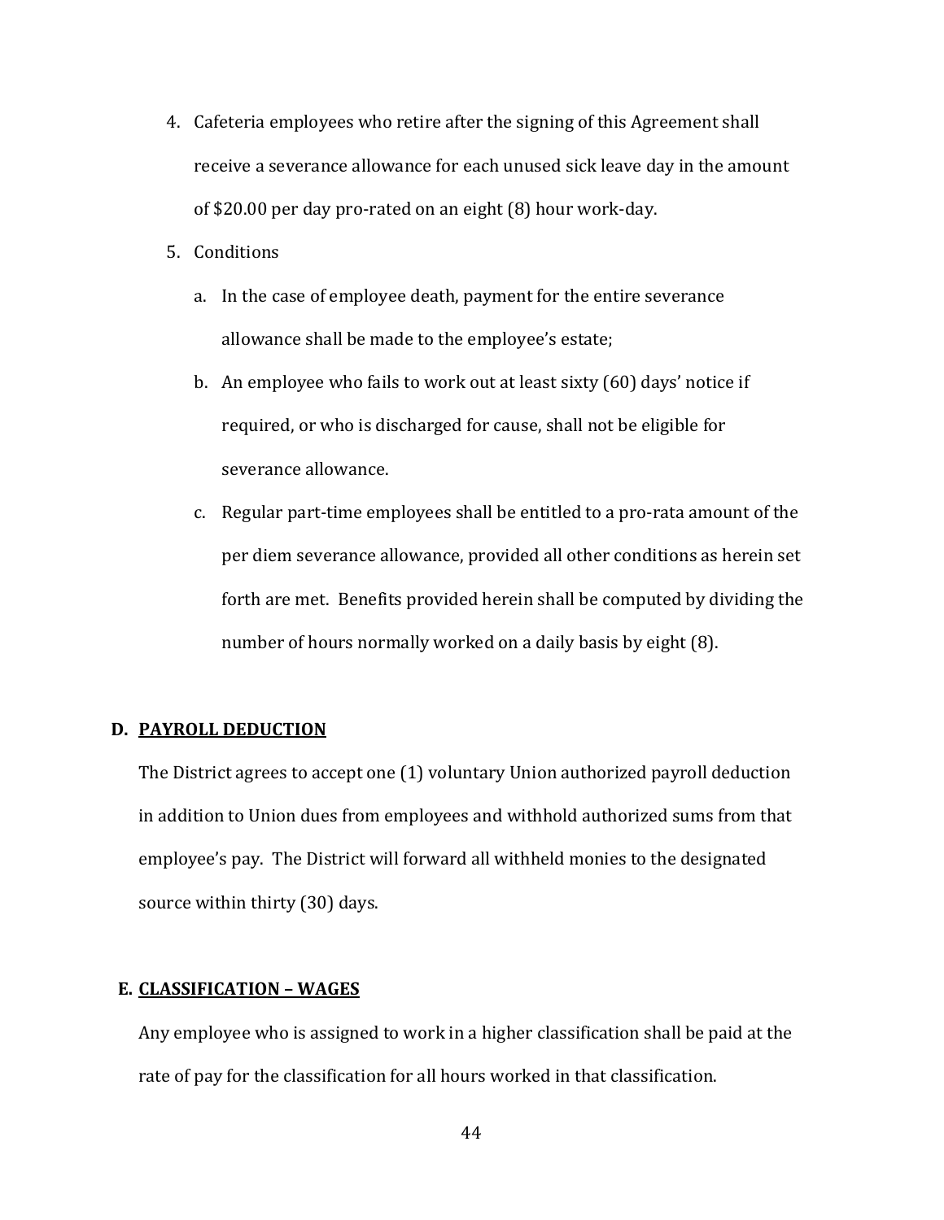4. Cafeteria employees who retire after the signing of this Agreement shall receive a severance allowance for each unused sick leave day in the amount of $20.00 per day pro-rated on an eight (8) hour work-day.
5. Conditions
   a. In the case of employee death, payment for the entire severance allowance shall be made to the employee's estate;
   b. An employee who fails to work out at least sixty (60) days' notice if required, or who is discharged for cause, shall not be eligible for severance allowance.
   c. Regular part-time employees shall be entitled to a pro-rata amount of the per diem severance allowance, provided all other conditions as herein set forth are met. Benefits provided herein shall be computed by dividing the number of hours normally worked on a daily basis by eight (8).

### D. PAYROLL DEDUCTION

The District agrees to accept one (1) voluntary Union authorized payroll deduction in addition to Union dues from employees and withhold authorized sums from that employee's pay. The District will forward all withheld monies to the designated source within thirty (30) days.

### E. CLASSIFICATION – WAGES

Any employee who is assigned to work in a higher classification shall be paid at the rate of pay for the classification for all hours worked in that classification.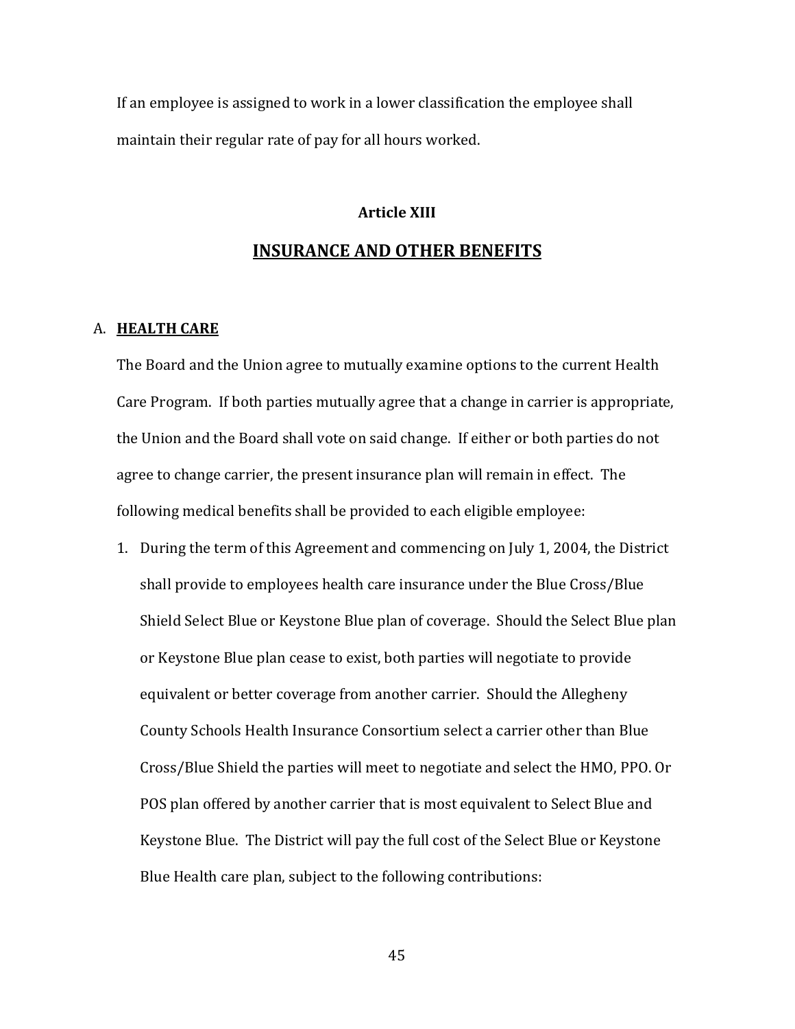If an employee is assigned to work in a lower classification the employee shall maintain their regular rate of pay for all hours worked.

## Article XIII

## INSURANCE AND OTHER BENEFITS

A. **HEALTH CARE**

The Board and the Union agree to mutually examine options to the current Health Care Program. If both parties mutually agree that a change in carrier is appropriate, the Union and the Board shall vote on said change. If either or both parties do not agree to change carrier, the present insurance plan will remain in effect. The following medical benefits shall be provided to each eligible employee:

1. During the term of this Agreement and commencing on July 1, 2004, the District shall provide to employees health care insurance under the Blue Cross/Blue Shield Select Blue or Keystone Blue plan of coverage. Should the Select Blue plan or Keystone Blue plan cease to exist, both parties will negotiate to provide equivalent or better coverage from another carrier. Should the Allegheny County Schools Health Insurance Consortium select a carrier other than Blue Cross/Blue Shield the parties will meet to negotiate and select the HMO, PPO. Or POS plan offered by another carrier that is most equivalent to Select Blue and Keystone Blue. The District will pay the full cost of the Select Blue or Keystone Blue Health care plan, subject to the following contributions: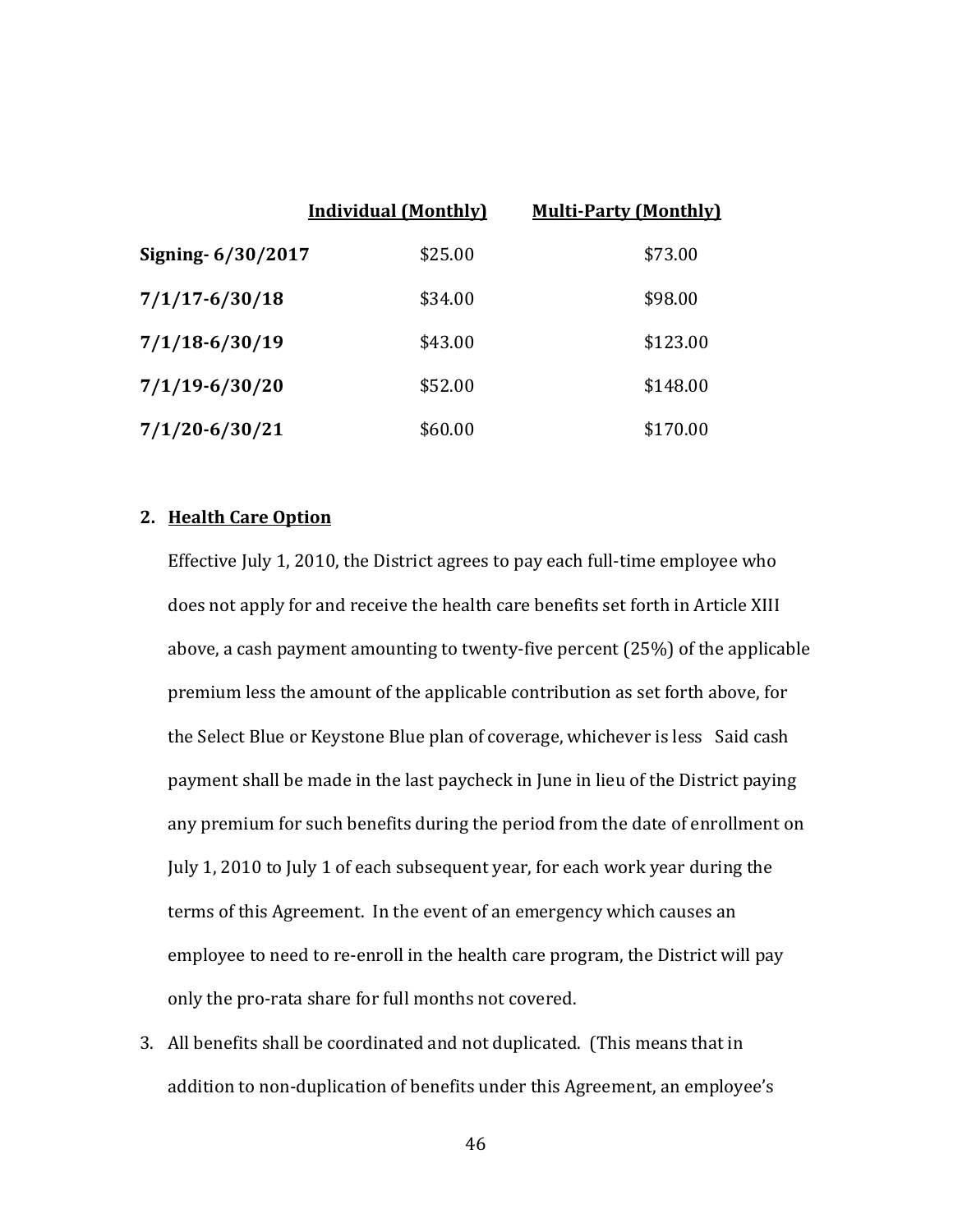| | **Individual (Monthly)** | **Multi-Party (Monthly)** |
|---|---|---|
| **Signing- 6/30/2017** | $25.00 | $73.00 |
| **7/1/17-6/30/18** | $34.00 | $98.00 |
| **7/1/18-6/30/19** | $43.00 | $123.00 |
| **7/1/19-6/30/20** | $52.00 | $148.00 |
| **7/1/20-6/30/21** | $60.00 | $170.00 |

2. **Health Care Option**

   Effective July 1, 2010, the District agrees to pay each full-time employee who does not apply for and receive the health care benefits set forth in Article XIII above, a cash payment amounting to twenty-five percent (25%) of the applicable premium less the amount of the applicable contribution as set forth above, for the Select Blue or Keystone Blue plan of coverage, whichever is less Said cash payment shall be made in the last paycheck in June in lieu of the District paying any premium for such benefits during the period from the date of enrollment on July 1, 2010 to July 1 of each subsequent year, for each work year during the terms of this Agreement. In the event of an emergency which causes an employee to need to re-enroll in the health care program, the District will pay only the pro-rata share for full months not covered.

3. All benefits shall be coordinated and not duplicated. (This means that in addition to non-duplication of benefits under this Agreement, an employee's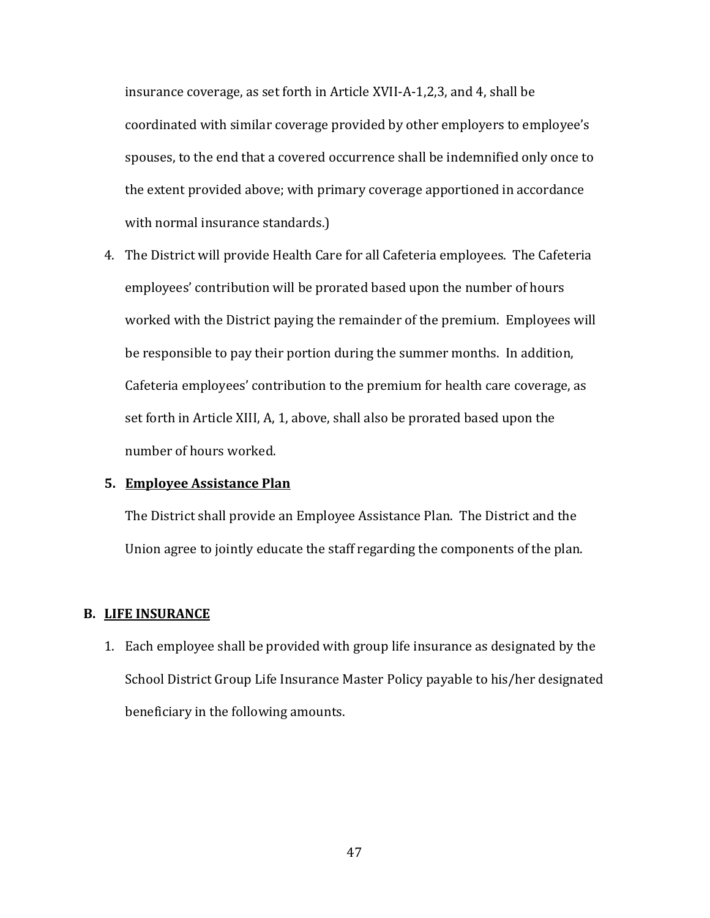insurance coverage, as set forth in Article XVII-A-1,2,3, and 4, shall be coordinated with similar coverage provided by other employers to employee's spouses, to the end that a covered occurrence shall be indemnified only once to the extent provided above; with primary coverage apportioned in accordance with normal insurance standards.)

4. The District will provide Health Care for all Cafeteria employees. The Cafeteria employees' contribution will be prorated based upon the number of hours worked with the District paying the remainder of the premium. Employees will be responsible to pay their portion during the summer months. In addition, Cafeteria employees' contribution to the premium for health care coverage, as set forth in Article XIII, A, 1, above, shall also be prorated based upon the number of hours worked.

5. **Employee Assistance Plan**

   The District shall provide an Employee Assistance Plan. The District and the Union agree to jointly educate the staff regarding the components of the plan.

## B. LIFE INSURANCE

1. Each employee shall be provided with group life insurance as designated by the School District Group Life Insurance Master Policy payable to his/her designated beneficiary in the following amounts.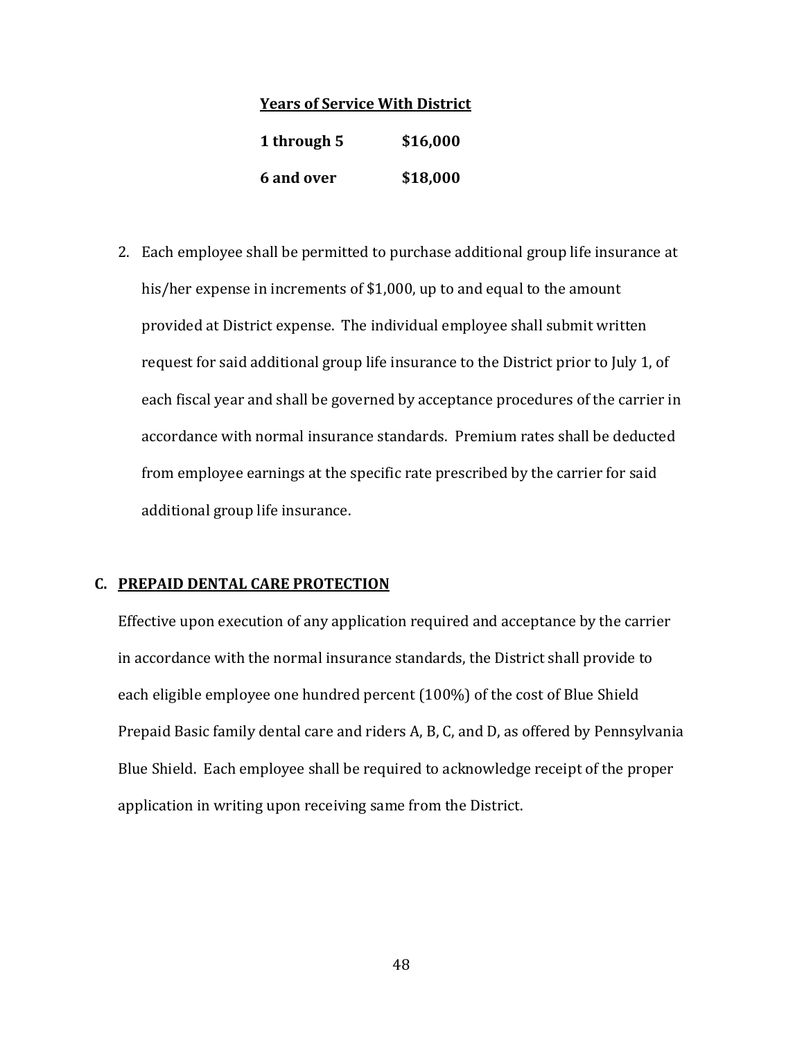| **Years of Service With District** | |
|---|---|
| **1 through 5** | **$16,000** |
| **6 and over** | **$18,000** |

2. Each employee shall be permitted to purchase additional group life insurance at his/her expense in increments of $1,000, up to and equal to the amount provided at District expense. The individual employee shall submit written request for said additional group life insurance to the District prior to July 1, of each fiscal year and shall be governed by acceptance procedures of the carrier in accordance with normal insurance standards. Premium rates shall be deducted from employee earnings at the specific rate prescribed by the carrier for said additional group life insurance.

**C. PREPAID DENTAL CARE PROTECTION**

Effective upon execution of any application required and acceptance by the carrier in accordance with the normal insurance standards, the District shall provide to each eligible employee one hundred percent (100%) of the cost of Blue Shield Prepaid Basic family dental care and riders A, B, C, and D, as offered by Pennsylvania Blue Shield. Each employee shall be required to acknowledge receipt of the proper application in writing upon receiving same from the District.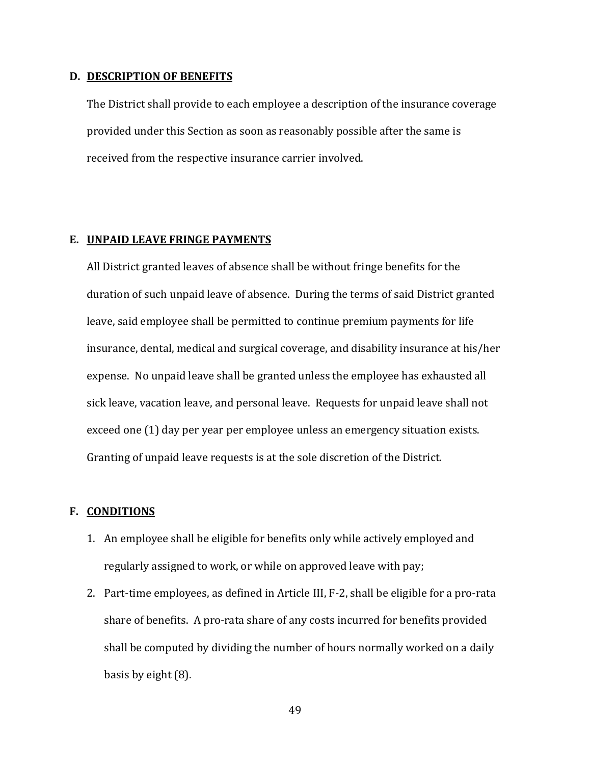### D. DESCRIPTION OF BENEFITS

The District shall provide to each employee a description of the insurance coverage provided under this Section as soon as reasonably possible after the same is received from the respective insurance carrier involved.

### E. UNPAID LEAVE FRINGE PAYMENTS

All District granted leaves of absence shall be without fringe benefits for the duration of such unpaid leave of absence. During the terms of said District granted leave, said employee shall be permitted to continue premium payments for life insurance, dental, medical and surgical coverage, and disability insurance at his/her expense. No unpaid leave shall be granted unless the employee has exhausted all sick leave, vacation leave, and personal leave. Requests for unpaid leave shall not exceed one (1) day per year per employee unless an emergency situation exists. Granting of unpaid leave requests is at the sole discretion of the District.

### F. CONDITIONS

1. An employee shall be eligible for benefits only while actively employed and regularly assigned to work, or while on approved leave with pay;
2. Part-time employees, as defined in Article III, F-2, shall be eligible for a pro-rata share of benefits. A pro-rata share of any costs incurred for benefits provided shall be computed by dividing the number of hours normally worked on a daily basis by eight (8).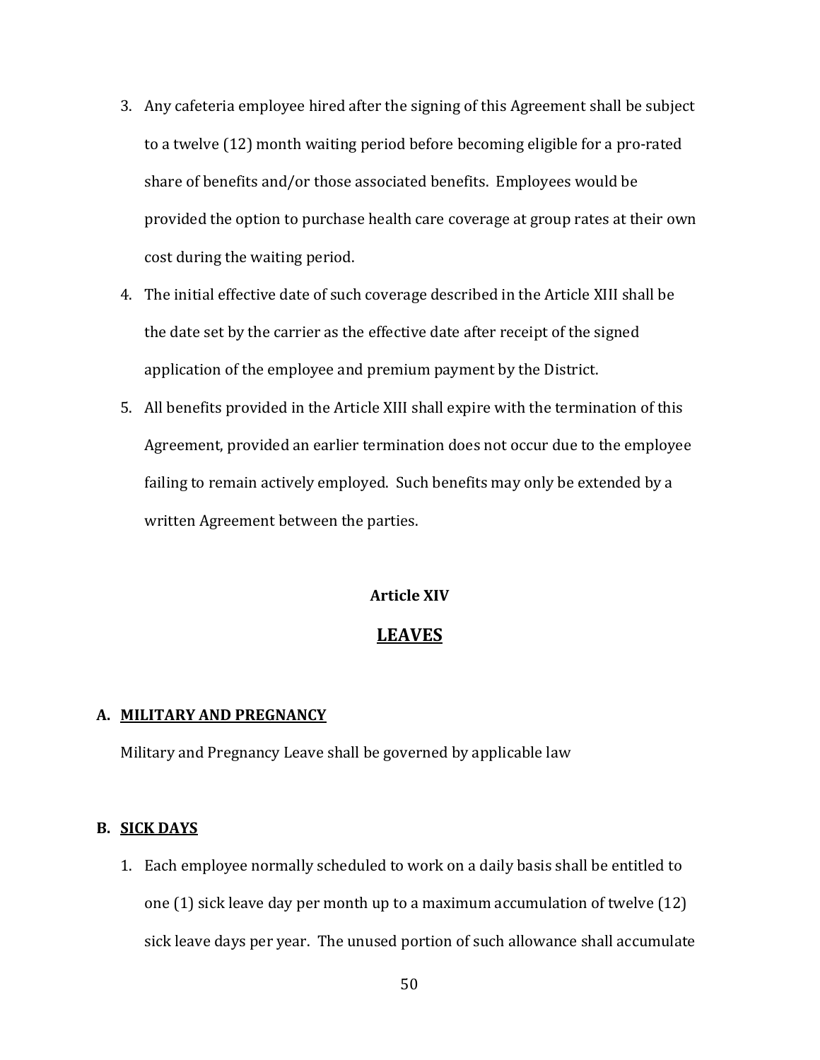3. Any cafeteria employee hired after the signing of this Agreement shall be subject to a twelve (12) month waiting period before becoming eligible for a pro-rated share of benefits and/or those associated benefits. Employees would be provided the option to purchase health care coverage at group rates at their own cost during the waiting period.
4. The initial effective date of such coverage described in the Article XIII shall be the date set by the carrier as the effective date after receipt of the signed application of the employee and premium payment by the District.
5. All benefits provided in the Article XIII shall expire with the termination of this Agreement, provided an earlier termination does not occur due to the employee failing to remain actively employed. Such benefits may only be extended by a written Agreement between the parties.

## Article XIV

## LEAVES

### A. MILITARY AND PREGNANCY

Military and Pregnancy Leave shall be governed by applicable law

### B. SICK DAYS

1. Each employee normally scheduled to work on a daily basis shall be entitled to one (1) sick leave day per month up to a maximum accumulation of twelve (12) sick leave days per year. The unused portion of such allowance shall accumulate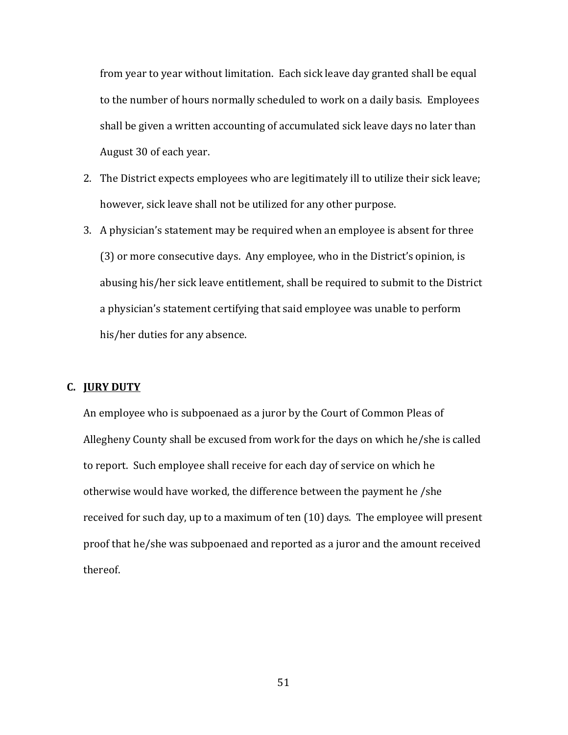from year to year without limitation. Each sick leave day granted shall be equal to the number of hours normally scheduled to work on a daily basis. Employees shall be given a written accounting of accumulated sick leave days no later than August 30 of each year.

2. The District expects employees who are legitimately ill to utilize their sick leave; however, sick leave shall not be utilized for any other purpose.
3. A physician's statement may be required when an employee is absent for three (3) or more consecutive days. Any employee, who in the District's opinion, is abusing his/her sick leave entitlement, shall be required to submit to the District a physician's statement certifying that said employee was unable to perform his/her duties for any absence.

**C. <u>JURY DUTY</u>**

An employee who is subpoenaed as a juror by the Court of Common Pleas of Allegheny County shall be excused from work for the days on which he/she is called to report. Such employee shall receive for each day of service on which he otherwise would have worked, the difference between the payment he /she received for such day, up to a maximum of ten (10) days. The employee will present proof that he/she was subpoenaed and reported as a juror and the amount received thereof.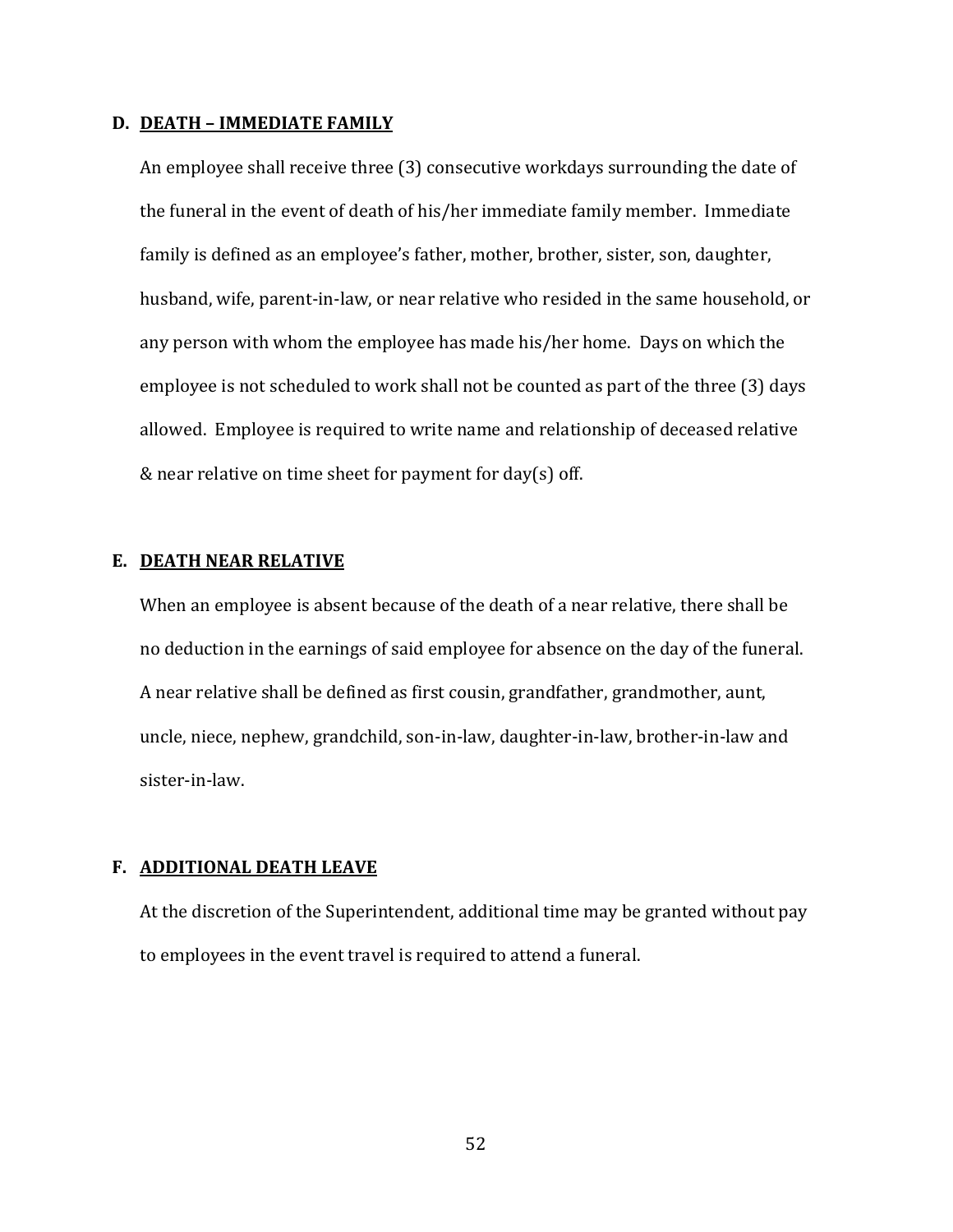### D. DEATH – IMMEDIATE FAMILY

An employee shall receive three (3) consecutive workdays surrounding the date of the funeral in the event of death of his/her immediate family member. Immediate family is defined as an employee's father, mother, brother, sister, son, daughter, husband, wife, parent-in-law, or near relative who resided in the same household, or any person with whom the employee has made his/her home. Days on which the employee is not scheduled to work shall not be counted as part of the three (3) days allowed. Employee is required to write name and relationship of deceased relative & near relative on time sheet for payment for day(s) off.

### E. DEATH NEAR RELATIVE

When an employee is absent because of the death of a near relative, there shall be no deduction in the earnings of said employee for absence on the day of the funeral. A near relative shall be defined as first cousin, grandfather, grandmother, aunt, uncle, niece, nephew, grandchild, son-in-law, daughter-in-law, brother-in-law and sister-in-law.

### F. ADDITIONAL DEATH LEAVE

At the discretion of the Superintendent, additional time may be granted without pay to employees in the event travel is required to attend a funeral.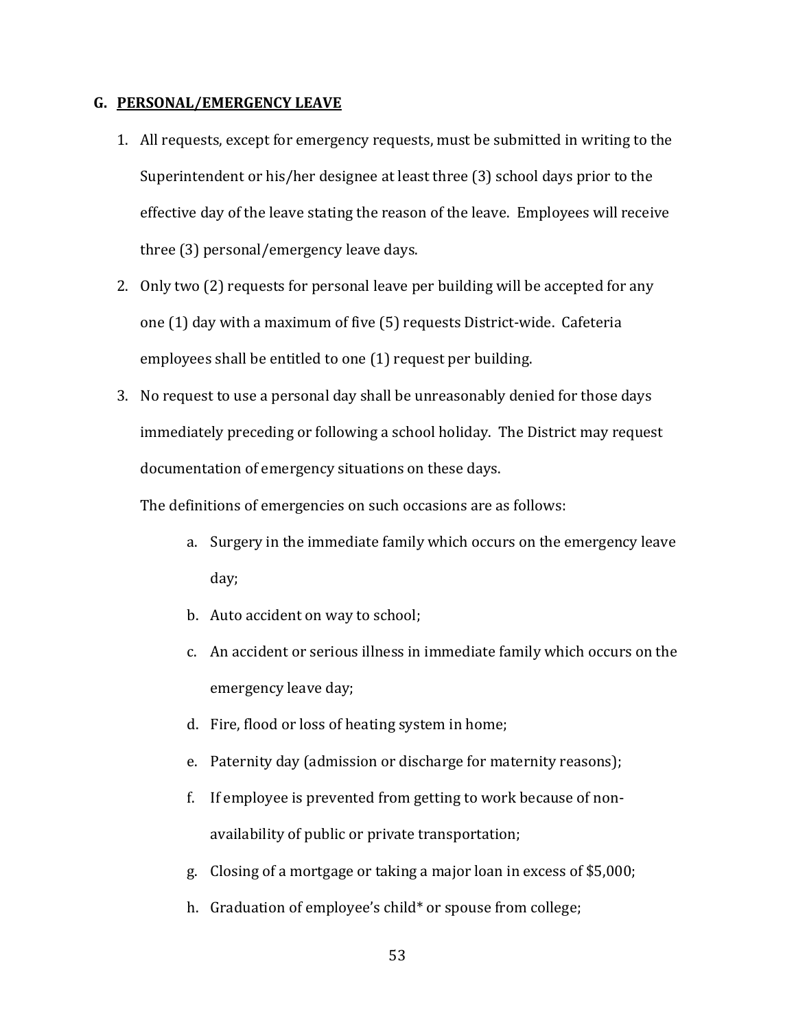## G. PERSONAL/EMERGENCY LEAVE

1. All requests, except for emergency requests, must be submitted in writing to the Superintendent or his/her designee at least three (3) school days prior to the effective day of the leave stating the reason of the leave. Employees will receive three (3) personal/emergency leave days.
2. Only two (2) requests for personal leave per building will be accepted for any one (1) day with a maximum of five (5) requests District-wide. Cafeteria employees shall be entitled to one (1) request per building.
3. No request to use a personal day shall be unreasonably denied for those days immediately preceding or following a school holiday. The District may request documentation of emergency situations on these days.

   The definitions of emergencies on such occasions are as follows:

   a. Surgery in the immediate family which occurs on the emergency leave day;
   b. Auto accident on way to school;
   c. An accident or serious illness in immediate family which occurs on the emergency leave day;
   d. Fire, flood or loss of heating system in home;
   e. Paternity day (admission or discharge for maternity reasons);
   f. If employee is prevented from getting to work because of non-availability of public or private transportation;
   g. Closing of a mortgage or taking a major loan in excess of $5,000;
   h. Graduation of employee's child* or spouse from college;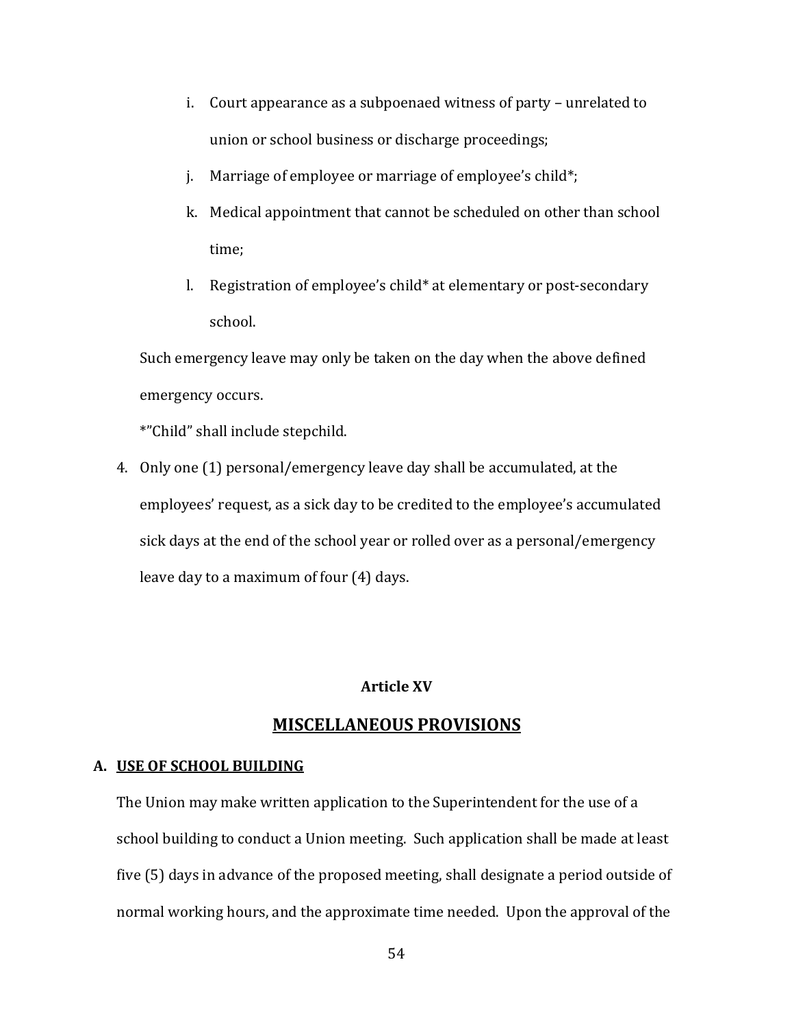i. Court appearance as a subpoenaed witness of party – unrelated to union or school business or discharge proceedings;
j. Marriage of employee or marriage of employee's child*;
k. Medical appointment that cannot be scheduled on other than school time;
l. Registration of employee's child* at elementary or post-secondary school.

Such emergency leave may only be taken on the day when the above defined emergency occurs.

*"Child" shall include stepchild.

4. Only one (1) personal/emergency leave day shall be accumulated, at the employees' request, as a sick day to be credited to the employee's accumulated sick days at the end of the school year or rolled over as a personal/emergency leave day to a maximum of four (4) days.

**Article XV**

## MISCELLANEOUS PROVISIONS

### A. USE OF SCHOOL BUILDING

The Union may make written application to the Superintendent for the use of a school building to conduct a Union meeting. Such application shall be made at least five (5) days in advance of the proposed meeting, shall designate a period outside of normal working hours, and the approximate time needed. Upon the approval of the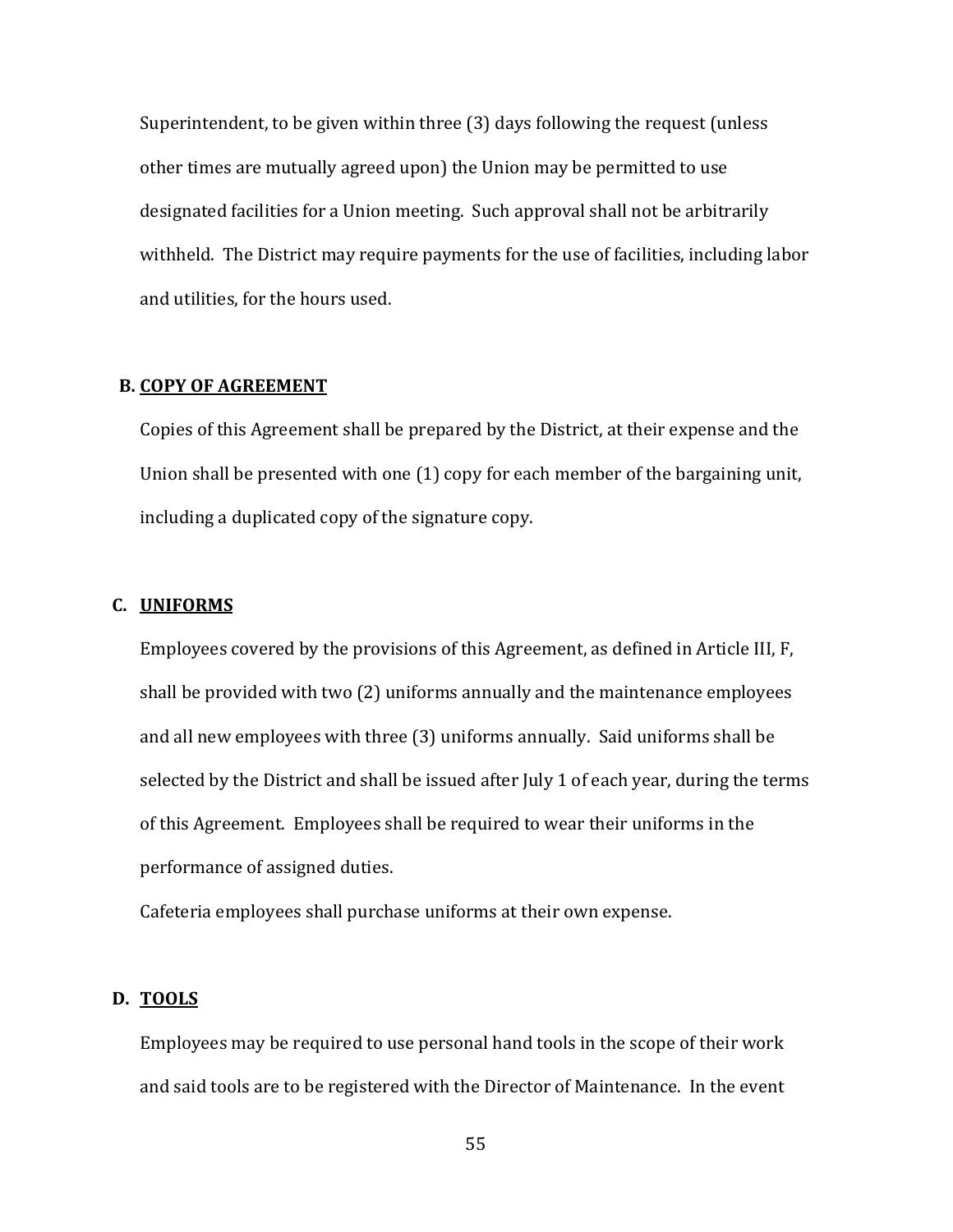Superintendent, to be given within three (3) days following the request (unless other times are mutually agreed upon) the Union may be permitted to use designated facilities for a Union meeting. Such approval shall not be arbitrarily withheld. The District may require payments for the use of facilities, including labor and utilities, for the hours used.

**B. COPY OF AGREEMENT**

Copies of this Agreement shall be prepared by the District, at their expense and the Union shall be presented with one (1) copy for each member of the bargaining unit, including a duplicated copy of the signature copy.

**C. UNIFORMS**

Employees covered by the provisions of this Agreement, as defined in Article III, F, shall be provided with two (2) uniforms annually and the maintenance employees and all new employees with three (3) uniforms annually. Said uniforms shall be selected by the District and shall be issued after July 1 of each year, during the terms of this Agreement. Employees shall be required to wear their uniforms in the performance of assigned duties.

Cafeteria employees shall purchase uniforms at their own expense.

**D. TOOLS**

Employees may be required to use personal hand tools in the scope of their work and said tools are to be registered with the Director of Maintenance. In the event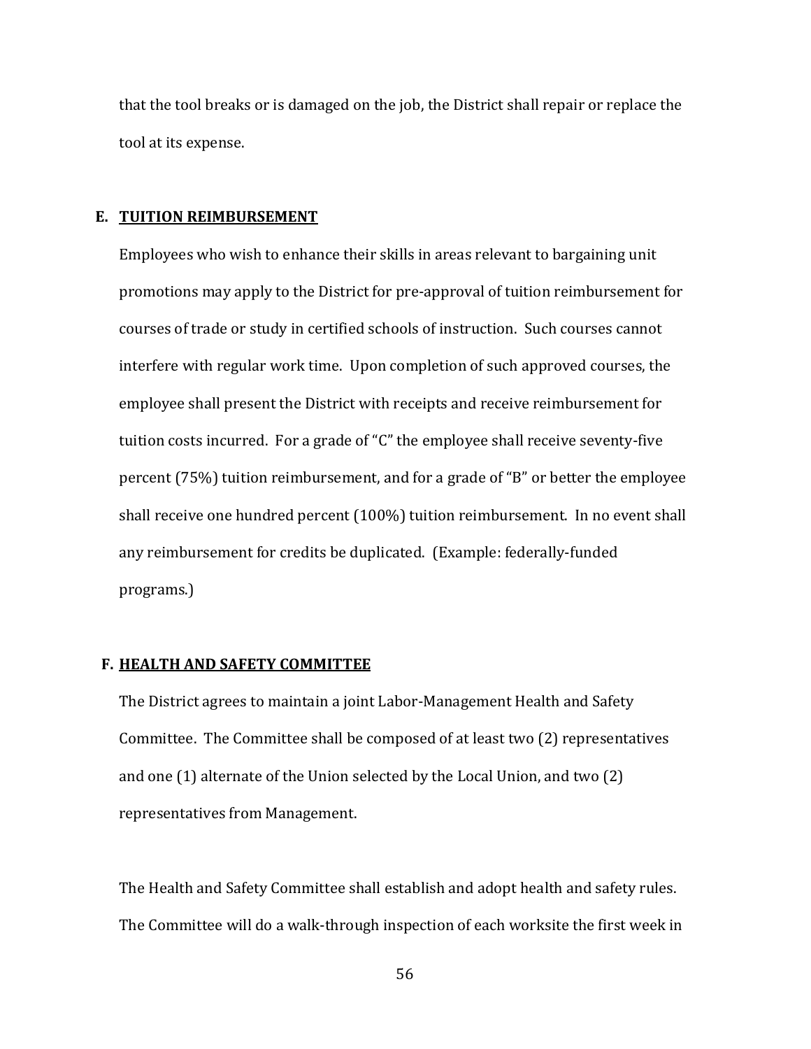that the tool breaks or is damaged on the job, the District shall repair or replace the tool at its expense.

**E. <u>TUITION REIMBURSEMENT</u>**

Employees who wish to enhance their skills in areas relevant to bargaining unit promotions may apply to the District for pre-approval of tuition reimbursement for courses of trade or study in certified schools of instruction. Such courses cannot interfere with regular work time. Upon completion of such approved courses, the employee shall present the District with receipts and receive reimbursement for tuition costs incurred. For a grade of "C" the employee shall receive seventy-five percent (75%) tuition reimbursement, and for a grade of "B" or better the employee shall receive one hundred percent (100%) tuition reimbursement. In no event shall any reimbursement for credits be duplicated. (Example: federally-funded programs.)

**F. <u>HEALTH AND SAFETY COMMITTEE</u>**

The District agrees to maintain a joint Labor-Management Health and Safety Committee. The Committee shall be composed of at least two (2) representatives and one (1) alternate of the Union selected by the Local Union, and two (2) representatives from Management.

The Health and Safety Committee shall establish and adopt health and safety rules. The Committee will do a walk-through inspection of each worksite the first week in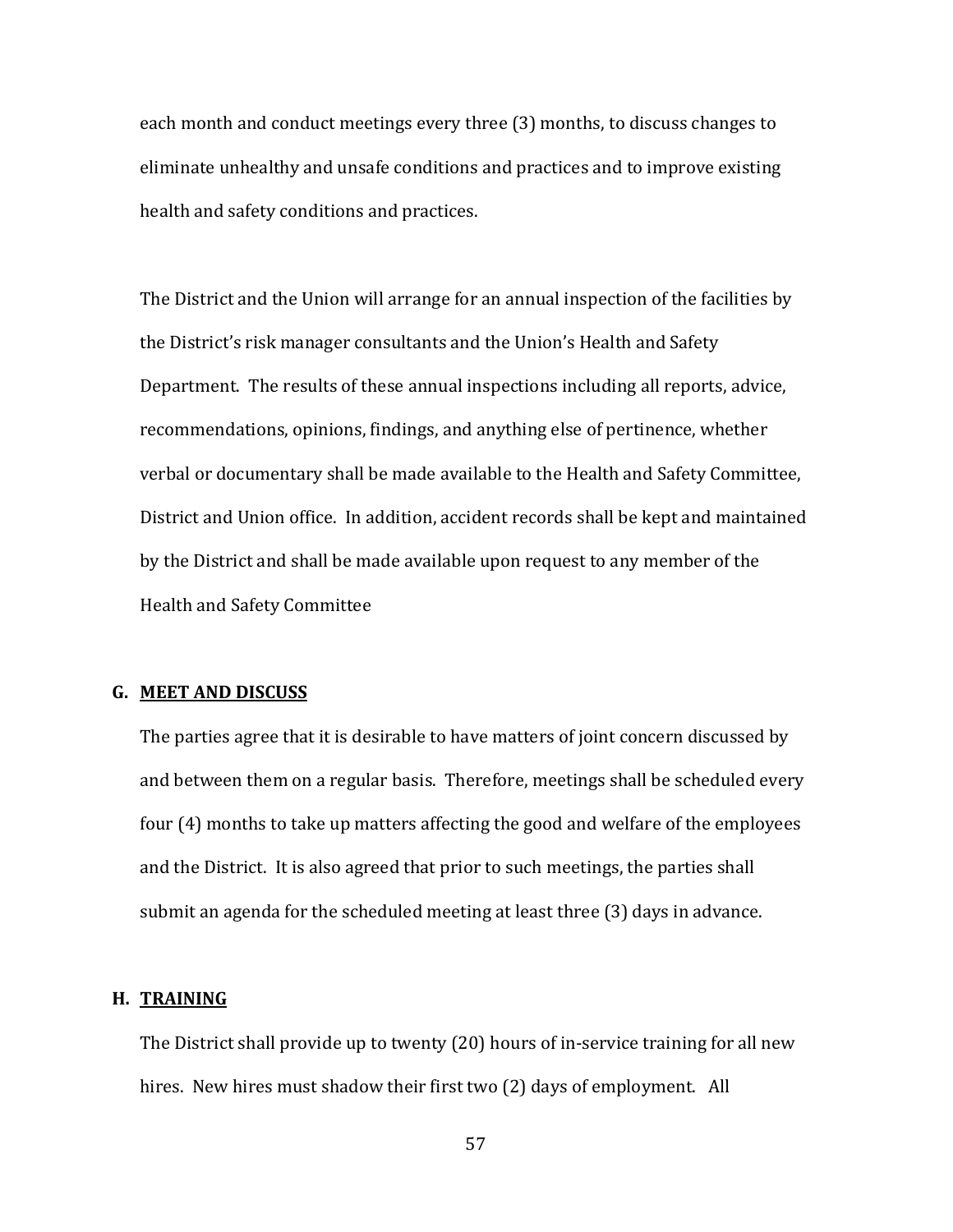each month and conduct meetings every three (3) months, to discuss changes to eliminate unhealthy and unsafe conditions and practices and to improve existing health and safety conditions and practices.

The District and the Union will arrange for an annual inspection of the facilities by the District's risk manager consultants and the Union's Health and Safety Department. The results of these annual inspections including all reports, advice, recommendations, opinions, findings, and anything else of pertinence, whether verbal or documentary shall be made available to the Health and Safety Committee, District and Union office. In addition, accident records shall be kept and maintained by the District and shall be made available upon request to any member of the Health and Safety Committee

**G. MEET AND DISCUSS**

The parties agree that it is desirable to have matters of joint concern discussed by and between them on a regular basis. Therefore, meetings shall be scheduled every four (4) months to take up matters affecting the good and welfare of the employees and the District. It is also agreed that prior to such meetings, the parties shall submit an agenda for the scheduled meeting at least three (3) days in advance.

**H. TRAINING**

The District shall provide up to twenty (20) hours of in-service training for all new hires. New hires must shadow their first two (2) days of employment. All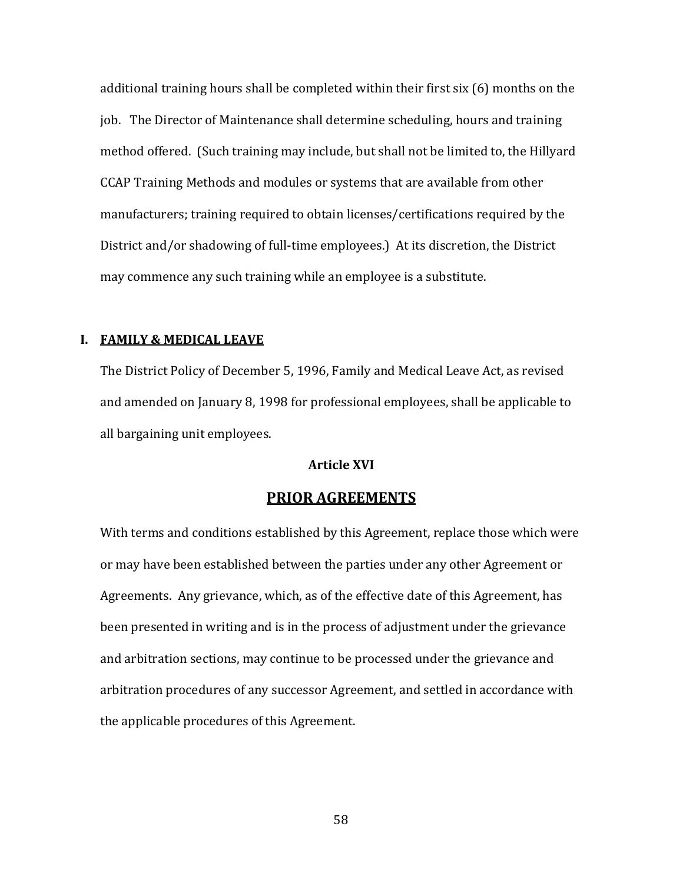additional training hours shall be completed within their first six (6) months on the job. The Director of Maintenance shall determine scheduling, hours and training method offered. (Such training may include, but shall not be limited to, the Hillyard CCAP Training Methods and modules or systems that are available from other manufacturers; training required to obtain licenses/certifications required by the District and/or shadowing of full-time employees.) At its discretion, the District may commence any such training while an employee is a substitute.

**I. <u>FAMILY & MEDICAL LEAVE</u>**

The District Policy of December 5, 1996, Family and Medical Leave Act, as revised and amended on January 8, 1998 for professional employees, shall be applicable to all bargaining unit employees.

**Article XVI**

## PRIOR AGREEMENTS

With terms and conditions established by this Agreement, replace those which were or may have been established between the parties under any other Agreement or Agreements. Any grievance, which, as of the effective date of this Agreement, has been presented in writing and is in the process of adjustment under the grievance and arbitration sections, may continue to be processed under the grievance and arbitration procedures of any successor Agreement, and settled in accordance with the applicable procedures of this Agreement.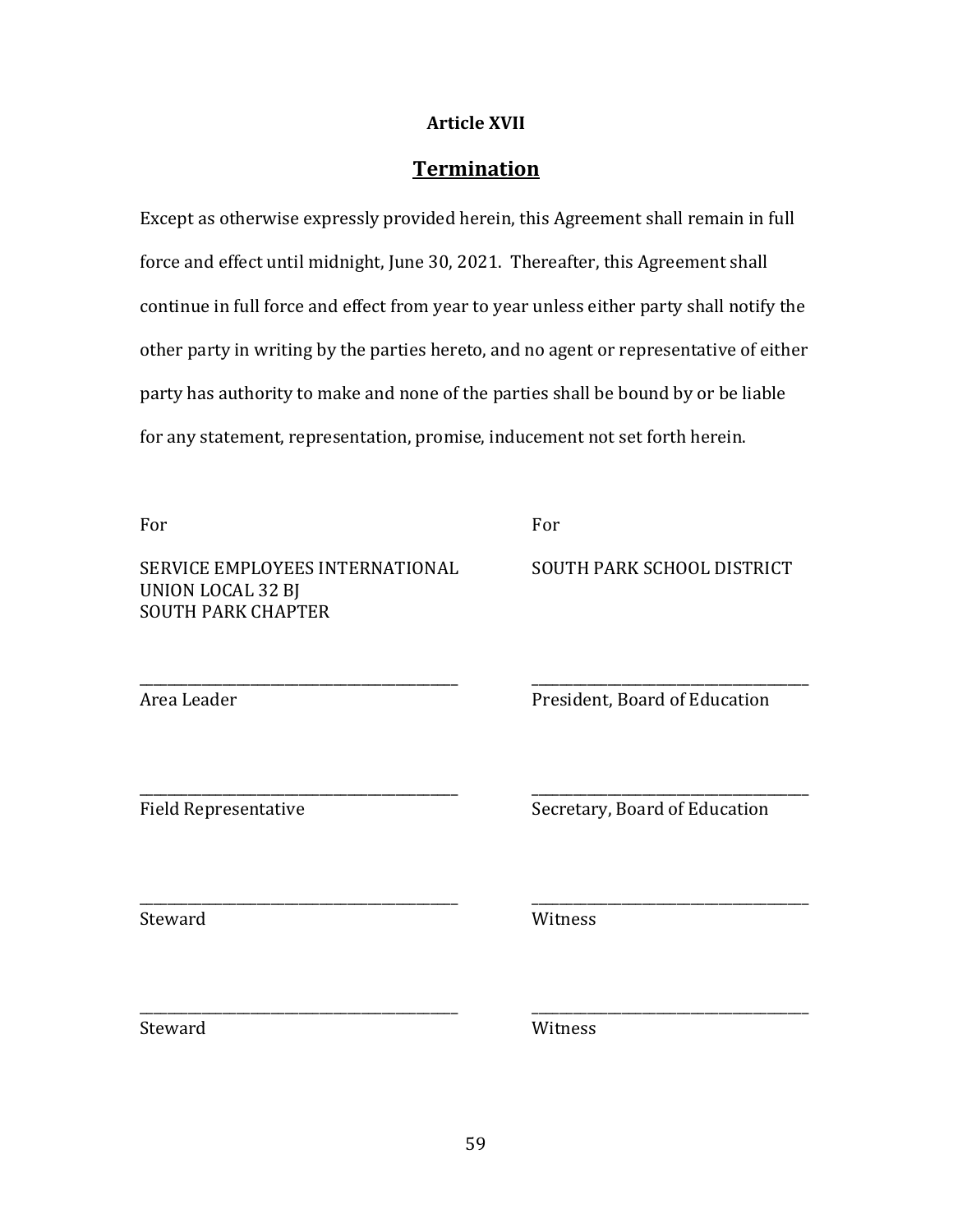**Article XVII**

## Termination

Except as otherwise expressly provided herein, this Agreement shall remain in full force and effect until midnight, June 30, 2021. Thereafter, this Agreement shall continue in full force and effect from year to year unless either party shall notify the other party in writing by the parties hereto, and no agent or representative of either party has authority to make and none of the parties shall be bound by or be liable for any statement, representation, promise, inducement not set forth herein.

| | |
|---|---|
| For | For |
| SERVICE EMPLOYEES INTERNATIONAL UNION LOCAL 32 BJ SOUTH PARK CHAPTER | SOUTH PARK SCHOOL DISTRICT |
| _______________________________ | _______________________________ |
| Area Leader | President, Board of Education |
| _______________________________ | _______________________________ |
| Field Representative | Secretary, Board of Education |
| _______________________________ | _______________________________ |
| Steward | Witness |
| _______________________________ | _______________________________ |
| Steward | Witness |